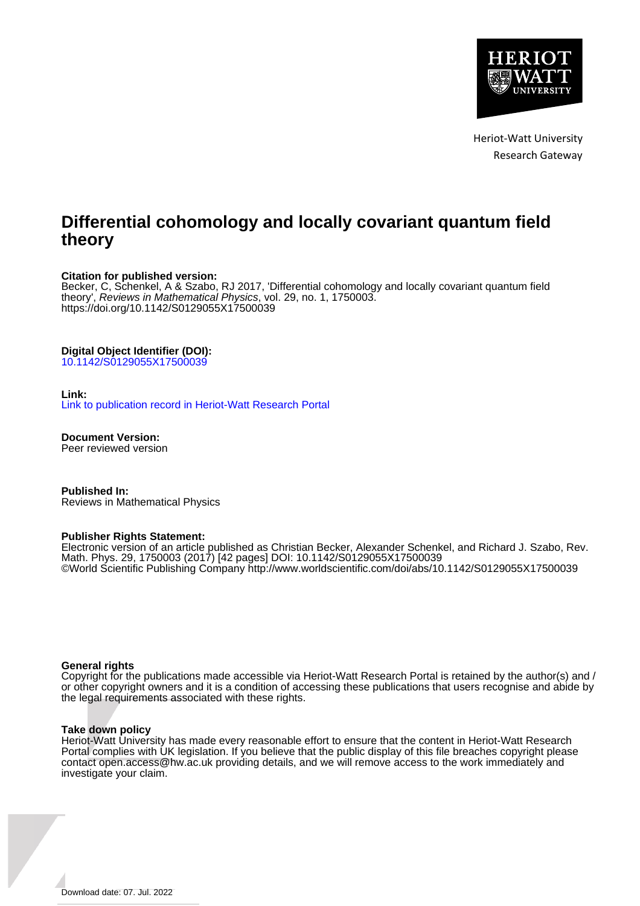Heriot-Watt University
Research Gateway

# Differential cohomology and locally covariant quantum field theory

**Citation for published version:**
Becker, C, Schenkel, A & Szabo, RJ 2017, 'Differential cohomology and locally covariant quantum field theory', *Reviews in Mathematical Physics*, vol. 29, no. 1, 1750003.
https://doi.org/10.1142/S0129055X17500039

**Digital Object Identifier (DOI):**
10.1142/S0129055X17500039

**Link:**
Link to publication record in Heriot-Watt Research Portal

**Document Version:**
Peer reviewed version

**Published In:**
Reviews in Mathematical Physics

**Publisher Rights Statement:**
Electronic version of an article published as Christian Becker, Alexander Schenkel, and Richard J. Szabo, Rev. Math. Phys. 29, 1750003 (2017) [42 pages] DOI: 10.1142/S0129055X17500039
©World Scientific Publishing Company http://www.worldscientific.com/doi/abs/10.1142/S0129055X17500039

**General rights**
Copyright for the publications made accessible via Heriot-Watt Research Portal is retained by the author(s) and / or other copyright owners and it is a condition of accessing these publications that users recognise and abide by the legal requirements associated with these rights.

**Take down policy**
Heriot-Watt University has made every reasonable effort to ensure that the content in Heriot-Watt Research Portal complies with UK legislation. If you believe that the public display of this file breaches copyright please contact open.access@hw.ac.uk providing details, and we will remove access to the work immediately and investigate your claim.

Download date: 07. Jul. 2022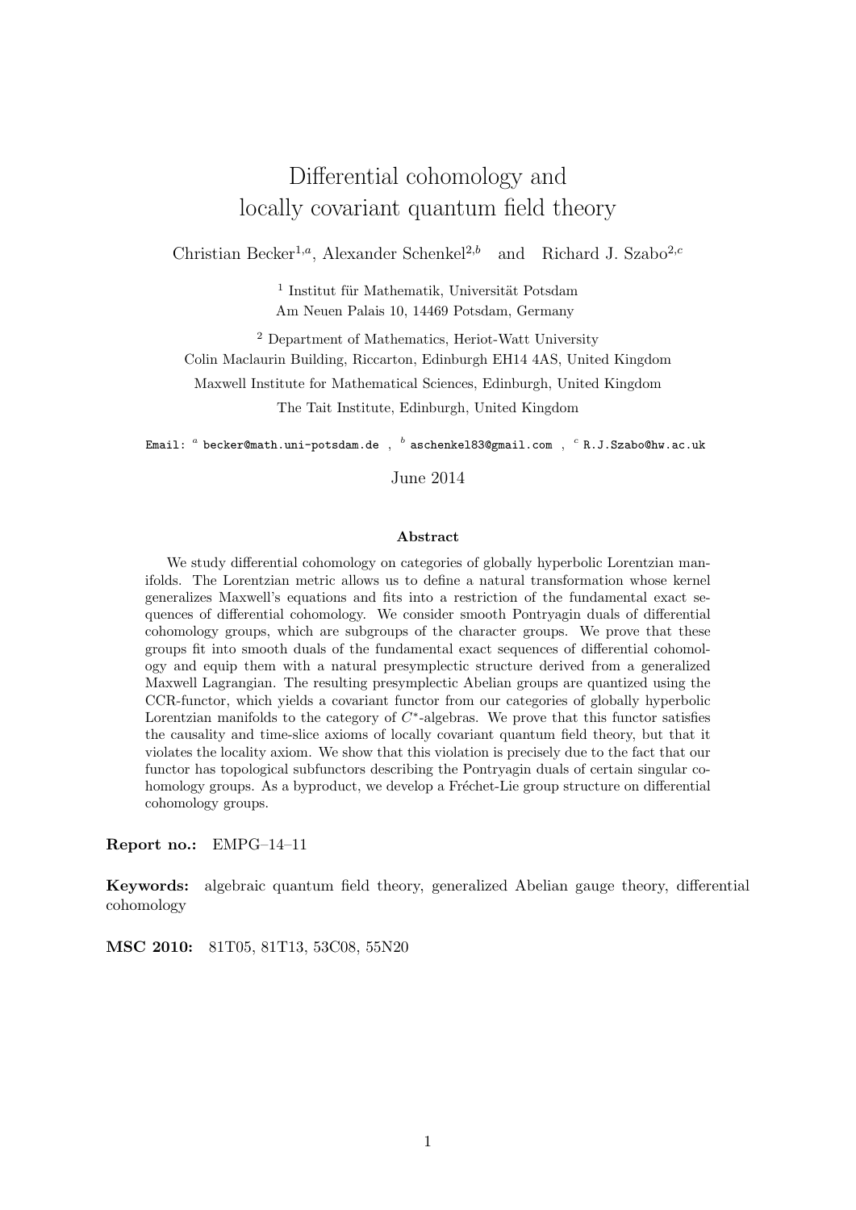# Differential cohomology and locally covariant quantum field theory

Christian Becker[1,a], Alexander Schenkel[2,b] and Richard J. Szabo[2,c]

[1] Institut für Mathematik, Universität Potsdam  
Am Neuen Palais 10, 14469 Potsdam, Germany

[2] Department of Mathematics, Heriot-Watt University  
Colin Maclaurin Building, Riccarton, Edinburgh EH14 4AS, United Kingdom  
Maxwell Institute for Mathematical Sciences, Edinburgh, United Kingdom  
The Tait Institute, Edinburgh, United Kingdom

Email: [a] becker@math.uni-potsdam.de , [b] aschenkel83@gmail.com , [c] R.J.Szabo@hw.ac.uk

June 2014

### Abstract

We study differential cohomology on categories of globally hyperbolic Lorentzian manifolds. The Lorentzian metric allows us to define a natural transformation whose kernel generalizes Maxwell's equations and fits into a restriction of the fundamental exact sequences of differential cohomology. We consider smooth Pontryagin duals of differential cohomology groups, which are subgroups of the character groups. We prove that these groups fit into smooth duals of the fundamental exact sequences of differential cohomology and equip them with a natural presymplectic structure derived from a generalized Maxwell Lagrangian. The resulting presymplectic Abelian groups are quantized using the CCR-functor, which yields a covariant functor from our categories of globally hyperbolic Lorentzian manifolds to the category of $C^*$-algebras. We prove that this functor satisfies the causality and time-slice axioms of locally covariant quantum field theory, but that it violates the locality axiom. We show that this violation is precisely due to the fact that our functor has topological subfunctors describing the Pontryagin duals of certain singular cohomology groups. As a byproduct, we develop a Fréchet-Lie group structure on differential cohomology groups.

**Report no.:** EMPG–14–11

**Keywords:** algebraic quantum field theory, generalized Abelian gauge theory, differential cohomology

**MSC 2010:** 81T05, 81T13, 53C08, 55N20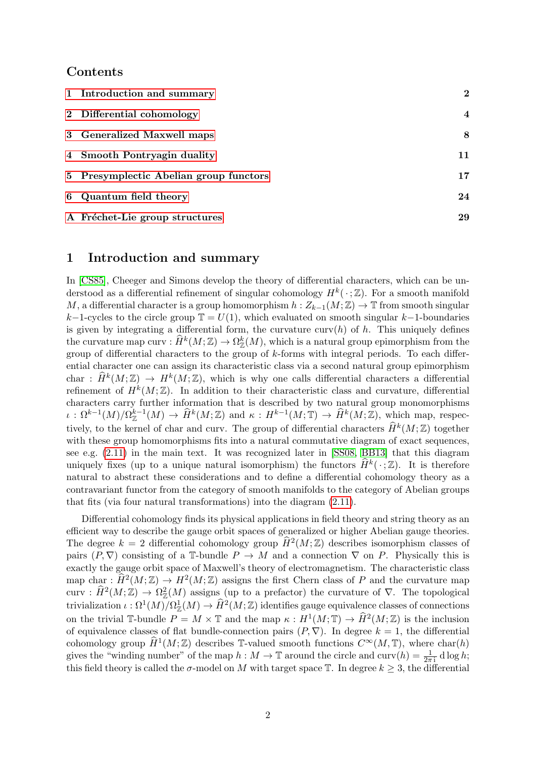## Contents

1 Introduction and summary — 2

2 Differential cohomology — 4

3 Generalized Maxwell maps — 8

4 Smooth Pontryagin duality — 11

5 Presymplectic Abelian group functors — 17

6 Quantum field theory — 24

A Fréchet-Lie group structures — 29

# 1 Introduction and summary

In [CS85], Cheeger and Simons develop the theory of differential characters, which can be understood as a differential refinement of singular cohomology $H^k(\,\cdot\,;\mathbb{Z})$. For a smooth manifold $M$, a differential character is a group homomorphism $h : Z_{k-1}(M;\mathbb{Z}) \to \mathbb{T}$ from smooth singular $k-1$-cycles to the circle group $\mathbb{T} = U(1)$, which evaluated on smooth singular $k-1$-boundaries is given by integrating a differential form, the curvature $\mathrm{curv}(h)$ of $h$. This uniquely defines the curvature map $\mathrm{curv} : \widehat{H}^k(M;\mathbb{Z}) \to \Omega^k_{\mathbb{Z}}(M)$, which is a natural group epimorphism from the group of differential characters to the group of $k$-forms with integral periods. To each differential character one can assign its characteristic class via a second natural group epimorphism $\mathrm{char} : \widehat{H}^k(M;\mathbb{Z}) \to H^k(M;\mathbb{Z})$, which is why one calls differential characters a differential refinement of $H^k(M;\mathbb{Z})$. In addition to their characteristic class and curvature, differential characters carry further information that is described by two natural group monomorphisms $\iota : \Omega^{k-1}(M)/\Omega^{k-1}_{\mathbb{Z}}(M) \to \widehat{H}^k(M;\mathbb{Z})$ and $\kappa : H^{k-1}(M;\mathbb{T}) \to \widehat{H}^k(M;\mathbb{Z})$, which map, respectively, to the kernel of char and curv. The group of differential characters $\widehat{H}^k(M;\mathbb{Z})$ together with these group homomorphisms fits into a natural commutative diagram of exact sequences, see e.g. (2.11) in the main text. It was recognized later in [SS08, BB13] that this diagram uniquely fixes (up to a unique natural isomorphism) the functors $\widehat{H}^k(\,\cdot\,;\mathbb{Z})$. It is therefore natural to abstract these considerations and to define a differential cohomology theory as a contravariant functor from the category of smooth manifolds to the category of Abelian groups that fits (via four natural transformations) into the diagram (2.11).

Differential cohomology finds its physical applications in field theory and string theory as an efficient way to describe the gauge orbit spaces of generalized or higher Abelian gauge theories. The degree $k = 2$ differential cohomology group $\widehat{H}^2(M;\mathbb{Z})$ describes isomorphism classes of pairs $(P,\nabla)$ consisting of a $\mathbb{T}$-bundle $P \to M$ and a connection $\nabla$ on $P$. Physically this is exactly the gauge orbit space of Maxwell's theory of electromagnetism. The characteristic class map $\mathrm{char} : \widehat{H}^2(M;\mathbb{Z}) \to H^2(M;\mathbb{Z})$ assigns the first Chern class of $P$ and the curvature map $\mathrm{curv} : \widehat{H}^2(M;\mathbb{Z}) \to \Omega^2_{\mathbb{Z}}(M)$ assigns (up to a prefactor) the curvature of $\nabla$. The topological trivialization $\iota : \Omega^1(M)/\Omega^1_{\mathbb{Z}}(M) \to \widehat{H}^2(M;\mathbb{Z})$ identifies gauge equivalence classes of connections on the trivial $\mathbb{T}$-bundle $P = M \times \mathbb{T}$ and the map $\kappa : H^1(M;\mathbb{T}) \to \widehat{H}^2(M;\mathbb{Z})$ is the inclusion of equivalence classes of flat bundle-connection pairs $(P,\nabla)$. In degree $k = 1$, the differential cohomology group $\widehat{H}^1(M;\mathbb{Z})$ describes $\mathbb{T}$-valued smooth functions $C^\infty(M,\mathbb{T})$, where $\mathrm{char}(h)$ gives the "winding number" of the map $h : M \to \mathbb{T}$ around the circle and $\mathrm{curv}(h) = \frac{1}{2\pi\mathrm{i}}\,\mathrm{d}\log h$; this field theory is called the $\sigma$-model on $M$ with target space $\mathbb{T}$. In degree $k \geq 3$, the differential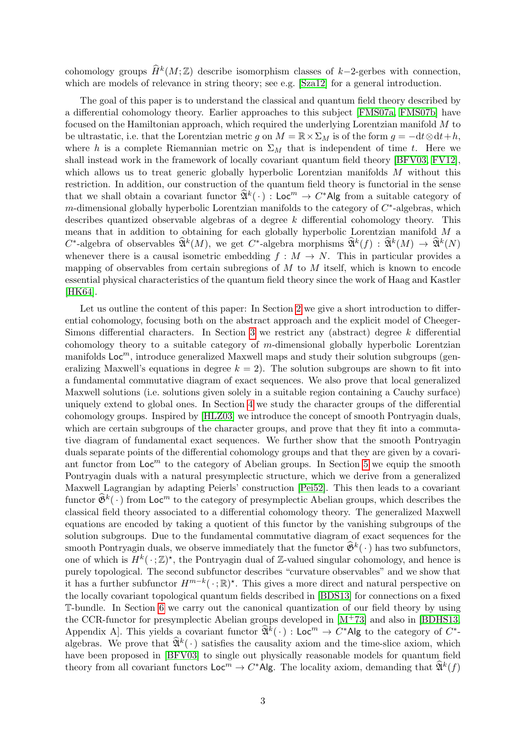cohomology groups $\widehat{H}^k(M;\mathbb{Z})$ describe isomorphism classes of $k-2$-gerbes with connection, which are models of relevance in string theory; see e.g. [Sza12] for a general introduction.

The goal of this paper is to understand the classical and quantum field theory described by a differential cohomology theory. Earlier approaches to this subject [FMS07a, FMS07b] have focused on the Hamiltonian approach, which required the underlying Lorentzian manifold $M$ to be ultrastatic, i.e. that the Lorentzian metric $g$ on $M = \mathbb{R}\times\Sigma_M$ is of the form $g = -\mathrm{d}t\otimes\mathrm{d}t+h$, where $h$ is a complete Riemannian metric on $\Sigma_M$ that is independent of time $t$. Here we shall instead work in the framework of locally covariant quantum field theory [BFV03, FV12], which allows us to treat generic globally hyperbolic Lorentzian manifolds $M$ without this restriction. In addition, our construction of the quantum field theory is functorial in the sense that we shall obtain a covariant functor $\widehat{\mathfrak{A}}^k(\,\cdot\,) : \mathsf{Loc}^m \to C^*\mathsf{Alg}$ from a suitable category of $m$-dimensional globally hyperbolic Lorentzian manifolds to the category of $C^*$-algebras, which describes quantized observable algebras of a degree $k$ differential cohomology theory. This means that in addition to obtaining for each globally hyperbolic Lorentzian manifold $M$ a $C^*$-algebra of observables $\widehat{\mathfrak{A}}^k(M)$, we get $C^*$-algebra morphisms $\widehat{\mathfrak{A}}^k(f) : \widehat{\mathfrak{A}}^k(M) \to \widehat{\mathfrak{A}}^k(N)$ whenever there is a causal isometric embedding $f : M \to N$. This in particular provides a mapping of observables from certain subregions of $M$ to $M$ itself, which is known to encode essential physical characteristics of the quantum field theory since the work of Haag and Kastler [HK64].

Let us outline the content of this paper: In Section 2 we give a short introduction to differential cohomology, focusing both on the abstract approach and the explicit model of Cheeger-Simons differential characters. In Section 3 we restrict any (abstract) degree $k$ differential cohomology theory to a suitable category of $m$-dimensional globally hyperbolic Lorentzian manifolds $\mathsf{Loc}^m$, introduce generalized Maxwell maps and study their solution subgroups (generalizing Maxwell's equations in degree $k = 2$). The solution subgroups are shown to fit into a fundamental commutative diagram of exact sequences. We also prove that local generalized Maxwell solutions (i.e. solutions given solely in a suitable region containing a Cauchy surface) uniquely extend to global ones. In Section 4 we study the character groups of the differential cohomology groups. Inspired by [HLZ03] we introduce the concept of smooth Pontryagin duals, which are certain subgroups of the character groups, and prove that they fit into a commutative diagram of fundamental exact sequences. We further show that the smooth Pontryagin duals separate points of the differential cohomology groups and that they are given by a covariant functor from $\mathsf{Loc}^m$ to the category of Abelian groups. In Section 5 we equip the smooth Pontryagin duals with a natural presymplectic structure, which we derive from a generalized Maxwell Lagrangian by adapting Peierls' construction [Pei52]. This then leads to a covariant functor $\widehat{\mathfrak{G}}^k(\,\cdot\,)$ from $\mathsf{Loc}^m$ to the category of presymplectic Abelian groups, which describes the classical field theory associated to a differential cohomology theory. The generalized Maxwell equations are encoded by taking a quotient of this functor by the vanishing subgroups of the solution subgroups. Due to the fundamental commutative diagram of exact sequences for the smooth Pontryagin duals, we observe immediately that the functor $\widehat{\mathfrak{G}}^k(\,\cdot\,)$ has two subfunctors, one of which is $H^k(\,\cdot\,;\mathbb{Z})^\star$, the Pontryagin dual of $\mathbb{Z}$-valued singular cohomology, and hence is purely topological. The second subfunctor describes "curvature observables" and we show that it has a further subfunctor $H^{m-k}(\,\cdot\,;\mathbb{R})^\star$. This gives a more direct and natural perspective on the locally covariant topological quantum fields described in [BDS13] for connections on a fixed $\mathbb{T}$-bundle. In Section 6 we carry out the canonical quantization of our field theory by using the CCR-functor for presymplectic Abelian groups developed in [M+73] and also in [BDHS13, Appendix A]. This yields a covariant functor $\widehat{\mathfrak{A}}^k(\,\cdot\,) : \mathsf{Loc}^m \to C^*\mathsf{Alg}$ to the category of $C^*$-algebras. We prove that $\widehat{\mathfrak{A}}^k(\,\cdot\,)$ satisfies the causality axiom and the time-slice axiom, which have been proposed in [BFV03] to single out physically reasonable models for quantum field theory from all covariant functors $\mathsf{Loc}^m \to C^*\mathsf{Alg}$. The locality axiom, demanding that $\widehat{\mathfrak{A}}^k(f)$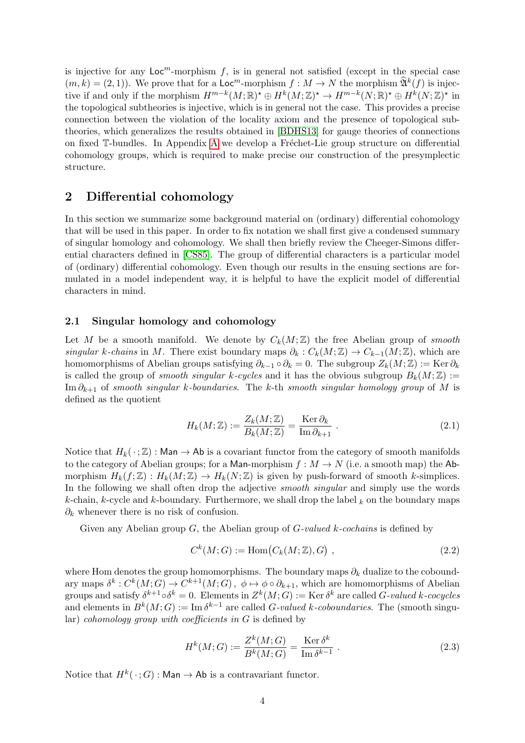is injective for any $\mathsf{Loc}^m$-morphism $f$, is in general not satisfied (except in the special case $(m,k) = (2,1)$). We prove that for a $\mathsf{Loc}^m$-morphism $f : M \to N$ the morphism $\widehat{\mathfrak{A}}^k(f)$ is injective if and only if the morphism $H^{m-k}(M;\mathbb{R})^\star \oplus H^k(M;\mathbb{Z})^\star \to H^{m-k}(N;\mathbb{R})^\star \oplus H^k(N;\mathbb{Z})^\star$ in the topological subtheories is injective, which is in general not the case. This provides a precise connection between the violation of the locality axiom and the presence of topological subtheories, which generalizes the results obtained in [BDHS13] for gauge theories of connections on fixed $\mathbb{T}$-bundles. In Appendix A we develop a Fréchet-Lie group structure on differential cohomology groups, which is required to make precise our construction of the presymplectic structure.

## 2 Differential cohomology

In this section we summarize some background material on (ordinary) differential cohomology that will be used in this paper. In order to fix notation we shall first give a condensed summary of singular homology and cohomology. We shall then briefly review the Cheeger-Simons differential characters defined in [CS85]. The group of differential characters is a particular model of (ordinary) differential cohomology. Even though our results in the ensuing sections are formulated in a model independent way, it is helpful to have the explicit model of differential characters in mind.

### 2.1 Singular homology and cohomology

Let $M$ be a smooth manifold. We denote by $C_k(M;\mathbb{Z})$ the free Abelian group of *smooth singular $k$-chains* in $M$. There exist boundary maps $\partial_k : C_k(M;\mathbb{Z}) \to C_{k-1}(M;\mathbb{Z})$, which are homomorphisms of Abelian groups satisfying $\partial_{k-1} \circ \partial_k = 0$. The subgroup $Z_k(M;\mathbb{Z}) := \operatorname{Ker} \partial_k$ is called the group of *smooth singular $k$-cycles* and it has the obvious subgroup $B_k(M;\mathbb{Z}) := \operatorname{Im} \partial_{k+1}$ of *smooth singular $k$-boundaries*. The $k$-th *smooth singular homology group* of $M$ is defined as the quotient

$$
H_k(M;\mathbb{Z}) := \frac{Z_k(M;\mathbb{Z})}{B_k(M;\mathbb{Z})} = \frac{\operatorname{Ker} \partial_k}{\operatorname{Im} \partial_{k+1}} \ . \tag{2.1}
$$

Notice that $H_k(\,\cdot\,;\mathbb{Z}) : \mathsf{Man} \to \mathsf{Ab}$ is a covariant functor from the category of smooth manifolds to the category of Abelian groups; for a $\mathsf{Man}$-morphism $f : M \to N$ (i.e. a smooth map) the $\mathsf{Ab}$-morphism $H_k(f;\mathbb{Z}) : H_k(M;\mathbb{Z}) \to H_k(N;\mathbb{Z})$ is given by push-forward of smooth $k$-simplices. In the following we shall often drop the adjective *smooth singular* and simply use the words $k$-chain, $k$-cycle and $k$-boundary. Furthermore, we shall drop the label $_k$ on the boundary maps $\partial_k$ whenever there is no risk of confusion.

Given any Abelian group $G$, the Abelian group of *$G$-valued $k$-cochains* is defined by

$$
C^k(M;G) := \operatorname{Hom}\big(C_k(M;\mathbb{Z}), G\big) \ , \tag{2.2}
$$

where Hom denotes the group homomorphisms. The boundary maps $\partial_k$ dualize to the coboundary maps $\delta^k : C^k(M;G) \to C^{k+1}(M;G)\,,\ \phi \mapsto \phi \circ \partial_{k+1}$, which are homomorphisms of Abelian groups and satisfy $\delta^{k+1} \circ \delta^k = 0$. Elements in $Z^k(M;G) := \operatorname{Ker} \delta^k$ are called *$G$-valued $k$-cocycles* and elements in $B^k(M;G) := \operatorname{Im} \delta^{k-1}$ are called *$G$-valued $k$-coboundaries*. The (smooth singular) *cohomology group with coefficients in $G$* is defined by

$$
H^k(M;G) := \frac{Z^k(M;G)}{B^k(M;G)} = \frac{\operatorname{Ker} \delta^k}{\operatorname{Im} \delta^{k-1}} \ . \tag{2.3}
$$

Notice that $H^k(\,\cdot\,;G) : \mathsf{Man} \to \mathsf{Ab}$ is a contravariant functor.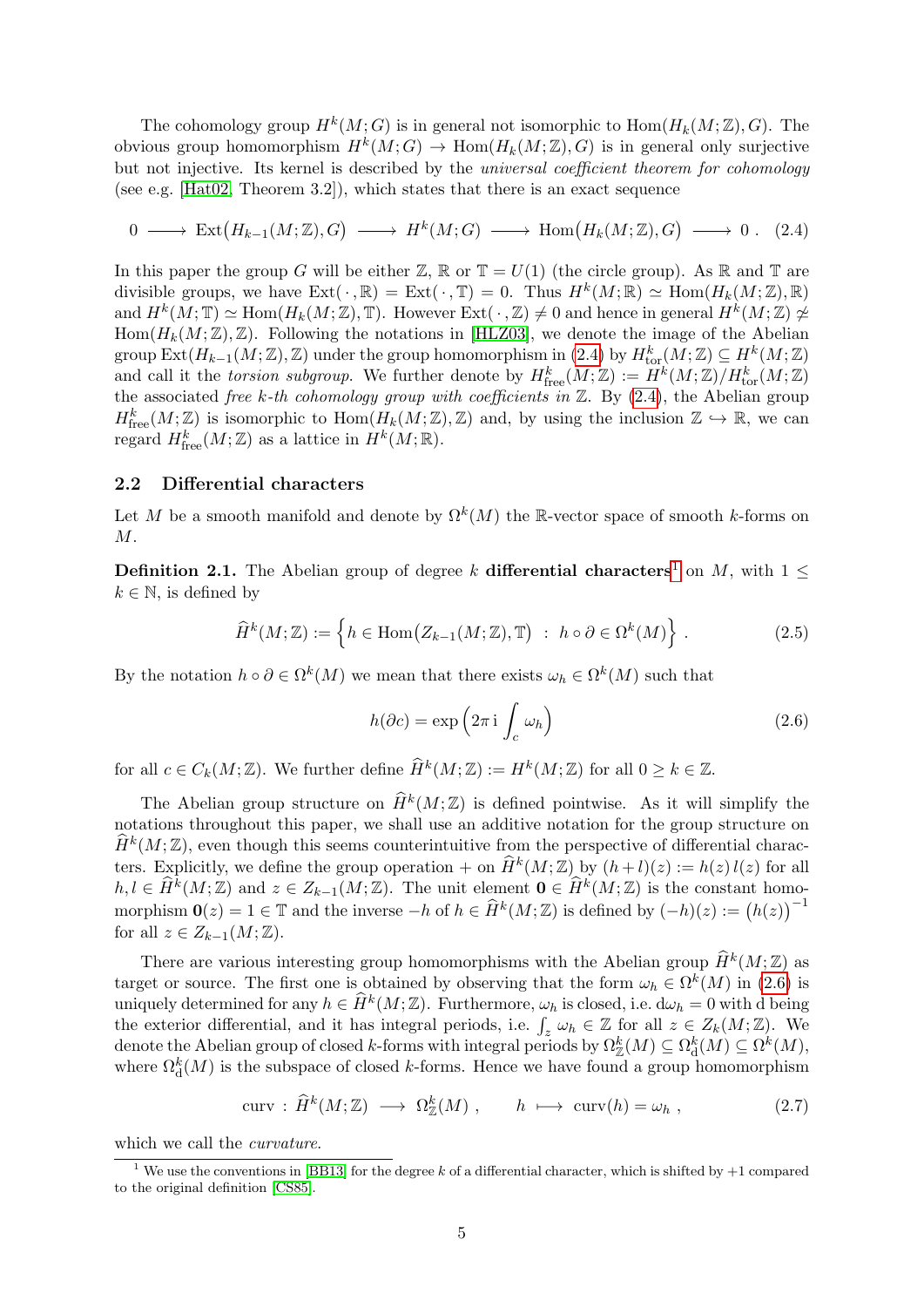The cohomology group $H^k(M;G)$ is in general not isomorphic to $\mathrm{Hom}(H_k(M;\mathbb{Z}),G)$. The obvious group homomorphism $H^k(M;G) \to \mathrm{Hom}(H_k(M;\mathbb{Z}),G)$ is in general only surjective but not injective. Its kernel is described by the *universal coefficient theorem for cohomology* (see e.g. [Hat02, Theorem 3.2]), which states that there is an exact sequence

$$0 \longrightarrow \mathrm{Ext}\big(H_{k-1}(M;\mathbb{Z}),G\big) \longrightarrow H^k(M;G) \longrightarrow \mathrm{Hom}\big(H_k(M;\mathbb{Z}),G\big) \longrightarrow 0\ . \tag{2.4}$$

In this paper the group $G$ will be either $\mathbb{Z}$, $\mathbb{R}$ or $\mathbb{T} = U(1)$ (the circle group). As $\mathbb{R}$ and $\mathbb{T}$ are divisible groups, we have $\mathrm{Ext}(\,\cdot\,,\mathbb{R}) = \mathrm{Ext}(\,\cdot\,,\mathbb{T}) = 0$. Thus $H^k(M;\mathbb{R}) \simeq \mathrm{Hom}(H_k(M;\mathbb{Z}),\mathbb{R})$ and $H^k(M;\mathbb{T}) \simeq \mathrm{Hom}(H_k(M;\mathbb{Z}),\mathbb{T})$. However $\mathrm{Ext}(\,\cdot\,,\mathbb{Z}) \neq 0$ and hence in general $H^k(M;\mathbb{Z}) \not\simeq \mathrm{Hom}(H_k(M;\mathbb{Z}),\mathbb{Z})$. Following the notations in [HLZ03], we denote the image of the Abelian group $\mathrm{Ext}(H_{k-1}(M;\mathbb{Z}),\mathbb{Z})$ under the group homomorphism in (2.4) by $H^k_{\mathrm{tor}}(M;\mathbb{Z}) \subseteq H^k(M;\mathbb{Z})$ and call it the *torsion subgroup*. We further denote by $H^k_{\mathrm{free}}(M;\mathbb{Z}) := H^k(M;\mathbb{Z})/H^k_{\mathrm{tor}}(M;\mathbb{Z})$ the associated *free $k$-th cohomology group with coefficients in* $\mathbb{Z}$. By (2.4), the Abelian group $H^k_{\mathrm{free}}(M;\mathbb{Z})$ is isomorphic to $\mathrm{Hom}(H_k(M;\mathbb{Z}),\mathbb{Z})$ and, by using the inclusion $\mathbb{Z} \hookrightarrow \mathbb{R}$, we can regard $H^k_{\mathrm{free}}(M;\mathbb{Z})$ as a lattice in $H^k(M;\mathbb{R})$.

### 2.2 Differential characters

Let $M$ be a smooth manifold and denote by $\Omega^k(M)$ the $\mathbb{R}$-vector space of smooth $k$-forms on $M$.

**Definition 2.1.** The Abelian group of degree $k$ **differential characters**[1] on $M$, with $1 \leq k \in \mathbb{N}$, is defined by

$$\widehat{H}^k(M;\mathbb{Z}) := \Big\{ h \in \mathrm{Hom}\big(Z_{k-1}(M;\mathbb{Z}),\mathbb{T}\big) \ : \ h \circ \partial \in \Omega^k(M) \Big\}\ . \tag{2.5}$$

By the notation $h \circ \partial \in \Omega^k(M)$ we mean that there exists $\omega_h \in \Omega^k(M)$ such that

$$h(\partial c) = \exp\Big(2\pi\,\mathrm{i}\int_c \omega_h\Big) \tag{2.6}$$

for all $c \in C_k(M;\mathbb{Z})$. We further define $\widehat{H}^k(M;\mathbb{Z}) := H^k(M;\mathbb{Z})$ for all $0 \geq k \in \mathbb{Z}$.

The Abelian group structure on $\widehat{H}^k(M;\mathbb{Z})$ is defined pointwise. As it will simplify the notations throughout this paper, we shall use an additive notation for the group structure on $\widehat{H}^k(M;\mathbb{Z})$, even though this seems counterintuitive from the perspective of differential characters. Explicitly, we define the group operation $+$ on $\widehat{H}^k(M;\mathbb{Z})$ by $(h+l)(z) := h(z)\,l(z)$ for all $h,l \in \widehat{H}^k(M;\mathbb{Z})$ and $z \in Z_{k-1}(M;\mathbb{Z})$. The unit element $\mathbf{0} \in \widehat{H}^k(M;\mathbb{Z})$ is the constant homomorphism $\mathbf{0}(z) = 1 \in \mathbb{T}$ and the inverse $-h$ of $h \in \widehat{H}^k(M;\mathbb{Z})$ is defined by $(-h)(z) := \big(h(z)\big)^{-1}$ for all $z \in Z_{k-1}(M;\mathbb{Z})$.

There are various interesting group homomorphisms with the Abelian group $\widehat{H}^k(M;\mathbb{Z})$ as target or source. The first one is obtained by observing that the form $\omega_h \in \Omega^k(M)$ in (2.6) is uniquely determined for any $h \in \widehat{H}^k(M;\mathbb{Z})$. Furthermore, $\omega_h$ is closed, i.e. $\mathrm{d}\omega_h = 0$ with $\mathrm{d}$ being the exterior differential, and it has integral periods, i.e. $\int_z \omega_h \in \mathbb{Z}$ for all $z \in Z_k(M;\mathbb{Z})$. We denote the Abelian group of closed $k$-forms with integral periods by $\Omega^k_{\mathbb{Z}}(M) \subseteq \Omega^k_{\mathrm{d}}(M) \subseteq \Omega^k(M)$, where $\Omega^k_{\mathrm{d}}(M)$ is the subspace of closed $k$-forms. Hence we have found a group homomorphism

$$\mathrm{curv}\ :\ \widehat{H}^k(M;\mathbb{Z}) \longrightarrow \Omega^k_{\mathbb{Z}}(M)\ , \qquad h \longmapsto \mathrm{curv}(h) = \omega_h\ , \tag{2.7}$$

which we call the *curvature*.

[1] We use the conventions in [BB13] for the degree $k$ of a differential character, which is shifted by $+1$ compared to the original definition [CS85].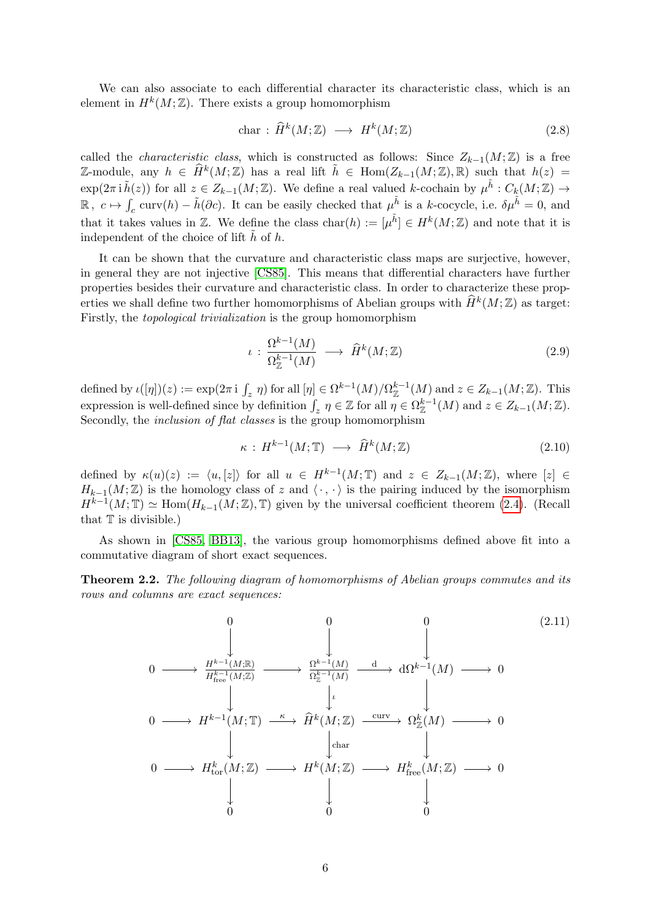We can also associate to each differential character its characteristic class, which is an element in $H^k(M;\mathbb{Z})$. There exists a group homomorphism

$$\mathrm{char} \, : \, \widehat{H}^k(M;\mathbb{Z}) \longrightarrow H^k(M;\mathbb{Z}) \tag{2.8}$$

called the *characteristic class*, which is constructed as follows: Since $Z_{k-1}(M;\mathbb{Z})$ is a free $\mathbb{Z}$-module, any $h \in \widehat{H}^k(M;\mathbb{Z})$ has a real lift $\tilde{h} \in \mathrm{Hom}(Z_{k-1}(M;\mathbb{Z}),\mathbb{R})$ such that $h(z) = \exp(2\pi\,\mathrm{i}\,\tilde{h}(z))$ for all $z \in Z_{k-1}(M;\mathbb{Z})$. We define a real valued $k$-cochain by $\mu^{\tilde{h}} : C_k(M;\mathbb{Z}) \to \mathbb{R}\,,\ c \mapsto \int_c \mathrm{curv}(h) - \tilde{h}(\partial c)$. It can be easily checked that $\mu^{\tilde{h}}$ is a $k$-cocycle, i.e. $\delta\mu^{\tilde{h}} = 0$, and that it takes values in $\mathbb{Z}$. We define the class $\mathrm{char}(h) := [\mu^{\tilde{h}}] \in H^k(M;\mathbb{Z})$ and note that it is independent of the choice of lift $\tilde{h}$ of $h$.

It can be shown that the curvature and characteristic class maps are surjective, however, in general they are not injective [CS85]. This means that differential characters have further properties besides their curvature and characteristic class. In order to characterize these properties we shall define two further homomorphisms of Abelian groups with $\widehat{H}^k(M;\mathbb{Z})$ as target: Firstly, the *topological trivialization* is the group homomorphism

$$\iota \, : \, \frac{\Omega^{k-1}(M)}{\Omega^{k-1}_{\mathbb{Z}}(M)} \longrightarrow \widehat{H}^k(M;\mathbb{Z}) \tag{2.9}$$

defined by $\iota([\eta])(z) := \exp(2\pi\,\mathrm{i}\int_z \eta)$ for all $[\eta] \in \Omega^{k-1}(M)/\Omega^{k-1}_{\mathbb{Z}}(M)$ and $z \in Z_{k-1}(M;\mathbb{Z})$. This expression is well-defined since by definition $\int_z \eta \in \mathbb{Z}$ for all $\eta \in \Omega^{k-1}_{\mathbb{Z}}(M)$ and $z \in Z_{k-1}(M;\mathbb{Z})$. Secondly, the *inclusion of flat classes* is the group homomorphism

$$\kappa \, : \, H^{k-1}(M;\mathbb{T}) \longrightarrow \widehat{H}^k(M;\mathbb{Z}) \tag{2.10}$$

defined by $\kappa(u)(z) := \langle u,[z]\rangle$ for all $u \in H^{k-1}(M;\mathbb{T})$ and $z \in Z_{k-1}(M;\mathbb{Z})$, where $[z] \in H_{k-1}(M;\mathbb{Z})$ is the homology class of $z$ and $\langle\,\cdot\,,\,\cdot\,\rangle$ is the pairing induced by the isomorphism $H^{k-1}(M;\mathbb{T}) \simeq \mathrm{Hom}(H_{k-1}(M;\mathbb{Z}),\mathbb{T})$ given by the universal coefficient theorem (2.4). (Recall that $\mathbb{T}$ is divisible.)

As shown in [CS85, BB13], the various group homomorphisms defined above fit into a commutative diagram of short exact sequences.

**Theorem 2.2.** *The following diagram of homomorphisms of Abelian groups commutes and its rows and columns are exact sequences:*

$$\begin{array}{ccccccccc}
 & & 0 & & 0 & & 0 & & \\
 & & \downarrow & & \downarrow & & \downarrow & & \\
0 & \longrightarrow & \frac{H^{k-1}(M;\mathbb{R})}{H^{k-1}_{\mathrm{free}}(M;\mathbb{Z})} & \longrightarrow & \frac{\Omega^{k-1}(M)}{\Omega^{k-1}_{\mathbb{Z}}(M)} & \xrightarrow{\ \mathrm{d}\ } & \mathrm{d}\Omega^{k-1}(M) & \longrightarrow & 0 \\
 & & \downarrow & & \downarrow{\scriptstyle \iota} & & \downarrow & & \\
0 & \longrightarrow & H^{k-1}(M;\mathbb{T}) & \xrightarrow{\ \kappa\ } & \widehat{H}^k(M;\mathbb{Z}) & \xrightarrow{\ \mathrm{curv}\ } & \Omega^k_{\mathbb{Z}}(M) & \longrightarrow & 0 \\
 & & \downarrow & & \downarrow{\scriptstyle \mathrm{char}} & & \downarrow & & \\
0 & \longrightarrow & H^k_{\mathrm{tor}}(M;\mathbb{Z}) & \longrightarrow & H^k(M;\mathbb{Z}) & \longrightarrow & H^k_{\mathrm{free}}(M;\mathbb{Z}) & \longrightarrow & 0 \\
 & & \downarrow & & \downarrow & & \downarrow & & \\
 & & 0 & & 0 & & 0 & & 
\end{array} \tag{2.11}$$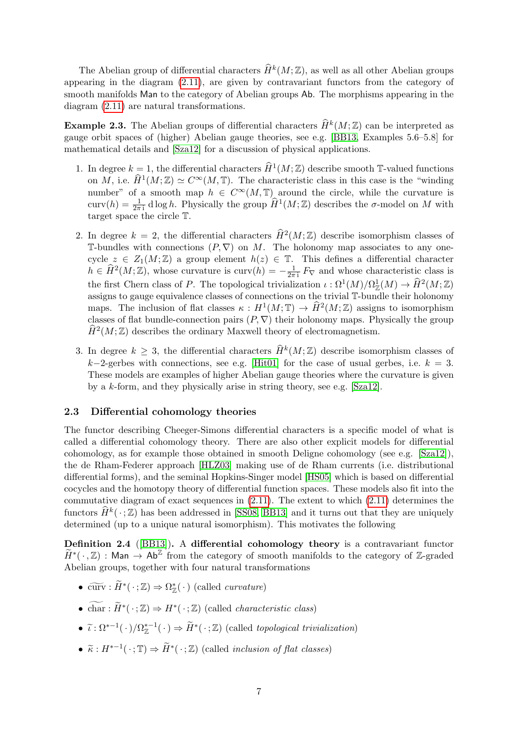The Abelian group of differential characters $\widehat{H}^k(M;\mathbb{Z})$, as well as all other Abelian groups appearing in the diagram (2.11), are given by contravariant functors from the category of smooth manifolds $\mathsf{Man}$ to the category of Abelian groups $\mathsf{Ab}$. The morphisms appearing in the diagram (2.11) are natural transformations.

**Example 2.3.** The Abelian groups of differential characters $\widehat{H}^k(M;\mathbb{Z})$ can be interpreted as gauge orbit spaces of (higher) Abelian gauge theories, see e.g. [BB13, Examples 5.6–5.8] for mathematical details and [Sza12] for a discussion of physical applications.

1. In degree $k = 1$, the differential characters $\widehat{H}^1(M;\mathbb{Z})$ describe smooth $\mathbb{T}$-valued functions on $M$, i.e. $\widehat{H}^1(M;\mathbb{Z}) \simeq C^\infty(M,\mathbb{T})$. The characteristic class in this case is the "winding number" of a smooth map $h \in C^\infty(M,\mathbb{T})$ around the circle, while the curvature is $\mathrm{curv}(h) = \frac{1}{2\pi\,\mathrm{i}}\,\mathrm{d}\log h$. Physically the group $\widehat{H}^1(M;\mathbb{Z})$ describes the $\sigma$-model on $M$ with target space the circle $\mathbb{T}$.

2. In degree $k = 2$, the differential characters $\widehat{H}^2(M;\mathbb{Z})$ describe isomorphism classes of $\mathbb{T}$-bundles with connections $(P,\nabla)$ on $M$. The holonomy map associates to any one-cycle $z \in Z_1(M;\mathbb{Z})$ a group element $h(z) \in \mathbb{T}$. This defines a differential character $h \in \widehat{H}^2(M;\mathbb{Z})$, whose curvature is $\mathrm{curv}(h) = -\frac{1}{2\pi\,\mathrm{i}}\,F_\nabla$ and whose characteristic class is the first Chern class of $P$. The topological trivialization $\iota : \Omega^1(M)/\Omega^1_{\mathbb{Z}}(M) \to \widehat{H}^2(M;\mathbb{Z})$ assigns to gauge equivalence classes of connections on the trivial $\mathbb{T}$-bundle their holonomy maps. The inclusion of flat classes $\kappa : H^1(M;\mathbb{T}) \to \widehat{H}^2(M;\mathbb{Z})$ assigns to isomorphism classes of flat bundle-connection pairs $(P,\nabla)$ their holonomy maps. Physically the group $\widehat{H}^2(M;\mathbb{Z})$ describes the ordinary Maxwell theory of electromagnetism.

3. In degree $k \geq 3$, the differential characters $\widehat{H}^k(M;\mathbb{Z})$ describe isomorphism classes of $k-2$-gerbes with connections, see e.g. [Hit01] for the case of usual gerbes, i.e. $k = 3$. These models are examples of higher Abelian gauge theories where the curvature is given by a $k$-form, and they physically arise in string theory, see e.g. [Sza12].

### 2.3 Differential cohomology theories

The functor describing Cheeger-Simons differential characters is a specific model of what is called a differential cohomology theory. There are also other explicit models for differential cohomology, as for example those obtained in smooth Deligne cohomology (see e.g. [Sza12]), the de Rham-Federer approach [HLZ03] making use of de Rham currents (i.e. distributional differential forms), and the seminal Hopkins-Singer model [HS05] which is based on differential cocycles and the homotopy theory of differential function spaces. These models also fit into the commutative diagram of exact sequences in (2.11). The extent to which (2.11) determines the functors $\widehat{H}^k(\,\cdot\,;\mathbb{Z})$ has been addressed in [SS08, BB13] and it turns out that they are uniquely determined (up to a unique natural isomorphism). This motivates the following

**Definition 2.4** ([BB13]). A **differential cohomology theory** is a contravariant functor $\widetilde{H}^*(\,\cdot\,,\mathbb{Z}) : \mathsf{Man} \to \mathsf{Ab}^{\mathbb{Z}}$ from the category of smooth manifolds to the category of $\mathbb{Z}$-graded Abelian groups, together with four natural transformations

- $\widetilde{\mathrm{curv}} : \widetilde{H}^*(\,\cdot\,;\mathbb{Z}) \Rightarrow \Omega^*_{\mathbb{Z}}(\,\cdot\,)$ (called *curvature*)
- $\widetilde{\mathrm{char}} : \widetilde{H}^*(\,\cdot\,;\mathbb{Z}) \Rightarrow H^*(\,\cdot\,;\mathbb{Z})$ (called *characteristic class*)
- $\widetilde{\iota} : \Omega^{*-1}(\,\cdot\,)/\Omega^{*-1}_{\mathbb{Z}}(\,\cdot\,) \Rightarrow \widetilde{H}^*(\,\cdot\,;\mathbb{Z})$ (called *topological trivialization*)
- $\widetilde{\kappa} : H^{*-1}(\,\cdot\,;\mathbb{T}) \Rightarrow \widetilde{H}^*(\,\cdot\,;\mathbb{Z})$ (called *inclusion of flat classes*)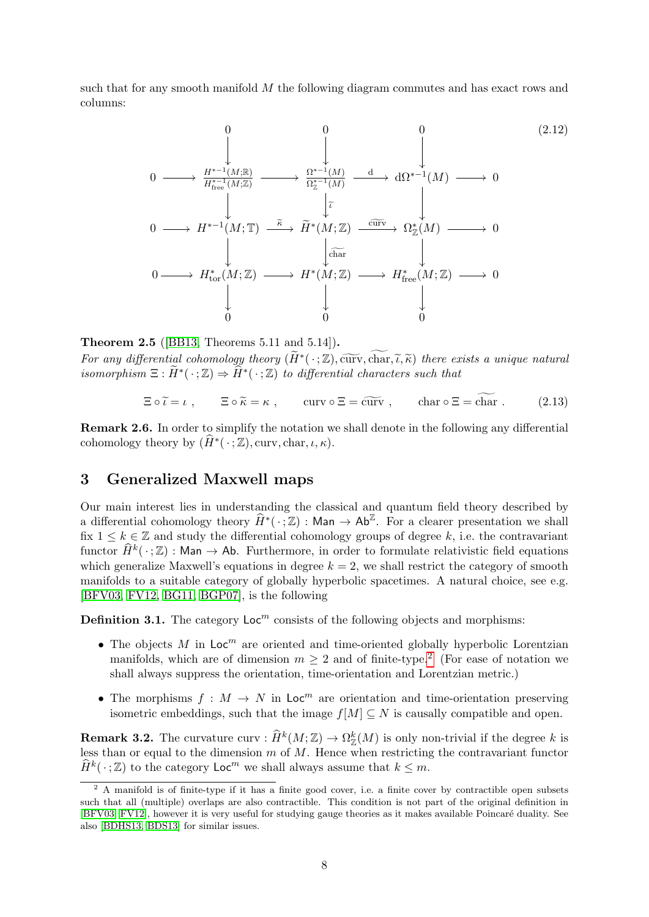such that for any smooth manifold $M$ the following diagram commutes and has exact rows and columns:

$$
\begin{array}{ccccccccc}
 & & 0 & & 0 & & 0 & & \\
 & & \downarrow & & \downarrow & & \downarrow & & \\
0 & \longrightarrow & \frac{H^{*-1}(M;\mathbb{R})}{H^{*-1}_{\mathrm{free}}(M;\mathbb{Z})} & \longrightarrow & \frac{\Omega^{*-1}(M)}{\Omega^{*-1}_{\mathbb{Z}}(M)} & \xrightarrow{\ \mathrm{d}\ } & \mathrm{d}\Omega^{*-1}(M) & \longrightarrow & 0 \\
 & & \downarrow & & \downarrow{\scriptstyle \widetilde{\iota}} & & \downarrow & & \\
0 & \longrightarrow & H^{*-1}(M;\mathbb{T}) & \xrightarrow{\ \widetilde{\kappa}\ } & \widetilde{H}^{*}(M;\mathbb{Z}) & \xrightarrow{\ \widetilde{\mathrm{curv}}\ } & \Omega^{*}_{\mathbb{Z}}(M) & \longrightarrow & 0 \\
 & & \downarrow & & \downarrow{\scriptstyle \widetilde{\mathrm{char}}} & & \downarrow & & \\
0 & \longrightarrow & H^{*}_{\mathrm{tor}}(M;\mathbb{Z}) & \longrightarrow & H^{*}(M;\mathbb{Z}) & \longrightarrow & H^{*}_{\mathrm{free}}(M;\mathbb{Z}) & \longrightarrow & 0 \\
 & & \downarrow & & \downarrow & & \downarrow & & \\
 & & 0 & & 0 & & 0 & &
\end{array}
\tag{2.12}
$$

**Theorem 2.5** ([BB13, Theorems 5.11 and 5.14]).
*For any differential cohomology theory $(\widetilde{H}^*(\,\cdot\,;\mathbb{Z}), \widetilde{\mathrm{curv}}, \widetilde{\mathrm{char}}, \widetilde{\iota}, \widetilde{\kappa})$ there exists a unique natural isomorphism $\Xi : \widetilde{H}^*(\,\cdot\,;\mathbb{Z}) \Rightarrow \widehat{H}^*(\,\cdot\,;\mathbb{Z})$ to differential characters such that*

$$
\Xi \circ \widetilde{\iota} = \iota \ , \qquad \Xi \circ \widetilde{\kappa} = \kappa \ , \qquad \mathrm{curv} \circ \Xi = \widetilde{\mathrm{curv}} \ , \qquad \mathrm{char} \circ \Xi = \widetilde{\mathrm{char}} \ . \tag{2.13}
$$

**Remark 2.6.** In order to simplify the notation we shall denote in the following any differential cohomology theory by $(\widehat{H}^*(\,\cdot\,;\mathbb{Z}), \mathrm{curv}, \mathrm{char}, \iota, \kappa)$.

## 3 Generalized Maxwell maps

Our main interest lies in understanding the classical and quantum field theory described by a differential cohomology theory $\widehat{H}^*(\,\cdot\,;\mathbb{Z}) : \mathsf{Man} \to \mathsf{Ab}^{\mathbb{Z}}$. For a clearer presentation we shall fix $1 \leq k \in \mathbb{Z}$ and study the differential cohomology groups of degree $k$, i.e. the contravariant functor $\widehat{H}^k(\,\cdot\,;\mathbb{Z}) : \mathsf{Man} \to \mathsf{Ab}$. Furthermore, in order to formulate relativistic field equations which generalize Maxwell's equations in degree $k = 2$, we shall restrict the category of smooth manifolds to a suitable category of globally hyperbolic spacetimes. A natural choice, see e.g. [BFV03, FV12, BG11, BGP07], is the following

**Definition 3.1.** The category $\mathsf{Loc}^m$ consists of the following objects and morphisms:

- The objects $M$ in $\mathsf{Loc}^m$ are oriented and time-oriented globally hyperbolic Lorentzian manifolds, which are of dimension $m \geq 2$ and of finite-type.[2] (For ease of notation we shall always suppress the orientation, time-orientation and Lorentzian metric.)
- The morphisms $f : M \to N$ in $\mathsf{Loc}^m$ are orientation and time-orientation preserving isometric embeddings, such that the image $f[M] \subseteq N$ is causally compatible and open.

**Remark 3.2.** The curvature $\mathrm{curv} : \widehat{H}^k(M;\mathbb{Z}) \to \Omega^k_{\mathbb{Z}}(M)$ is only non-trivial if the degree $k$ is less than or equal to the dimension $m$ of $M$. Hence when restricting the contravariant functor $\widehat{H}^k(\,\cdot\,;\mathbb{Z})$ to the category $\mathsf{Loc}^m$ we shall always assume that $k \leq m$.

---

[2] A manifold is of finite-type if it has a finite good cover, i.e. a finite cover by contractible open subsets such that all (multiple) overlaps are also contractible. This condition is not part of the original definition in [BFV03, FV12], however it is very useful for studying gauge theories as it makes available Poincaré duality. See also [BDHS13, BDS13] for similar issues.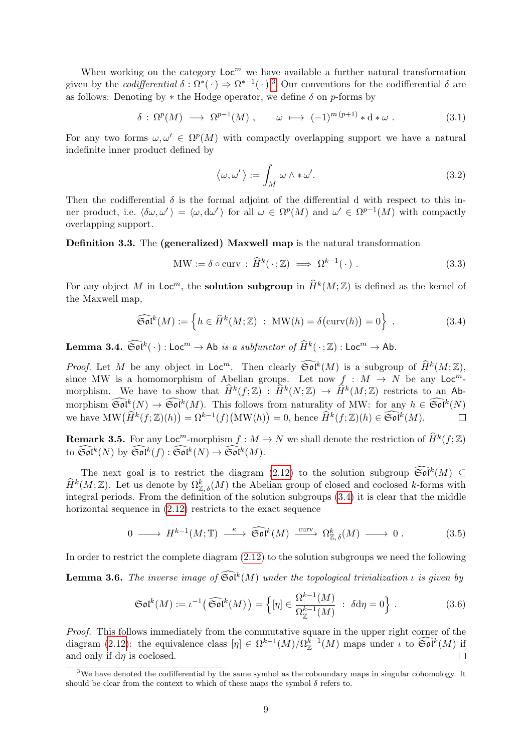When working on the category $\mathsf{Loc}^m$ we have available a further natural transformation given by the *codifferential* $\delta : \Omega^\ast(\,\cdot\,) \Rightarrow \Omega^{\ast-1}(\,\cdot\,)$.[3] Our conventions for the codifferential $\delta$ are as follows: Denoting by $\ast$ the Hodge operator, we define $\delta$ on $p$-forms by

$$\delta \,:\, \Omega^p(M) \longrightarrow \Omega^{p-1}(M)\;, \qquad \omega \longmapsto (-1)^{m\,(p+1)} \ast \mathrm{d} \ast \omega\;. \tag{3.1}$$

For any two forms $\omega, \omega' \in \Omega^p(M)$ with compactly overlapping support we have a natural indefinite inner product defined by

$$\big\langle \omega, \omega' \big\rangle := \int_M \omega \wedge \ast \omega'. \tag{3.2}$$

Then the codifferential $\delta$ is the formal adjoint of the differential d with respect to this inner product, i.e. $\langle \delta\omega, \omega' \rangle = \langle \omega, \mathrm{d}\omega' \rangle$ for all $\omega \in \Omega^p(M)$ and $\omega' \in \Omega^{p-1}(M)$ with compactly overlapping support.

**Definition 3.3.** The **(generalized) Maxwell map** is the natural transformation

$$\mathrm{MW} := \delta \circ \mathrm{curv} \,:\, \widehat{H}^k(\,\cdot\,;\mathbb{Z}) \Longrightarrow \Omega^{k-1}(\,\cdot\,)\;. \tag{3.3}$$

For any object $M$ in $\mathsf{Loc}^m$, the **solution subgroup** in $\widehat{H}^k(M;\mathbb{Z})$ is defined as the kernel of the Maxwell map,

$$\widehat{\mathfrak{Sol}}^k(M) := \Big\{ h \in \widehat{H}^k(M;\mathbb{Z}) \;:\; \mathrm{MW}(h) = \delta\big(\mathrm{curv}(h)\big) = 0 \Big\}\;. \tag{3.4}$$

**Lemma 3.4.** *$\widehat{\mathfrak{Sol}}^k(\,\cdot\,) : \mathsf{Loc}^m \to \mathsf{Ab}$ is a subfunctor of $\widehat{H}^k(\,\cdot\,;\mathbb{Z}) : \mathsf{Loc}^m \to \mathsf{Ab}$.*

*Proof.* Let $M$ be any object in $\mathsf{Loc}^m$. Then clearly $\widehat{\mathfrak{Sol}}^k(M)$ is a subgroup of $\widehat{H}^k(M;\mathbb{Z})$, since MW is a homomorphism of Abelian groups. Let now $f : M \to N$ be any $\mathsf{Loc}^m$-morphism. We have to show that $\widehat{H}^k(f;\mathbb{Z}) : \widehat{H}^k(N;\mathbb{Z}) \to \widehat{H}^k(M;\mathbb{Z})$ restricts to an $\mathsf{Ab}$-morphism $\widehat{\mathfrak{Sol}}^k(N) \to \widehat{\mathfrak{Sol}}^k(M)$. This follows from naturality of MW: for any $h \in \widehat{\mathfrak{Sol}}^k(N)$ we have $\mathrm{MW}\big(\widehat{H}^k(f;\mathbb{Z})(h)\big) = \Omega^{k-1}(f)\big(\mathrm{MW}(h)\big) = 0$, hence $\widehat{H}^k(f;\mathbb{Z})(h) \in \widehat{\mathfrak{Sol}}^k(M)$. □

**Remark 3.5.** For any $\mathsf{Loc}^m$-morphism $f : M \to N$ we shall denote the restriction of $\widehat{H}^k(f;\mathbb{Z})$ to $\widehat{\mathfrak{Sol}}^k(N)$ by $\widehat{\mathfrak{Sol}}^k(f) : \widehat{\mathfrak{Sol}}^k(N) \to \widehat{\mathfrak{Sol}}^k(M)$.

The next goal is to restrict the diagram (2.12) to the solution subgroup $\widehat{\mathfrak{Sol}}^k(M) \subseteq \widehat{H}^k(M;\mathbb{Z})$. Let us denote by $\Omega^k_{\mathbb{Z},\,\delta}(M)$ the Abelian group of closed and coclosed $k$-forms with integral periods. From the definition of the solution subgroups (3.4) it is clear that the middle horizontal sequence in (2.12) restricts to the exact sequence

$$0 \longrightarrow H^{k-1}(M;\mathbb{T}) \xrightarrow{\;\kappa\;} \widehat{\mathfrak{Sol}}^k(M) \xrightarrow{\;\mathrm{curv}\;} \Omega^k_{\mathbb{Z},\,\delta}(M) \longrightarrow 0\;. \tag{3.5}$$

In order to restrict the complete diagram (2.12) to the solution subgroups we need the following

**Lemma 3.6.** *The inverse image of $\widehat{\mathfrak{Sol}}^k(M)$ under the topological trivialization $\iota$ is given by*

$$\mathfrak{Sol}^k(M) := \iota^{-1}\big(\widehat{\mathfrak{Sol}}^k(M)\big) = \Big\{ [\eta] \in \frac{\Omega^{k-1}(M)}{\Omega^{k-1}_{\mathbb{Z}}(M)} \;:\; \delta\mathrm{d}\eta = 0 \Big\}\;. \tag{3.6}$$

*Proof.* This follows immediately from the commutative square in the upper right corner of the diagram (2.12): the equivalence class $[\eta] \in \Omega^{k-1}(M)/\Omega^{k-1}_{\mathbb{Z}}(M)$ maps under $\iota$ to $\widehat{\mathfrak{Sol}}^k(M)$ if and only if $\mathrm{d}\eta$ is coclosed. □

[3] We have denoted the codifferential by the same symbol as the coboundary maps in singular cohomology. It should be clear from the context to which of these maps the symbol $\delta$ refers to.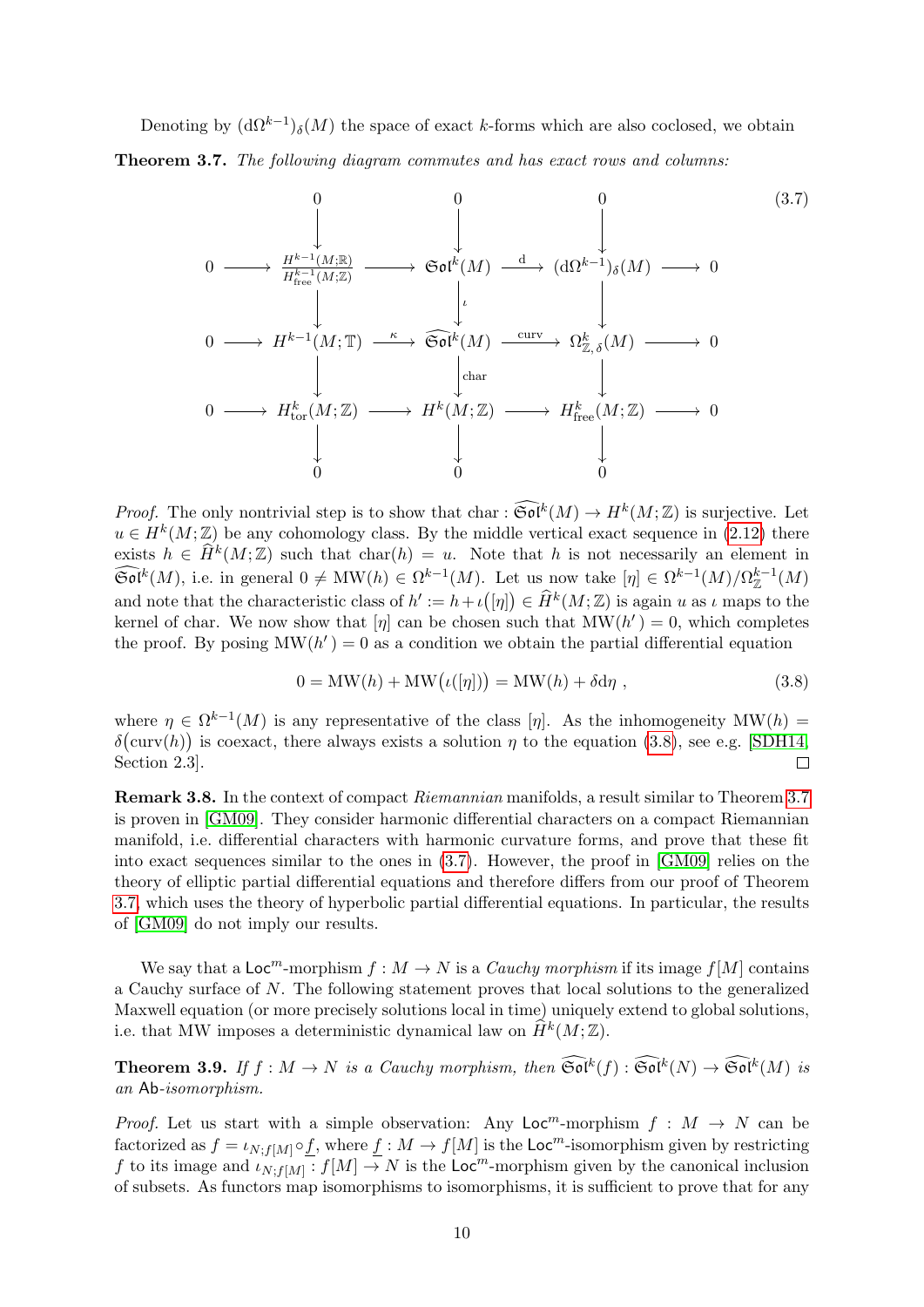Denoting by $(\mathrm{d}\Omega^{k-1})_\delta(M)$ the space of exact $k$-forms which are also coclosed, we obtain

**Theorem 3.7.** *The following diagram commutes and has exact rows and columns:*

$$
\begin{array}{ccccccccc}
 & & 0 & & 0 & & 0 & & \\
 & & \downarrow & & \downarrow & & \downarrow & & \\
0 & \longrightarrow & \frac{H^{k-1}(M;\mathbb{R})}{H^{k-1}_{\mathrm{free}}(M;\mathbb{Z})} & \longrightarrow & \mathfrak{Sol}^k(M) & \xrightarrow{\ \mathrm{d}\ } & (\mathrm{d}\Omega^{k-1})_\delta(M) & \longrightarrow & 0\\
 & & \downarrow & & \downarrow{\scriptstyle \iota} & & \downarrow & & \\
0 & \longrightarrow & H^{k-1}(M;\mathbb{T}) & \xrightarrow{\ \kappa\ } & \widehat{\mathfrak{Sol}}^k(M) & \xrightarrow{\ \mathrm{curv}\ } & \Omega^k_{\mathbb{Z},\,\delta}(M) & \longrightarrow & 0\\
 & & \downarrow & & \downarrow{\scriptstyle \mathrm{char}} & & \downarrow & & \\
0 & \longrightarrow & H^k_{\mathrm{tor}}(M;\mathbb{Z}) & \longrightarrow & H^k(M;\mathbb{Z}) & \longrightarrow & H^k_{\mathrm{free}}(M;\mathbb{Z}) & \longrightarrow & 0\\
 & & \downarrow & & \downarrow & & \downarrow & & \\
 & & 0 & & 0 & & 0 & &
\end{array}
\tag{3.7}
$$

*Proof.* The only nontrivial step is to show that $\mathrm{char} : \widehat{\mathfrak{Sol}}^k(M) \to H^k(M;\mathbb{Z})$ is surjective. Let $u \in H^k(M;\mathbb{Z})$ be any cohomology class. By the middle vertical exact sequence in (2.12) there exists $h \in \widehat{H}^k(M;\mathbb{Z})$ such that $\mathrm{char}(h) = u$. Note that $h$ is not necessarily an element in $\widehat{\mathfrak{Sol}}^k(M)$, i.e. in general $0 \neq \mathrm{MW}(h) \in \Omega^{k-1}(M)$. Let us now take $[\eta] \in \Omega^{k-1}(M)/\Omega^{k-1}_{\mathbb{Z}}(M)$ and note that the characteristic class of $h' := h + \iota\big([\eta]\big) \in \widehat{H}^k(M;\mathbb{Z})$ is again $u$ as $\iota$ maps to the kernel of char. We now show that $[\eta]$ can be chosen such that $\mathrm{MW}(h') = 0$, which completes the proof. By posing $\mathrm{MW}(h') = 0$ as a condition we obtain the partial differential equation

$$
0 = \mathrm{MW}(h) + \mathrm{MW}\big(\iota([\eta])\big) = \mathrm{MW}(h) + \delta\mathrm{d}\eta\ , \tag{3.8}
$$

where $\eta \in \Omega^{k-1}(M)$ is any representative of the class $[\eta]$. As the inhomogeneity $\mathrm{MW}(h) = \delta\big(\mathrm{curv}(h)\big)$ is coexact, there always exists a solution $\eta$ to the equation (3.8), see e.g. [SDH14, Section 2.3]. □

**Remark 3.8.** In the context of compact *Riemannian* manifolds, a result similar to Theorem 3.7 is proven in [GM09]. They consider harmonic differential characters on a compact Riemannian manifold, i.e. differential characters with harmonic curvature forms, and prove that these fit into exact sequences similar to the ones in (3.7). However, the proof in [GM09] relies on the theory of elliptic partial differential equations and therefore differs from our proof of Theorem 3.7, which uses the theory of hyperbolic partial differential equations. In particular, the results of [GM09] do not imply our results.

We say that a $\mathsf{Loc}^m$-morphism $f : M \to N$ is a *Cauchy morphism* if its image $f[M]$ contains a Cauchy surface of $N$. The following statement proves that local solutions to the generalized Maxwell equation (or more precisely solutions local in time) uniquely extend to global solutions, i.e. that MW imposes a deterministic dynamical law on $\widehat{H}^k(M;\mathbb{Z})$.

**Theorem 3.9.** *If $f : M \to N$ is a Cauchy morphism, then $\widehat{\mathfrak{Sol}}^k(f) : \widehat{\mathfrak{Sol}}^k(N) \to \widehat{\mathfrak{Sol}}^k(M)$ is an $\mathsf{Ab}$-isomorphism.*

*Proof.* Let us start with a simple observation: Any $\mathsf{Loc}^m$-morphism $f : M \to N$ can be factorized as $f = \iota_{N;f[M]} \circ \underline{f}$, where $\underline{f} : M \to f[M]$ is the $\mathsf{Loc}^m$-isomorphism given by restricting $f$ to its image and $\iota_{N;f[M]} : f[M] \to N$ is the $\mathsf{Loc}^m$-morphism given by the canonical inclusion of subsets. As functors map isomorphisms to isomorphisms, it is sufficient to prove that for any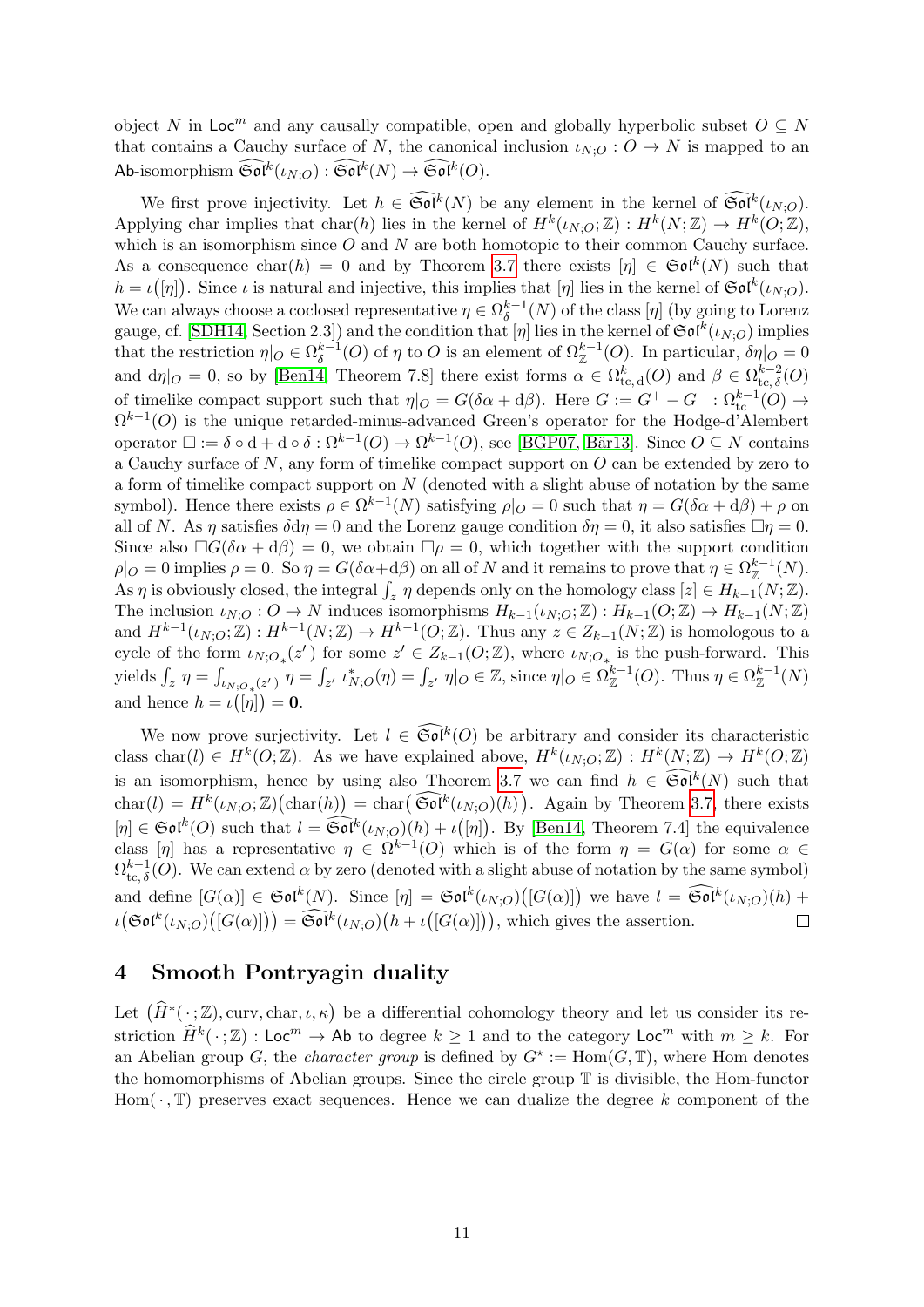object $N$ in $\mathsf{Loc}^m$ and any causally compatible, open and globally hyperbolic subset $O \subseteq N$ that contains a Cauchy surface of $N$, the canonical inclusion $\iota_{N;O} : O \to N$ is mapped to an $\mathsf{Ab}$-isomorphism $\widehat{\mathfrak{Sol}}^k(\iota_{N;O}) : \widehat{\mathfrak{Sol}}^k(N) \to \widehat{\mathfrak{Sol}}^k(O)$.

We first prove injectivity. Let $h \in \widehat{\mathfrak{Sol}}^k(N)$ be any element in the kernel of $\widehat{\mathfrak{Sol}}^k(\iota_{N;O})$. Applying char implies that $\mathrm{char}(h)$ lies in the kernel of $H^k(\iota_{N;O};\mathbb{Z}) : H^k(N;\mathbb{Z}) \to H^k(O;\mathbb{Z})$, which is an isomorphism since $O$ and $N$ are both homotopic to their common Cauchy surface. As a consequence $\mathrm{char}(h) = 0$ and by Theorem 3.7 there exists $[\eta] \in \mathfrak{Sol}^k(N)$ such that $h = \iota\big([\eta]\big)$. Since $\iota$ is natural and injective, this implies that $[\eta]$ lies in the kernel of $\mathfrak{Sol}^k(\iota_{N;O})$. We can always choose a coclosed representative $\eta \in \Omega^{k-1}_\delta(N)$ of the class $[\eta]$ (by going to Lorenz gauge, cf. [SDH14, Section 2.3]) and the condition that $[\eta]$ lies in the kernel of $\mathfrak{Sol}^k(\iota_{N;O})$ implies that the restriction $\eta|_O \in \Omega^{k-1}_\delta(O)$ of $\eta$ to $O$ is an element of $\Omega^{k-1}_\mathbb{Z}(O)$. In particular, $\delta\eta|_O = 0$ and $\mathrm{d}\eta|_O = 0$, so by [Ben14, Theorem 7.8] there exist forms $\alpha \in \Omega^k_{\mathrm{tc},\,\mathrm{d}}(O)$ and $\beta \in \Omega^{k-2}_{\mathrm{tc},\,\delta}(O)$ of timelike compact support such that $\eta|_O = G(\delta\alpha + \mathrm{d}\beta)$. Here $G := G^+ - G^- : \Omega^{k-1}_{\mathrm{tc}}(O) \to \Omega^{k-1}(O)$ is the unique retarded-minus-advanced Green's operator for the Hodge-d'Alembert operator $\square := \delta \circ \mathrm{d} + \mathrm{d} \circ \delta : \Omega^{k-1}(O) \to \Omega^{k-1}(O)$, see [BGP07, Bär13]. Since $O \subseteq N$ contains a Cauchy surface of $N$, any form of timelike compact support on $O$ can be extended by zero to a form of timelike compact support on $N$ (denoted with a slight abuse of notation by the same symbol). Hence there exists $\rho \in \Omega^{k-1}(N)$ satisfying $\rho|_O = 0$ such that $\eta = G(\delta\alpha + \mathrm{d}\beta) + \rho$ on all of $N$. As $\eta$ satisfies $\delta\mathrm{d}\eta = 0$ and the Lorenz gauge condition $\delta\eta = 0$, it also satisfies $\square\eta = 0$. Since also $\square G(\delta\alpha + \mathrm{d}\beta) = 0$, we obtain $\square\rho = 0$, which together with the support condition $\rho|_O = 0$ implies $\rho = 0$. So $\eta = G(\delta\alpha + \mathrm{d}\beta)$ on all of $N$ and it remains to prove that $\eta \in \Omega^{k-1}_\mathbb{Z}(N)$. As $\eta$ is obviously closed, the integral $\int_z \eta$ depends only on the homology class $[z] \in H_{k-1}(N;\mathbb{Z})$. The inclusion $\iota_{N;O} : O \to N$ induces isomorphisms $H_{k-1}(\iota_{N;O};\mathbb{Z}) : H_{k-1}(O;\mathbb{Z}) \to H_{k-1}(N;\mathbb{Z})$ and $H^{k-1}(\iota_{N;O};\mathbb{Z}) : H^{k-1}(N;\mathbb{Z}) \to H^{k-1}(O;\mathbb{Z})$. Thus any $z \in Z_{k-1}(N;\mathbb{Z})$ is homologous to a cycle of the form $\iota_{N;O_*}(z')$ for some $z' \in Z_{k-1}(O;\mathbb{Z})$, where $\iota_{N;O_*}$ is the push-forward. This yields $\int_z \eta = \int_{\iota_{N;O_*}(z')} \eta = \int_{z'} \iota^*_{N;O}(\eta) = \int_{z'} \eta|_O \in \mathbb{Z}$, since $\eta|_O \in \Omega^{k-1}_\mathbb{Z}(O)$. Thus $\eta \in \Omega^{k-1}_\mathbb{Z}(N)$ and hence $h = \iota\big([\eta]\big) = \mathbf{0}$.

We now prove surjectivity. Let $l \in \widehat{\mathfrak{Sol}}^k(O)$ be arbitrary and consider its characteristic class $\mathrm{char}(l) \in H^k(O;\mathbb{Z})$. As we have explained above, $H^k(\iota_{N;O};\mathbb{Z}) : H^k(N;\mathbb{Z}) \to H^k(O;\mathbb{Z})$ is an isomorphism, hence by using also Theorem 3.7 we can find $h \in \widehat{\mathfrak{Sol}}^k(N)$ such that $\mathrm{char}(l) = H^k(\iota_{N;O};\mathbb{Z})\big(\mathrm{char}(h)\big) = \mathrm{char}\big(\widehat{\mathfrak{Sol}}^k(\iota_{N;O})(h)\big)$. Again by Theorem 3.7, there exists $[\eta] \in \mathfrak{Sol}^k(O)$ such that $l = \widehat{\mathfrak{Sol}}^k(\iota_{N;O})(h) + \iota\big([\eta]\big)$. By [Ben14, Theorem 7.4] the equivalence class $[\eta]$ has a representative $\eta \in \Omega^{k-1}(O)$ which is of the form $\eta = G(\alpha)$ for some $\alpha \in \Omega^{k-1}_{\mathrm{tc},\,\delta}(O)$. We can extend $\alpha$ by zero (denoted with a slight abuse of notation by the same symbol) and define $[G(\alpha)] \in \mathfrak{Sol}^k(N)$. Since $[\eta] = \mathfrak{Sol}^k(\iota_{N;O})\big([G(\alpha)]\big)$ we have $l = \widehat{\mathfrak{Sol}}^k(\iota_{N;O})(h) + \iota\big(\mathfrak{Sol}^k(\iota_{N;O})\big([G(\alpha)]\big)\big) = \widehat{\mathfrak{Sol}}^k(\iota_{N;O})\big(h + \iota\big([G(\alpha)]\big)\big)$, which gives the assertion. $\square$

## 4 Smooth Pontryagin duality

Let $\big(\widehat{H}^*(\,\cdot\,;\mathbb{Z}), \mathrm{curv}, \mathrm{char}, \iota, \kappa\big)$ be a differential cohomology theory and let us consider its restriction $\widehat{H}^k(\,\cdot\,;\mathbb{Z}) : \mathsf{Loc}^m \to \mathsf{Ab}$ to degree $k \geq 1$ and to the category $\mathsf{Loc}^m$ with $m \geq k$. For an Abelian group $G$, the *character group* is defined by $G^\star := \mathrm{Hom}(G, \mathbb{T})$, where Hom denotes the homomorphisms of Abelian groups. Since the circle group $\mathbb{T}$ is divisible, the Hom-functor $\mathrm{Hom}(\,\cdot\,, \mathbb{T})$ preserves exact sequences. Hence we can dualize the degree $k$ component of the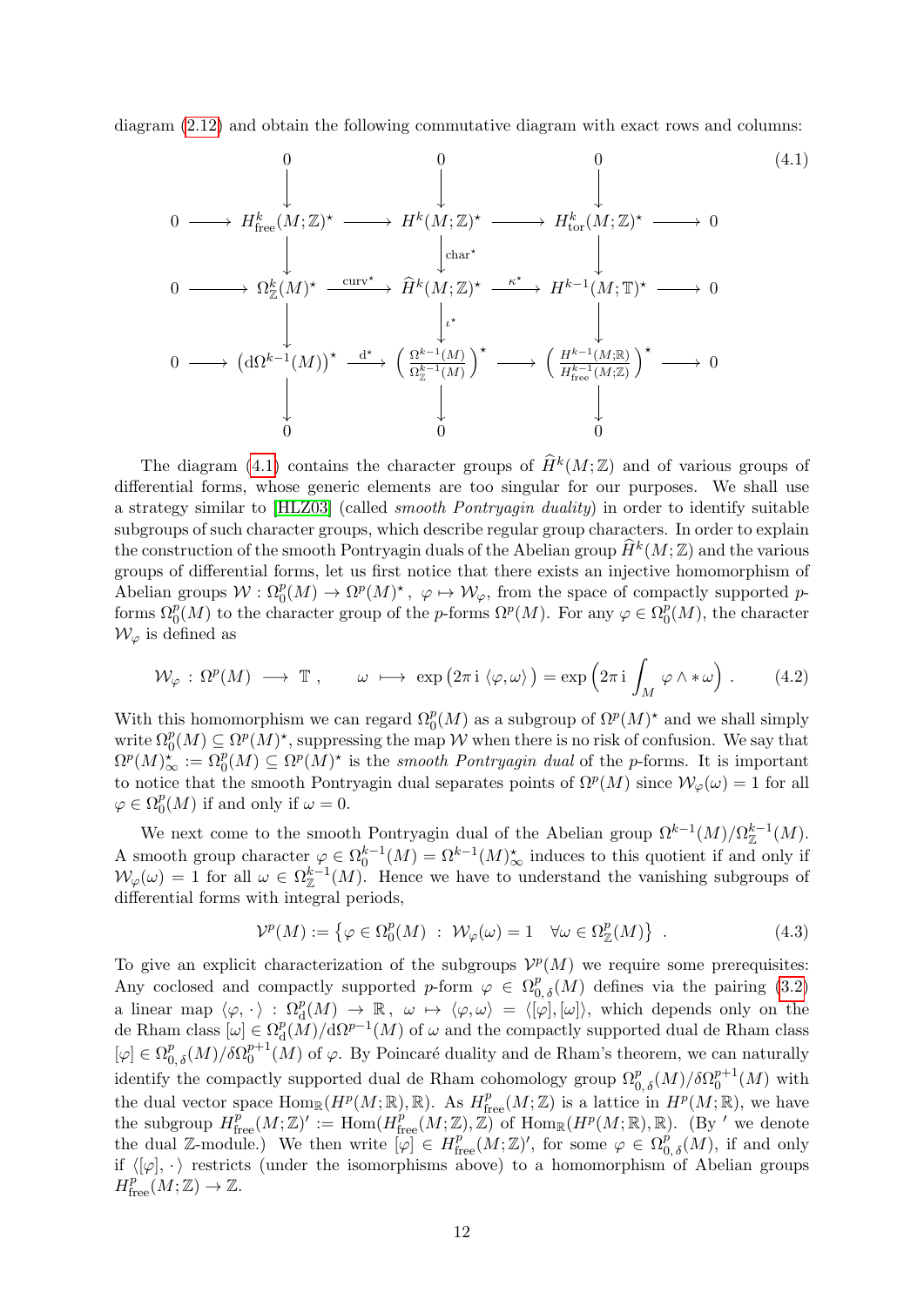diagram (2.12) and obtain the following commutative diagram with exact rows and columns:

$$
\begin{array}{ccccccccc}
 & & 0 & & 0 & & 0 & & \\
 & & \downarrow & & \downarrow & & \downarrow & & \\
0 & \longrightarrow & H^k_{\mathrm{free}}(M;\mathbb{Z})^\star & \longrightarrow & H^k(M;\mathbb{Z})^\star & \longrightarrow & H^k_{\mathrm{tor}}(M;\mathbb{Z})^\star & \longrightarrow & 0 \\
 & & \downarrow & & \downarrow{\scriptstyle \mathrm{char}^\star} & & \downarrow & & \\
0 & \longrightarrow & \Omega^k_{\mathbb{Z}}(M)^\star & \xrightarrow{\mathrm{curv}^\star} & \widehat{H}^k(M;\mathbb{Z})^\star & \xrightarrow{\kappa^\star} & H^{k-1}(M;\mathbb{T})^\star & \longrightarrow & 0 \\
 & & \downarrow & & \downarrow{\scriptstyle \iota^\star} & & \downarrow & & \\
0 & \longrightarrow & \big(\mathrm{d}\Omega^{k-1}(M)\big)^\star & \xrightarrow{\mathrm{d}^\star} & \Big(\frac{\Omega^{k-1}(M)}{\Omega^{k-1}_{\mathbb{Z}}(M)}\Big)^\star & \longrightarrow & \Big(\frac{H^{k-1}(M;\mathbb{R})}{H^{k-1}_{\mathrm{free}}(M;\mathbb{Z})}\Big)^\star & \longrightarrow & 0 \\
 & & \downarrow & & \downarrow & & \downarrow & & \\
 & & 0 & & 0 & & 0 & &
\end{array}
\tag{4.1}
$$

The diagram (4.1) contains the character groups of $\widehat{H}^k(M;\mathbb{Z})$ and of various groups of differential forms, whose generic elements are too singular for our purposes. We shall use a strategy similar to [HLZ03] (called *smooth Pontryagin duality*) in order to identify suitable subgroups of such character groups, which describe regular group characters. In order to explain the construction of the smooth Pontryagin duals of the Abelian group $\widehat{H}^k(M;\mathbb{Z})$ and the various groups of differential forms, let us first notice that there exists an injective homomorphism of Abelian groups $\mathcal{W} : \Omega^p_0(M) \to \Omega^p(M)^\star$, $\varphi \mapsto \mathcal{W}_\varphi$, from the space of compactly supported $p$-forms $\Omega^p_0(M)$ to the character group of the $p$-forms $\Omega^p(M)$. For any $\varphi \in \Omega^p_0(M)$, the character $\mathcal{W}_\varphi$ is defined as

$$
\mathcal{W}_\varphi \,:\, \Omega^p(M) \longrightarrow \mathbb{T}\ , \qquad \omega \longmapsto \exp\big(2\pi\,\mathrm{i}\,\langle\varphi,\omega\rangle\big) = \exp\Big(2\pi\,\mathrm{i}\int_M \varphi\wedge *\omega\Big)\ . \tag{4.2}
$$

With this homomorphism we can regard $\Omega^p_0(M)$ as a subgroup of $\Omega^p(M)^\star$ and we shall simply write $\Omega^p_0(M) \subseteq \Omega^p(M)^\star$, suppressing the map $\mathcal{W}$ when there is no risk of confusion. We say that $\Omega^p(M)^\star_\infty := \Omega^p_0(M) \subseteq \Omega^p(M)^\star$ is the *smooth Pontryagin dual* of the $p$-forms. It is important to notice that the smooth Pontryagin dual separates points of $\Omega^p(M)$ since $\mathcal{W}_\varphi(\omega) = 1$ for all $\varphi \in \Omega^p_0(M)$ if and only if $\omega = 0$.

We next come to the smooth Pontryagin dual of the Abelian group $\Omega^{k-1}(M)/\Omega^{k-1}_{\mathbb{Z}}(M)$. A smooth group character $\varphi \in \Omega^{k-1}_0(M) = \Omega^{k-1}(M)^\star_\infty$ induces to this quotient if and only if $\mathcal{W}_\varphi(\omega) = 1$ for all $\omega \in \Omega^{k-1}_{\mathbb{Z}}(M)$. Hence we have to understand the vanishing subgroups of differential forms with integral periods,

$$
\mathcal{V}^p(M) := \big\{\varphi \in \Omega^p_0(M) \ :\ \mathcal{W}_\varphi(\omega) = 1 \quad \forall \omega \in \Omega^p_{\mathbb{Z}}(M)\big\}\ . \tag{4.3}
$$

To give an explicit characterization of the subgroups $\mathcal{V}^p(M)$ we require some prerequisites: Any coclosed and compactly supported $p$-form $\varphi \in \Omega^p_{0,\,\delta}(M)$ defines via the pairing (3.2) a linear map $\langle\varphi,\,\cdot\,\rangle : \Omega^p_{\mathrm{d}}(M) \to \mathbb{R}$, $\omega \mapsto \langle\varphi,\omega\rangle = \langle[\varphi],[\omega]\rangle$, which depends only on the de Rham class $[\omega] \in \Omega^p_{\mathrm{d}}(M)/\mathrm{d}\Omega^{p-1}(M)$ of $\omega$ and the compactly supported dual de Rham class $[\varphi] \in \Omega^p_{0,\,\delta}(M)/\delta\Omega^{p+1}_0(M)$ of $\varphi$. By Poincaré duality and de Rham's theorem, we can naturally identify the compactly supported dual de Rham cohomology group $\Omega^p_{0,\,\delta}(M)/\delta\Omega^{p+1}_0(M)$ with the dual vector space $\mathrm{Hom}_{\mathbb{R}}(H^p(M;\mathbb{R}),\mathbb{R})$. As $H^p_{\mathrm{free}}(M;\mathbb{Z})$ is a lattice in $H^p(M;\mathbb{R})$, we have the subgroup $H^p_{\mathrm{free}}(M;\mathbb{Z})' := \mathrm{Hom}(H^p_{\mathrm{free}}(M;\mathbb{Z}),\mathbb{Z})$ of $\mathrm{Hom}_{\mathbb{R}}(H^p(M;\mathbb{R}),\mathbb{R})$. (By $'$ we denote the dual $\mathbb{Z}$-module.) We then write $[\varphi] \in H^p_{\mathrm{free}}(M;\mathbb{Z})'$, for some $\varphi \in \Omega^p_{0,\,\delta}(M)$, if and only if $\langle[\varphi],\,\cdot\,\rangle$ restricts (under the isomorphisms above) to a homomorphism of Abelian groups $H^p_{\mathrm{free}}(M;\mathbb{Z}) \to \mathbb{Z}$.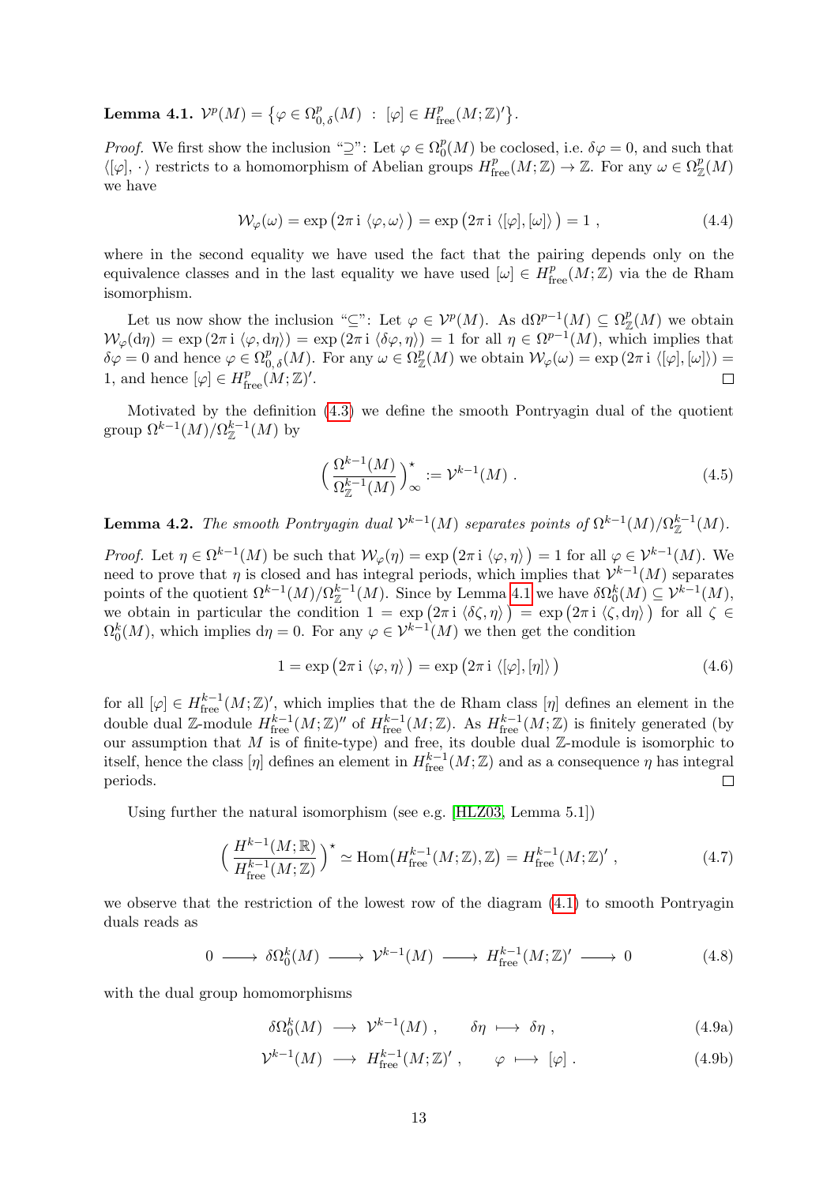**Lemma 4.1.** $\mathcal{V}^p(M) = \big\{ \varphi \in \Omega^p_{0,\,\delta}(M) \ : \ [\varphi] \in H^p_{\mathrm{free}}(M;\mathbb{Z})' \big\}$.

*Proof.* We first show the inclusion "$\supseteq$": Let $\varphi \in \Omega^p_0(M)$ be coclosed, i.e. $\delta\varphi = 0$, and such that $\langle [\varphi], \cdot\,\rangle$ restricts to a homomorphism of Abelian groups $H^p_{\mathrm{free}}(M;\mathbb{Z}) \to \mathbb{Z}$. For any $\omega \in \Omega^p_{\mathbb{Z}}(M)$ we have

$$\mathcal{W}_\varphi(\omega) = \exp\big(2\pi\,\mathrm{i}\ \langle \varphi, \omega\rangle\,\big) = \exp\big(2\pi\,\mathrm{i}\ \langle [\varphi], [\omega]\rangle\,\big) = 1 \ , \tag{4.4}$$

where in the second equality we have used the fact that the pairing depends only on the equivalence classes and in the last equality we have used $[\omega] \in H^p_{\mathrm{free}}(M;\mathbb{Z})$ via the de Rham isomorphism.

Let us now show the inclusion "$\subseteq$": Let $\varphi \in \mathcal{V}^p(M)$. As $\mathrm{d}\Omega^{p-1}(M) \subseteq \Omega^p_{\mathbb{Z}}(M)$ we obtain $\mathcal{W}_\varphi(\mathrm{d}\eta) = \exp\left(2\pi\,\mathrm{i}\ \langle \varphi, \mathrm{d}\eta\rangle\right) = \exp\left(2\pi\,\mathrm{i}\ \langle \delta\varphi, \eta\rangle\right) = 1$ for all $\eta \in \Omega^{p-1}(M)$, which implies that $\delta\varphi = 0$ and hence $\varphi \in \Omega^p_{0,\,\delta}(M)$. For any $\omega \in \Omega^p_{\mathbb{Z}}(M)$ we obtain $\mathcal{W}_\varphi(\omega) = \exp\left(2\pi\,\mathrm{i}\ \langle [\varphi], [\omega]\rangle\right) = 1$, and hence $[\varphi] \in H^p_{\mathrm{free}}(M;\mathbb{Z})'$. $\square$

Motivated by the definition (4.3) we define the smooth Pontryagin dual of the quotient group $\Omega^{k-1}(M)/\Omega^{k-1}_{\mathbb{Z}}(M)$ by

$$\Big(\frac{\Omega^{k-1}(M)}{\Omega^{k-1}_{\mathbb{Z}}(M)}\Big)^\star_\infty := \mathcal{V}^{k-1}(M) \ . \tag{4.5}$$

**Lemma 4.2.** *The smooth Pontryagin dual $\mathcal{V}^{k-1}(M)$ separates points of $\Omega^{k-1}(M)/\Omega^{k-1}_{\mathbb{Z}}(M)$.*

*Proof.* Let $\eta \in \Omega^{k-1}(M)$ be such that $\mathcal{W}_\varphi(\eta) = \exp\big(2\pi\,\mathrm{i}\ \langle \varphi, \eta\rangle\,\big) = 1$ for all $\varphi \in \mathcal{V}^{k-1}(M)$. We need to prove that $\eta$ is closed and has integral periods, which implies that $\mathcal{V}^{k-1}(M)$ separates points of the quotient $\Omega^{k-1}(M)/\Omega^{k-1}_{\mathbb{Z}}(M)$. Since by Lemma 4.1 we have $\delta\Omega^k_0(M) \subseteq \mathcal{V}^{k-1}(M)$, we obtain in particular the condition $1 = \exp\big(2\pi\,\mathrm{i}\ \langle \delta\zeta, \eta\rangle\,\big) = \exp\big(2\pi\,\mathrm{i}\ \langle \zeta, \mathrm{d}\eta\rangle\,\big)$ for all $\zeta \in \Omega^k_0(M)$, which implies $\mathrm{d}\eta = 0$. For any $\varphi \in \mathcal{V}^{k-1}(M)$ we then get the condition

$$1 = \exp\big(2\pi\,\mathrm{i}\ \langle \varphi, \eta\rangle\,\big) = \exp\big(2\pi\,\mathrm{i}\ \langle [\varphi], [\eta]\rangle\,\big) \tag{4.6}$$

for all $[\varphi] \in H^{k-1}_{\mathrm{free}}(M;\mathbb{Z})'$, which implies that the de Rham class $[\eta]$ defines an element in the double dual $\mathbb{Z}$-module $H^{k-1}_{\mathrm{free}}(M;\mathbb{Z})''$ of $H^{k-1}_{\mathrm{free}}(M;\mathbb{Z})$. As $H^{k-1}_{\mathrm{free}}(M;\mathbb{Z})$ is finitely generated (by our assumption that $M$ is of finite-type) and free, its double dual $\mathbb{Z}$-module is isomorphic to itself, hence the class $[\eta]$ defines an element in $H^{k-1}_{\mathrm{free}}(M;\mathbb{Z})$ and as a consequence $\eta$ has integral periods. $\square$

Using further the natural isomorphism (see e.g. [HLZ03, Lemma 5.1])

$$\Big(\frac{H^{k-1}(M;\mathbb{R})}{H^{k-1}_{\mathrm{free}}(M;\mathbb{Z})}\Big)^\star \simeq \mathrm{Hom}\big(H^{k-1}_{\mathrm{free}}(M;\mathbb{Z}),\mathbb{Z}\big) = H^{k-1}_{\mathrm{free}}(M;\mathbb{Z})' \ , \tag{4.7}$$

we observe that the restriction of the lowest row of the diagram (4.1) to smooth Pontryagin duals reads as

$$0 \longrightarrow \delta\Omega^k_0(M) \longrightarrow \mathcal{V}^{k-1}(M) \longrightarrow H^{k-1}_{\mathrm{free}}(M;\mathbb{Z})' \longrightarrow 0 \tag{4.8}$$

with the dual group homomorphisms

$$\delta\Omega^k_0(M) \ \longrightarrow \ \mathcal{V}^{k-1}(M) \ , \qquad \delta\eta \ \longmapsto \ \delta\eta \ , \tag{4.9a}$$

$$\mathcal{V}^{k-1}(M) \ \longrightarrow \ H^{k-1}_{\mathrm{free}}(M;\mathbb{Z})' \ , \qquad \varphi \ \longmapsto \ [\varphi] \ . \tag{4.9b}$$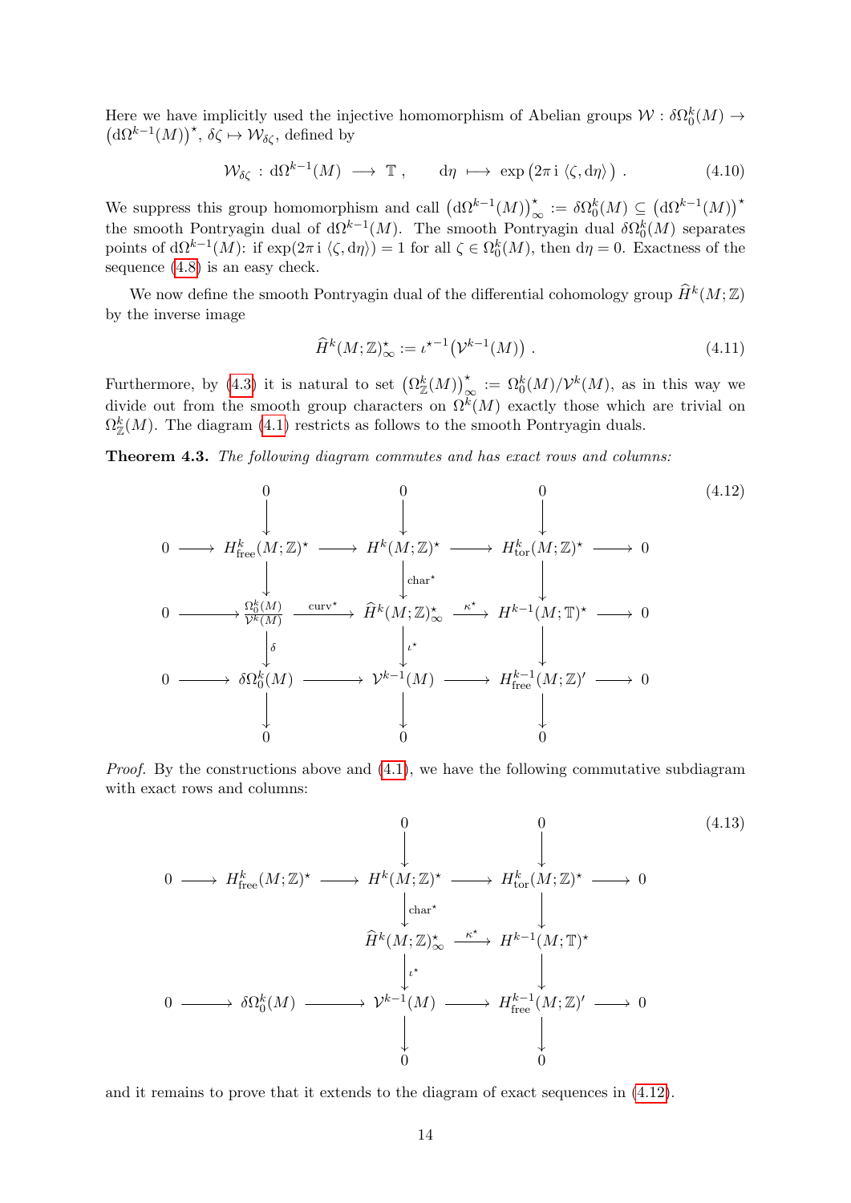Here we have implicitly used the injective homomorphism of Abelian groups $\mathcal{W} : \delta\Omega^k_0(M) \to \big(\mathrm{d}\Omega^{k-1}(M)\big)^\star$, $\delta\zeta \mapsto \mathcal{W}_{\delta\zeta}$, defined by

$$\mathcal{W}_{\delta\zeta} \,:\, \mathrm{d}\Omega^{k-1}(M) \longrightarrow \mathbb{T} ~, \qquad \mathrm{d}\eta \longmapsto \exp\big(2\pi\,\mathrm{i}\,\langle \zeta, \mathrm{d}\eta\rangle\big) ~. \tag{4.10}$$

We suppress this group homomorphism and call $\big(\mathrm{d}\Omega^{k-1}(M)\big)^\star_\infty := \delta\Omega^k_0(M) \subseteq \big(\mathrm{d}\Omega^{k-1}(M)\big)^\star$ the smooth Pontryagin dual of $\mathrm{d}\Omega^{k-1}(M)$. The smooth Pontryagin dual $\delta\Omega^k_0(M)$ separates points of $\mathrm{d}\Omega^{k-1}(M)$: if $\exp(2\pi\,\mathrm{i}\,\langle\zeta,\mathrm{d}\eta\rangle) = 1$ for all $\zeta \in \Omega^k_0(M)$, then $\mathrm{d}\eta = 0$. Exactness of the sequence (4.8) is an easy check.

We now define the smooth Pontryagin dual of the differential cohomology group $\widehat{H}^k(M;\mathbb{Z})$ by the inverse image

$$\widehat{H}^k(M;\mathbb{Z})^\star_\infty := \iota^{\star\,-1}\big(\mathcal{V}^{k-1}(M)\big) ~. \tag{4.11}$$

Furthermore, by (4.3) it is natural to set $\big(\Omega^k_{\mathbb{Z}}(M)\big)^\star_\infty := \Omega^k_0(M)/\mathcal{V}^k(M)$, as in this way we divide out from the smooth group characters on $\Omega^k(M)$ exactly those which are trivial on $\Omega^k_{\mathbb{Z}}(M)$. The diagram (4.1) restricts as follows to the smooth Pontryagin duals.

**Theorem 4.3.** *The following diagram commutes and has exact rows and columns:*

$$\begin{array}{ccccccccc}
 & & 0 & & 0 & & 0 & & \\
 & & \downarrow & & \downarrow & & \downarrow & & \\
0 & \longrightarrow & H^k_{\mathrm{free}}(M;\mathbb{Z})^\star & \longrightarrow & H^k(M;\mathbb{Z})^\star & \longrightarrow & H^k_{\mathrm{tor}}(M;\mathbb{Z})^\star & \longrightarrow & 0\\
 & & \downarrow & & \big\downarrow{\scriptstyle \mathrm{char}^\star} & & \downarrow & & \\
0 & \longrightarrow & \frac{\Omega^k_0(M)}{\mathcal{V}^k(M)} & \xrightarrow{\mathrm{curv}^\star} & \widehat{H}^k(M;\mathbb{Z})^\star_\infty & \xrightarrow{\kappa^\star} & H^{k-1}(M;\mathbb{T})^\star & \longrightarrow & 0\\
 & & \big\downarrow{\scriptstyle \delta} & & \big\downarrow{\scriptstyle \iota^\star} & & \downarrow & & \\
0 & \longrightarrow & \delta\Omega^k_0(M) & \longrightarrow & \mathcal{V}^{k-1}(M) & \longrightarrow & H^{k-1}_{\mathrm{free}}(M;\mathbb{Z})' & \longrightarrow & 0\\
 & & \downarrow & & \downarrow & & \downarrow & & \\
 & & 0 & & 0 & & 0 & &
\end{array} \tag{4.12}$$

*Proof.* By the constructions above and (4.1), we have the following commutative subdiagram with exact rows and columns:

$$\begin{array}{ccccccccc}
 & & & & 0 & & 0 & & \\
 & & & & \downarrow & & \downarrow & & \\
0 & \longrightarrow & H^k_{\mathrm{free}}(M;\mathbb{Z})^\star & \longrightarrow & H^k(M;\mathbb{Z})^\star & \longrightarrow & H^k_{\mathrm{tor}}(M;\mathbb{Z})^\star & \longrightarrow & 0\\
 & & & & \big\downarrow{\scriptstyle \mathrm{char}^\star} & & \downarrow & & \\
 & & & & \widehat{H}^k(M;\mathbb{Z})^\star_\infty & \xrightarrow{\kappa^\star} & H^{k-1}(M;\mathbb{T})^\star & & \\
 & & & & \big\downarrow{\scriptstyle \iota^\star} & & \downarrow & & \\
0 & \longrightarrow & \delta\Omega^k_0(M) & \longrightarrow & \mathcal{V}^{k-1}(M) & \longrightarrow & H^{k-1}_{\mathrm{free}}(M;\mathbb{Z})' & \longrightarrow & 0\\
 & & & & \downarrow & & \downarrow & & \\
 & & & & 0 & & 0 & &
\end{array} \tag{4.13}$$

and it remains to prove that it extends to the diagram of exact sequences in (4.12).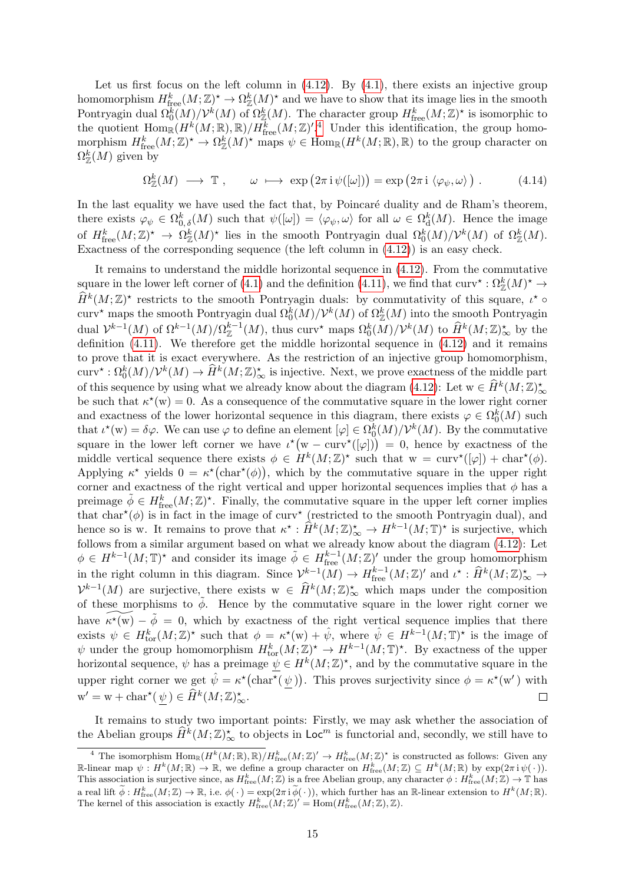Let us first focus on the left column in (4.12). By (4.1), there exists an injective group homomorphism $H^k_{\mathrm{free}}(M;\mathbb{Z})^\star \to \Omega^k_{\mathbb{Z}}(M)^\star$ and we have to show that its image lies in the smooth Pontryagin dual $\Omega^k_0(M)/\mathcal{V}^k(M)$ of $\Omega^k_{\mathbb{Z}}(M)$. The character group $H^k_{\mathrm{free}}(M;\mathbb{Z})^\star$ is isomorphic to the quotient $\mathrm{Hom}_{\mathbb{R}}(H^k(M;\mathbb{R}),\mathbb{R})/H^k_{\mathrm{free}}(M;\mathbb{Z})'$.[4] Under this identification, the group homomorphism $H^k_{\mathrm{free}}(M;\mathbb{Z})^\star \to \Omega^k_{\mathbb{Z}}(M)^\star$ maps $\psi \in \mathrm{Hom}_{\mathbb{R}}(H^k(M;\mathbb{R}),\mathbb{R})$ to the group character on $\Omega^k_{\mathbb{Z}}(M)$ given by

$$\Omega^k_{\mathbb{Z}}(M) \longrightarrow \mathbb{T}~, \qquad \omega \longmapsto \exp\big(2\pi\,\mathrm{i}\,\psi([\omega])\big) = \exp\big(2\pi\,\mathrm{i}\,\langle \varphi_\psi,\omega\rangle\big)~. \tag{4.14}$$

In the last equality we have used the fact that, by Poincaré duality and de Rham's theorem, there exists $\varphi_\psi \in \Omega^k_{0,\,\delta}(M)$ such that $\psi([\omega]) = \langle\varphi_\psi,\omega\rangle$ for all $\omega \in \Omega^k_{\mathrm{d}}(M)$. Hence the image of $H^k_{\mathrm{free}}(M;\mathbb{Z})^\star \to \Omega^k_{\mathbb{Z}}(M)^\star$ lies in the smooth Pontryagin dual $\Omega^k_0(M)/\mathcal{V}^k(M)$ of $\Omega^k_{\mathbb{Z}}(M)$. Exactness of the corresponding sequence (the left column in (4.12)) is an easy check.

It remains to understand the middle horizontal sequence in (4.12). From the commutative square in the lower left corner of (4.1) and the definition (4.11), we find that $\mathrm{curv}^\star : \Omega^k_{\mathbb{Z}}(M)^\star \to \widehat{H}^k(M;\mathbb{Z})^\star$ restricts to the smooth Pontryagin duals: by commutativity of this square, $\iota^\star \circ \mathrm{curv}^\star$ maps the smooth Pontryagin dual $\Omega^k_0(M)/\mathcal{V}^k(M)$ of $\Omega^k_{\mathbb{Z}}(M)$ into the smooth Pontryagin dual $\mathcal{V}^{k-1}(M)$ of $\Omega^{k-1}(M)/\Omega^{k-1}_{\mathbb{Z}}(M)$, thus $\mathrm{curv}^\star$ maps $\Omega^k_0(M)/\mathcal{V}^k(M)$ to $\widehat{H}^k(M;\mathbb{Z})^\star_\infty$ by the definition (4.11). We therefore get the middle horizontal sequence in (4.12) and it remains to prove that it is exact everywhere. As the restriction of an injective group homomorphism, $\mathrm{curv}^\star : \Omega^k_0(M)/\mathcal{V}^k(M) \to \widehat{H}^k(M;\mathbb{Z})^\star_\infty$ is injective. Next, we prove exactness of the middle part of this sequence by using what we already know about the diagram (4.12): Let $\mathrm{w} \in \widehat{H}^k(M;\mathbb{Z})^\star_\infty$ be such that $\kappa^\star(\mathrm{w}) = 0$. As a consequence of the commutative square in the lower right corner and exactness of the lower horizontal sequence in this diagram, there exists $\varphi \in \Omega^k_0(M)$ such that $\iota^\star(\mathrm{w}) = \delta\varphi$. We can use $\varphi$ to define an element $[\varphi] \in \Omega^k_0(M)/\mathcal{V}^k(M)$. By the commutative square in the lower left corner we have $\iota^\star\big(\mathrm{w} - \mathrm{curv}^\star([\varphi])\big) = 0$, hence by exactness of the middle vertical sequence there exists $\phi \in H^k(M;\mathbb{Z})^\star$ such that $\mathrm{w} = \mathrm{curv}^\star([\varphi]) + \mathrm{char}^\star(\phi)$. Applying $\kappa^\star$ yields $0 = \kappa^\star\big(\mathrm{char}^\star(\phi)\big)$, which by the commutative square in the upper right corner and exactness of the right vertical and upper horizontal sequences implies that $\phi$ has a preimage $\tilde{\phi} \in H^k_{\mathrm{free}}(M;\mathbb{Z})^\star$. Finally, the commutative square in the upper left corner implies that $\mathrm{char}^\star(\phi)$ is in fact in the image of $\mathrm{curv}^\star$ (restricted to the smooth Pontryagin dual), and hence so is $\mathrm{w}$. It remains to prove that $\kappa^\star : \widehat{H}^k(M;\mathbb{Z})^\star_\infty \to H^{k-1}(M;\mathbb{T})^\star$ is surjective, which follows from a similar argument based on what we already know about the diagram (4.12): Let $\phi \in H^{k-1}(M;\mathbb{T})^\star$ and consider its image $\tilde{\phi} \in H^{k-1}_{\mathrm{free}}(M;\mathbb{Z})'$ under the group homomorphism in the right column in this diagram. Since $\mathcal{V}^{k-1}(M) \to H^{k-1}_{\mathrm{free}}(M;\mathbb{Z})'$ and $\iota^\star : \widehat{H}^k(M;\mathbb{Z})^\star_\infty \to \mathcal{V}^{k-1}(M)$ are surjective, there exists $\mathrm{w} \in \widehat{H}^k(M;\mathbb{Z})^\star_\infty$ which maps under the composition of these morphisms to $\tilde{\phi}$. Hence by the commutative square in the lower right corner we have $\widetilde{\kappa^\star(\mathrm{w})} - \tilde{\phi} = 0$, which by exactness of the right vertical sequence implies that there exists $\psi \in H^k_{\mathrm{tor}}(M;\mathbb{Z})^\star$ such that $\phi = \kappa^\star(\mathrm{w}) + \hat{\psi}$, where $\hat{\psi} \in H^{k-1}(M;\mathbb{T})^\star$ is the image of $\psi$ under the group homomorphism $H^k_{\mathrm{tor}}(M;\mathbb{Z})^\star \to H^{k-1}(M;\mathbb{T})^\star$. By exactness of the upper horizontal sequence, $\psi$ has a preimage $\underline{\psi} \in H^k(M;\mathbb{Z})^\star$, and by the commutative square in the upper right corner we get $\hat{\psi} = \kappa^\star\big(\mathrm{char}^\star(\underline{\psi})\big)$. This proves surjectivity since $\phi = \kappa^\star(\mathrm{w}')$ with $\mathrm{w}' = \mathrm{w} + \mathrm{char}^\star(\underline{\psi}) \in \widehat{H}^k(M;\mathbb{Z})^\star_\infty$. □

It remains to study two important points: Firstly, we may ask whether the association of the Abelian groups $\widehat{H}^k(M;\mathbb{Z})^\star_\infty$ to objects in $\mathsf{Loc}^m$ is functorial and, secondly, we still have to

---

[4] The isomorphism $\mathrm{Hom}_{\mathbb{R}}(H^k(M;\mathbb{R}),\mathbb{R})/H^k_{\mathrm{free}}(M;\mathbb{Z})' \to H^k_{\mathrm{free}}(M;\mathbb{Z})^\star$ is constructed as follows: Given any $\mathbb{R}$-linear map $\psi : H^k(M;\mathbb{R}) \to \mathbb{R}$, we define a group character on $H^k_{\mathrm{free}}(M;\mathbb{Z}) \subseteq H^k(M;\mathbb{R})$ by $\exp(2\pi\,\mathrm{i}\,\psi(\,\cdot\,))$. This association is surjective since, as $H^k_{\mathrm{free}}(M;\mathbb{Z})$ is a free Abelian group, any character $\phi : H^k_{\mathrm{free}}(M;\mathbb{Z}) \to \mathbb{T}$ has a real lift $\tilde{\phi} : H^k_{\mathrm{free}}(M;\mathbb{Z}) \to \mathbb{R}$, i.e. $\phi(\,\cdot\,) = \exp(2\pi\,\mathrm{i}\,\tilde{\phi}(\,\cdot\,))$, which further has an $\mathbb{R}$-linear extension to $H^k(M;\mathbb{R})$. The kernel of this association is exactly $H^k_{\mathrm{free}}(M;\mathbb{Z})' = \mathrm{Hom}(H^k_{\mathrm{free}}(M;\mathbb{Z}),\mathbb{Z})$.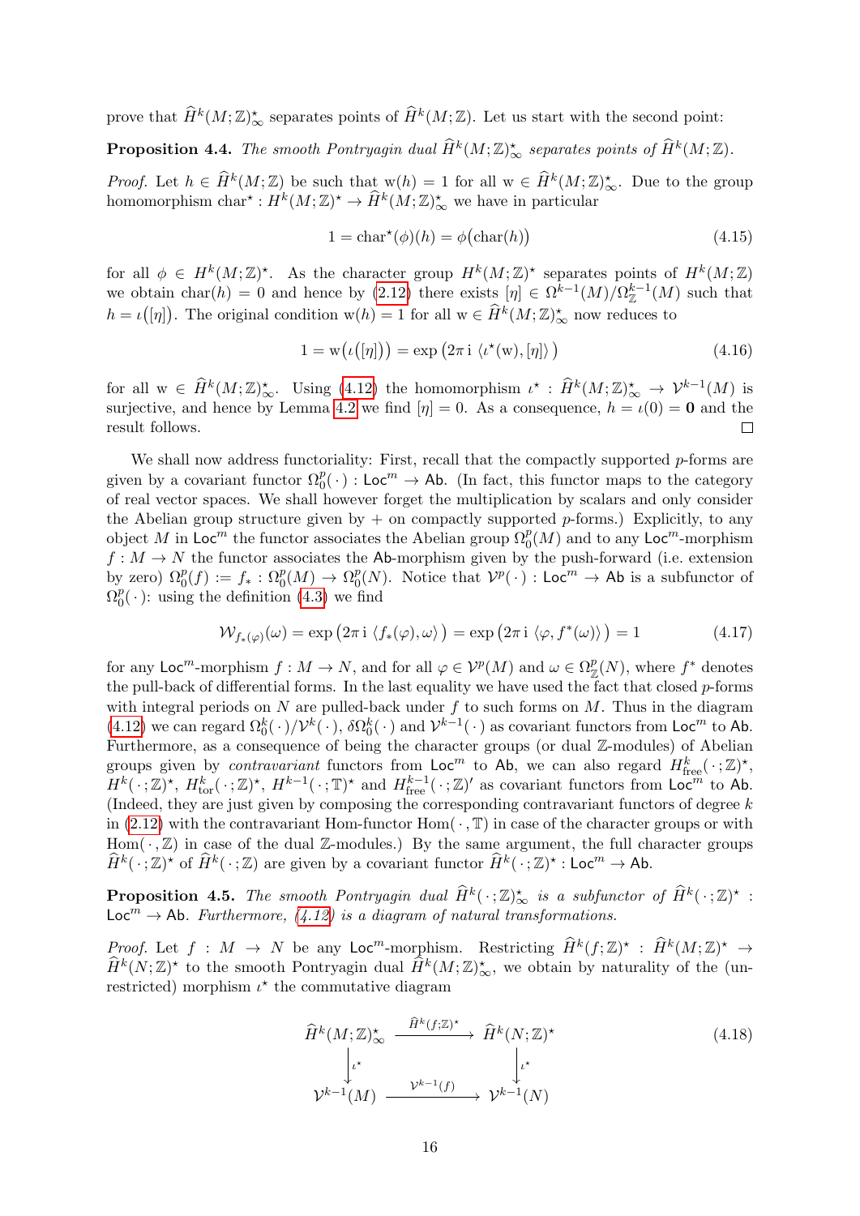prove that $\widehat{H}^k(M;\mathbb{Z})^\star_\infty$ separates points of $\widehat{H}^k(M;\mathbb{Z})$. Let us start with the second point:

**Proposition 4.4.** *The smooth Pontryagin dual $\widehat{H}^k(M;\mathbb{Z})^\star_\infty$ separates points of $\widehat{H}^k(M;\mathbb{Z})$.*

*Proof.* Let $h \in \widehat{H}^k(M;\mathbb{Z})$ be such that $\mathrm{w}(h) = 1$ for all $\mathrm{w} \in \widehat{H}^k(M;\mathbb{Z})^\star_\infty$. Due to the group homomorphism $\mathrm{char}^\star : H^k(M;\mathbb{Z})^\star \to \widehat{H}^k(M;\mathbb{Z})^\star_\infty$ we have in particular

$$1 = \mathrm{char}^\star(\phi)(h) = \phi\big(\mathrm{char}(h)\big) \tag{4.15}$$

for all $\phi \in H^k(M;\mathbb{Z})^\star$. As the character group $H^k(M;\mathbb{Z})^\star$ separates points of $H^k(M;\mathbb{Z})$ we obtain $\mathrm{char}(h) = 0$ and hence by (2.12) there exists $[\eta] \in \Omega^{k-1}(M)/\Omega^{k-1}_{\mathbb{Z}}(M)$ such that $h = \iota\big([\eta]\big)$. The original condition $\mathrm{w}(h) = 1$ for all $\mathrm{w} \in \widehat{H}^k(M;\mathbb{Z})^\star_\infty$ now reduces to

$$1 = \mathrm{w}\big(\iota([\eta])\big) = \exp\big(2\pi\,\mathrm{i}\,\langle \iota^\star(\mathrm{w}), [\eta]\rangle\big) \tag{4.16}$$

for all $\mathrm{w} \in \widehat{H}^k(M;\mathbb{Z})^\star_\infty$. Using (4.12) the homomorphism $\iota^\star : \widehat{H}^k(M;\mathbb{Z})^\star_\infty \to \mathcal{V}^{k-1}(M)$ is surjective, and hence by Lemma 4.2 we find $[\eta] = 0$. As a consequence, $h = \iota(0) = \mathbf{0}$ and the result follows. $\square$

We shall now address functoriality: First, recall that the compactly supported $p$-forms are given by a covariant functor $\Omega^p_0(\,\cdot\,) : \mathsf{Loc}^m \to \mathsf{Ab}$. (In fact, this functor maps to the category of real vector spaces. We shall however forget the multiplication by scalars and only consider the Abelian group structure given by $+$ on compactly supported $p$-forms.) Explicitly, to any object $M$ in $\mathsf{Loc}^m$ the functor associates the Abelian group $\Omega^p_0(M)$ and to any $\mathsf{Loc}^m$-morphism $f : M \to N$ the functor associates the $\mathsf{Ab}$-morphism given by the push-forward (i.e. extension by zero) $\Omega^p_0(f) := f_* : \Omega^p_0(M) \to \Omega^p_0(N)$. Notice that $\mathcal{V}^p(\,\cdot\,) : \mathsf{Loc}^m \to \mathsf{Ab}$ is a subfunctor of $\Omega^p_0(\,\cdot\,)$: using the definition (4.3) we find

$$\mathcal{W}_{f_*(\varphi)}(\omega) = \exp\big(2\pi\,\mathrm{i}\,\langle f_*(\varphi), \omega\rangle\big) = \exp\big(2\pi\,\mathrm{i}\,\langle \varphi, f^*(\omega)\rangle\big) = 1 \tag{4.17}$$

for any $\mathsf{Loc}^m$-morphism $f : M \to N$, and for all $\varphi \in \mathcal{V}^p(M)$ and $\omega \in \Omega^p_{\mathbb{Z}}(N)$, where $f^*$ denotes the pull-back of differential forms. In the last equality we have used the fact that closed $p$-forms with integral periods on $N$ are pulled-back under $f$ to such forms on $M$. Thus in the diagram (4.12) we can regard $\Omega^k_0(\,\cdot\,)/\mathcal{V}^k(\,\cdot\,)$, $\delta\Omega^k_0(\,\cdot\,)$ and $\mathcal{V}^{k-1}(\,\cdot\,)$ as covariant functors from $\mathsf{Loc}^m$ to $\mathsf{Ab}$. Furthermore, as a consequence of being the character groups (or dual $\mathbb{Z}$-modules) of Abelian groups given by *contravariant* functors from $\mathsf{Loc}^m$ to $\mathsf{Ab}$, we can also regard $H^k_{\mathrm{free}}(\,\cdot\,;\mathbb{Z})^\star$, $H^k(\,\cdot\,;\mathbb{Z})^\star$, $H^k_{\mathrm{tor}}(\,\cdot\,;\mathbb{Z})^\star$, $H^{k-1}(\,\cdot\,;\mathbb{T})^\star$ and $H^{k-1}_{\mathrm{free}}(\,\cdot\,;\mathbb{Z})'$ as covariant functors from $\mathsf{Loc}^m$ to $\mathsf{Ab}$. (Indeed, they are just given by composing the corresponding contravariant functors of degree $k$ in (2.12) with the contravariant Hom-functor $\mathrm{Hom}(\,\cdot\,,\mathbb{T})$ in case of the character groups or with $\mathrm{Hom}(\,\cdot\,,\mathbb{Z})$ in case of the dual $\mathbb{Z}$-modules.) By the same argument, the full character groups $\widehat{H}^k(\,\cdot\,;\mathbb{Z})^\star$ of $\widehat{H}^k(\,\cdot\,;\mathbb{Z})$ are given by a covariant functor $\widehat{H}^k(\,\cdot\,;\mathbb{Z})^\star : \mathsf{Loc}^m \to \mathsf{Ab}$.

**Proposition 4.5.** *The smooth Pontryagin dual $\widehat{H}^k(\,\cdot\,;\mathbb{Z})^\star_\infty$ is a subfunctor of $\widehat{H}^k(\,\cdot\,;\mathbb{Z})^\star$ : $\mathsf{Loc}^m \to \mathsf{Ab}$. Furthermore, (4.12) is a diagram of natural transformations.*

*Proof.* Let $f : M \to N$ be any $\mathsf{Loc}^m$-morphism. Restricting $\widehat{H}^k(f;\mathbb{Z})^\star : \widehat{H}^k(M;\mathbb{Z})^\star \to \widehat{H}^k(N;\mathbb{Z})^\star$ to the smooth Pontryagin dual $\widehat{H}^k(M;\mathbb{Z})^\star_\infty$, we obtain by naturality of the (unrestricted) morphism $\iota^\star$ the commutative diagram

$$\begin{array}{ccc}
\widehat{H}^k(M;\mathbb{Z})^\star_\infty & \xrightarrow{\;\widehat{H}^k(f;\mathbb{Z})^\star\;} & \widehat{H}^k(N;\mathbb{Z})^\star \\
\Big\downarrow{\scriptstyle \iota^\star} & & \Big\downarrow{\scriptstyle \iota^\star} \\
\mathcal{V}^{k-1}(M) & \xrightarrow{\;\mathcal{V}^{k-1}(f)\;} & \mathcal{V}^{k-1}(N)
\end{array} \tag{4.18}$$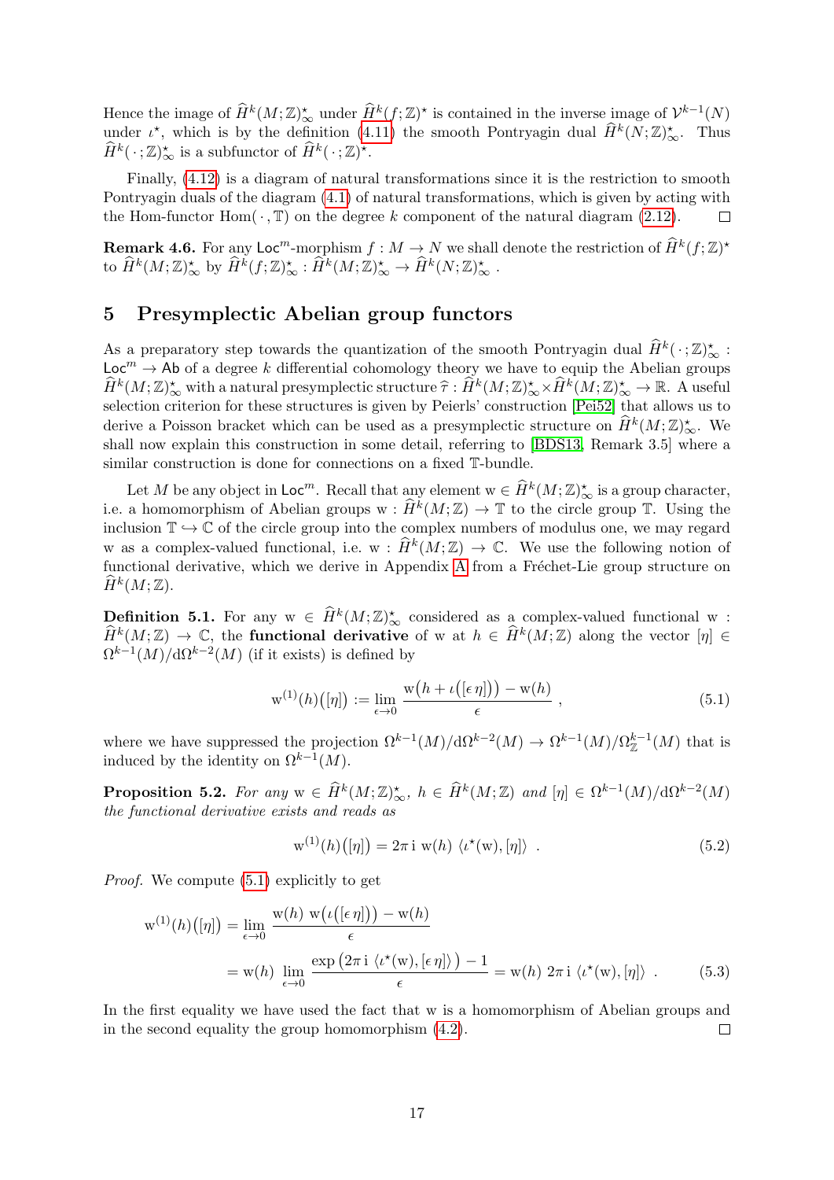Hence the image of $\widehat{H}^k(M;\mathbb{Z})^\star_\infty$ under $\widehat{H}^k(f;\mathbb{Z})^\star$ is contained in the inverse image of $\mathcal{V}^{k-1}(N)$ under $\iota^\star$, which is by the definition (4.11) the smooth Pontryagin dual $\widehat{H}^k(N;\mathbb{Z})^\star_\infty$. Thus $\widehat{H}^k(\,\cdot\,;\mathbb{Z})^\star_\infty$ is a subfunctor of $\widehat{H}^k(\,\cdot\,;\mathbb{Z})^\star$.

Finally, (4.12) is a diagram of natural transformations since it is the restriction to smooth Pontryagin duals of the diagram (4.1) of natural transformations, which is given by acting with the Hom-functor $\mathrm{Hom}(\,\cdot\,,\mathbb{T})$ on the degree $k$ component of the natural diagram (2.12). □

**Remark 4.6.** For any $\mathsf{Loc}^m$-morphism $f : M \to N$ we shall denote the restriction of $\widehat{H}^k(f;\mathbb{Z})^\star$ to $\widehat{H}^k(M;\mathbb{Z})^\star_\infty$ by $\widehat{H}^k(f;\mathbb{Z})^\star_\infty : \widehat{H}^k(M;\mathbb{Z})^\star_\infty \to \widehat{H}^k(N;\mathbb{Z})^\star_\infty$ .

## 5 Presymplectic Abelian group functors

As a preparatory step towards the quantization of the smooth Pontryagin dual $\widehat{H}^k(\,\cdot\,;\mathbb{Z})^\star_\infty : \mathsf{Loc}^m \to \mathsf{Ab}$ of a degree $k$ differential cohomology theory we have to equip the Abelian groups $\widehat{H}^k(M;\mathbb{Z})^\star_\infty$ with a natural presymplectic structure $\widehat{\tau} : \widehat{H}^k(M;\mathbb{Z})^\star_\infty \times \widehat{H}^k(M;\mathbb{Z})^\star_\infty \to \mathbb{R}$. A useful selection criterion for these structures is given by Peierls' construction [Pei52] that allows us to derive a Poisson bracket which can be used as a presymplectic structure on $\widehat{H}^k(M;\mathbb{Z})^\star_\infty$. We shall now explain this construction in some detail, referring to [BDS13, Remark 3.5] where a similar construction is done for connections on a fixed $\mathbb{T}$-bundle.

Let $M$ be any object in $\mathsf{Loc}^m$. Recall that any element $\mathrm{w} \in \widehat{H}^k(M;\mathbb{Z})^\star_\infty$ is a group character, i.e. a homomorphism of Abelian groups $\mathrm{w} : \widehat{H}^k(M;\mathbb{Z}) \to \mathbb{T}$ to the circle group $\mathbb{T}$. Using the inclusion $\mathbb{T} \hookrightarrow \mathbb{C}$ of the circle group into the complex numbers of modulus one, we may regard $\mathrm{w}$ as a complex-valued functional, i.e. $\mathrm{w} : \widehat{H}^k(M;\mathbb{Z}) \to \mathbb{C}$. We use the following notion of functional derivative, which we derive in Appendix A from a Fréchet-Lie group structure on $\widehat{H}^k(M;\mathbb{Z})$.

**Definition 5.1.** For any $\mathrm{w} \in \widehat{H}^k(M;\mathbb{Z})^\star_\infty$ considered as a complex-valued functional $\mathrm{w} : \widehat{H}^k(M;\mathbb{Z}) \to \mathbb{C}$, the **functional derivative** of $\mathrm{w}$ at $h \in \widehat{H}^k(M;\mathbb{Z})$ along the vector $[\eta] \in \Omega^{k-1}(M)/\mathrm{d}\Omega^{k-2}(M)$ (if it exists) is defined by

$$\mathrm{w}^{(1)}(h)\big([\eta]\big) := \lim_{\epsilon\to 0} \frac{\mathrm{w}\big(h + \iota([\epsilon\,\eta])\big) - \mathrm{w}(h)}{\epsilon} \ , \tag{5.1}$$

where we have suppressed the projection $\Omega^{k-1}(M)/\mathrm{d}\Omega^{k-2}(M) \to \Omega^{k-1}(M)/\Omega^{k-1}_{\mathbb{Z}}(M)$ that is induced by the identity on $\Omega^{k-1}(M)$.

**Proposition 5.2.** *For any $\mathrm{w} \in \widehat{H}^k(M;\mathbb{Z})^\star_\infty$, $h \in \widehat{H}^k(M;\mathbb{Z})$ and $[\eta] \in \Omega^{k-1}(M)/\mathrm{d}\Omega^{k-2}(M)$ the functional derivative exists and reads as*

$$\mathrm{w}^{(1)}(h)\big([\eta]\big) = 2\pi\,\mathrm{i}\ \mathrm{w}(h)\ \langle \iota^\star(\mathrm{w}), [\eta]\rangle \ . \tag{5.2}$$

*Proof.* We compute (5.1) explicitly to get

$$\begin{aligned}
\mathrm{w}^{(1)}(h)\big([\eta]\big) &= \lim_{\epsilon\to 0} \frac{\mathrm{w}(h)\ \mathrm{w}\big(\iota\big([\epsilon\,\eta]\big)\big) - \mathrm{w}(h)}{\epsilon} \\
&= \mathrm{w}(h)\ \lim_{\epsilon\to 0} \frac{\exp\big(2\pi\,\mathrm{i}\ \langle \iota^\star(\mathrm{w}), [\epsilon\,\eta]\rangle\big) - 1}{\epsilon} = \mathrm{w}(h)\ 2\pi\,\mathrm{i}\ \langle \iota^\star(\mathrm{w}), [\eta]\rangle \ .
\end{aligned} \tag{5.3}$$

In the first equality we have used the fact that $\mathrm{w}$ is a homomorphism of Abelian groups and in the second equality the group homomorphism (4.2). □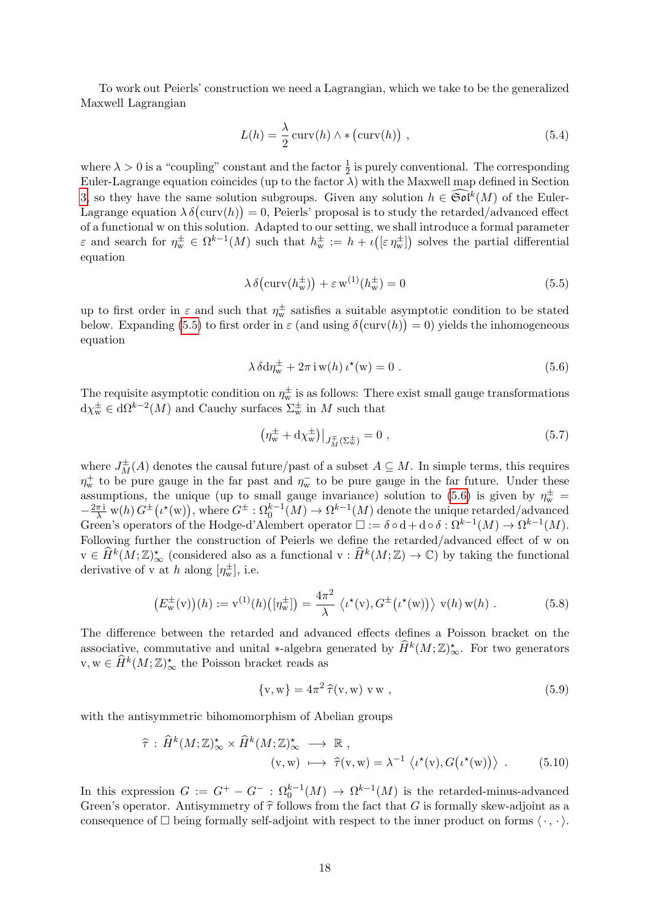To work out Peierls' construction we need a Lagrangian, which we take to be the generalized Maxwell Lagrangian

$$L(h) = \frac{\lambda}{2}\,\mathrm{curv}(h) \wedge * \big(\mathrm{curv}(h)\big) \ , \tag{5.4}$$

where $\lambda > 0$ is a "coupling" constant and the factor $\frac{1}{2}$ is purely conventional. The corresponding Euler-Lagrange equation coincides (up to the factor $\lambda$) with the Maxwell map defined in Section 3, so they have the same solution subgroups. Given any solution $h \in \widehat{\mathfrak{Sol}}^k(M)$ of the Euler-Lagrange equation $\lambda\,\delta\big(\mathrm{curv}(h)\big) = 0$, Peierls' proposal is to study the retarded/advanced effect of a functional w on this solution. Adapted to our setting, we shall introduce a formal parameter $\varepsilon$ and search for $\eta^{\pm}_{\mathrm{w}} \in \Omega^{k-1}(M)$ such that $h^{\pm}_{\mathrm{w}} := h + \iota\big([\varepsilon\,\eta^{\pm}_{\mathrm{w}}]\big)$ solves the partial differential equation

$$\lambda\,\delta\big(\mathrm{curv}(h^{\pm}_{\mathrm{w}})\big) + \varepsilon\,\mathrm{w}^{(1)}(h^{\pm}_{\mathrm{w}}) = 0 \tag{5.5}$$

up to first order in $\varepsilon$ and such that $\eta^{\pm}_{\mathrm{w}}$ satisfies a suitable asymptotic condition to be stated below. Expanding (5.5) to first order in $\varepsilon$ (and using $\delta\big(\mathrm{curv}(h)\big) = 0$) yields the inhomogeneous equation

$$\lambda\,\delta\mathrm{d}\eta^{\pm}_{\mathrm{w}} + 2\pi\,\mathrm{i}\,\mathrm{w}(h)\,\iota^{\star}(\mathrm{w}) = 0 \ . \tag{5.6}$$

The requisite asymptotic condition on $\eta^{\pm}_{\mathrm{w}}$ is as follows: There exist small gauge transformations $\mathrm{d}\chi^{\pm}_{\mathrm{w}} \in \mathrm{d}\Omega^{k-2}(M)$ and Cauchy surfaces $\Sigma^{\pm}_{\mathrm{w}}$ in $M$ such that

$$\big(\eta^{\pm}_{\mathrm{w}} + \mathrm{d}\chi^{\pm}_{\mathrm{w}}\big)\big|_{J^{\mp}_M(\Sigma^{\pm}_{\mathrm{w}})} = 0 \ , \tag{5.7}$$

where $J^{\pm}_M(A)$ denotes the causal future/past of a subset $A \subseteq M$. In simple terms, this requires $\eta^{+}_{\mathrm{w}}$ to be pure gauge in the far past and $\eta^{-}_{\mathrm{w}}$ to be pure gauge in the far future. Under these assumptions, the unique (up to small gauge invariance) solution to (5.6) is given by $\eta^{\pm}_{\mathrm{w}} = -\frac{2\pi\,\mathrm{i}}{\lambda}\,\mathrm{w}(h)\,G^{\pm}\big(\iota^{\star}(\mathrm{w})\big)$, where $G^{\pm} : \Omega^{k-1}_0(M) \to \Omega^{k-1}(M)$ denote the unique retarded/advanced Green's operators of the Hodge-d'Alembert operator $\Box := \delta \circ \mathrm{d} + \mathrm{d} \circ \delta : \Omega^{k-1}(M) \to \Omega^{k-1}(M)$. Following further the construction of Peierls we define the retarded/advanced effect of w on $\mathrm{v} \in \widehat{H}^k(M;\mathbb{Z})^{\star}_{\infty}$ (considered also as a functional $\mathrm{v} : \widehat{H}^k(M;\mathbb{Z}) \to \mathbb{C}$) by taking the functional derivative of v at $h$ along $[\eta^{\pm}_{\mathrm{w}}]$, i.e.

$$\big(E^{\pm}_{\mathrm{w}}(\mathrm{v})\big)(h) := \mathrm{v}^{(1)}(h)\big([\eta^{\pm}_{\mathrm{w}}]\big) = \frac{4\pi^2}{\lambda}\,\big\langle \iota^{\star}(\mathrm{v}), G^{\pm}\big(\iota^{\star}(\mathrm{w})\big)\big\rangle\ \mathrm{v}(h)\,\mathrm{w}(h) \ . \tag{5.8}$$

The difference between the retarded and advanced effects defines a Poisson bracket on the associative, commutative and unital $*$-algebra generated by $\widehat{H}^k(M;\mathbb{Z})^{\star}_{\infty}$. For two generators $\mathrm{v}, \mathrm{w} \in \widehat{H}^k(M;\mathbb{Z})^{\star}_{\infty}$ the Poisson bracket reads as

$$\{\mathrm{v}, \mathrm{w}\} = 4\pi^2\,\widehat{\tau}(\mathrm{v}, \mathrm{w})\ \mathrm{v}\,\mathrm{w} \ , \tag{5.9}$$

with the antisymmetric bihomomorphism of Abelian groups

$$\begin{aligned} \widehat{\tau}\,:\, \widehat{H}^k(M;\mathbb{Z})^{\star}_{\infty} \times \widehat{H}^k(M;\mathbb{Z})^{\star}_{\infty} &\longrightarrow \mathbb{R} \ , \\ (\mathrm{v}, \mathrm{w}) &\longmapsto \widehat{\tau}(\mathrm{v}, \mathrm{w}) = \lambda^{-1}\,\big\langle \iota^{\star}(\mathrm{v}), G\big(\iota^{\star}(\mathrm{w})\big)\big\rangle \ . \end{aligned} \tag{5.10}$$

In this expression $G := G^{+} - G^{-} : \Omega^{k-1}_0(M) \to \Omega^{k-1}(M)$ is the retarded-minus-advanced Green's operator. Antisymmetry of $\widehat{\tau}$ follows from the fact that $G$ is formally skew-adjoint as a consequence of $\Box$ being formally self-adjoint with respect to the inner product on forms $\langle\,\cdot\,,\,\cdot\,\rangle$.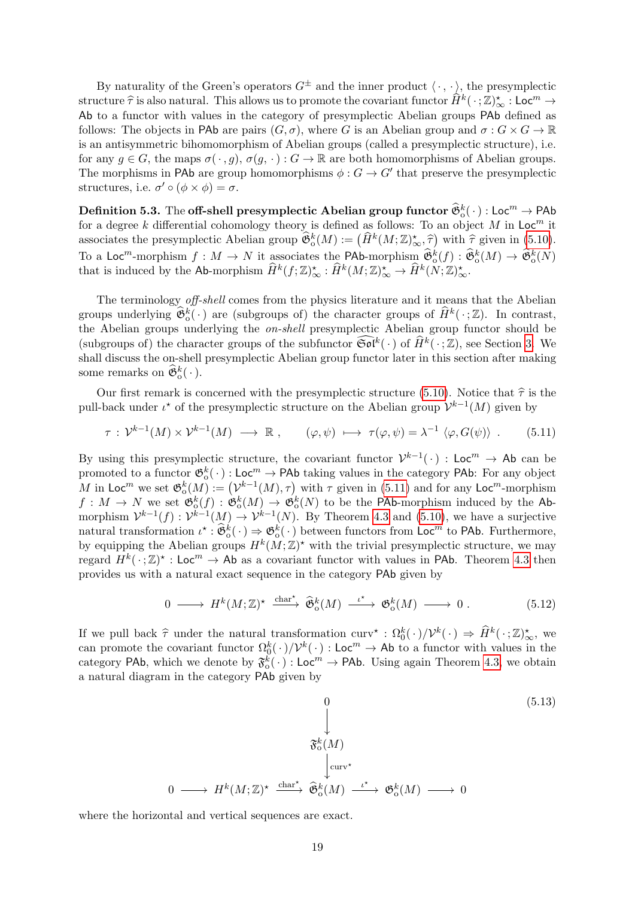By naturality of the Green's operators $G^{\pm}$ and the inner product $\langle\,\cdot\,,\,\cdot\,\rangle$, the presymplectic structure $\widehat{\tau}$ is also natural. This allows us to promote the covariant functor $\widehat{H}^k(\,\cdot\,;\mathbb{Z})^\star_\infty : \mathsf{Loc}^m \to \mathsf{Ab}$ to a functor with values in the category of presymplectic Abelian groups $\mathsf{PAb}$ defined as follows: The objects in $\mathsf{PAb}$ are pairs $(G,\sigma)$, where $G$ is an Abelian group and $\sigma : G\times G \to \mathbb{R}$ is an antisymmetric bihomomorphism of Abelian groups (called a presymplectic structure), i.e. for any $g\in G$, the maps $\sigma(\,\cdot\,,g)$, $\sigma(g,\,\cdot\,) : G\to\mathbb{R}$ are both homomorphisms of Abelian groups. The morphisms in $\mathsf{PAb}$ are group homomorphisms $\phi : G\to G'$ that preserve the presymplectic structures, i.e. $\sigma'\circ(\phi\times\phi) = \sigma$.

**Definition 5.3.** The **off-shell presymplectic Abelian group functor** $\widehat{\mathfrak{G}}^k_{\mathrm{o}}(\,\cdot\,) : \mathsf{Loc}^m \to \mathsf{PAb}$ for a degree $k$ differential cohomology theory is defined as follows: To an object $M$ in $\mathsf{Loc}^m$ it associates the presymplectic Abelian group $\widehat{\mathfrak{G}}^k_{\mathrm{o}}(M) := \big(\widehat{H}^k(M;\mathbb{Z})^\star_\infty,\widehat{\tau}\big)$ with $\widehat{\tau}$ given in (5.10). To a $\mathsf{Loc}^m$-morphism $f : M\to N$ it associates the $\mathsf{PAb}$-morphism $\widehat{\mathfrak{G}}^k_{\mathrm{o}}(f) : \widehat{\mathfrak{G}}^k_{\mathrm{o}}(M)\to\widehat{\mathfrak{G}}^k_{\mathrm{o}}(N)$ that is induced by the $\mathsf{Ab}$-morphism $\widehat{H}^k(f;\mathbb{Z})^\star_\infty : \widehat{H}^k(M;\mathbb{Z})^\star_\infty \to \widehat{H}^k(N;\mathbb{Z})^\star_\infty$.

The terminology *off-shell* comes from the physics literature and it means that the Abelian groups underlying $\widehat{\mathfrak{G}}^k_{\mathrm{o}}(\,\cdot\,)$ are (subgroups of) the character groups of $\widehat{H}^k(\,\cdot\,;\mathbb{Z})$. In contrast, the Abelian groups underlying the *on-shell* presymplectic Abelian group functor should be (subgroups of) the character groups of the subfunctor $\widehat{\mathfrak{Sol}}^k(\,\cdot\,)$ of $\widehat{H}^k(\,\cdot\,;\mathbb{Z})$, see Section 3. We shall discuss the on-shell presymplectic Abelian group functor later in this section after making some remarks on $\widehat{\mathfrak{G}}^k_{\mathrm{o}}(\,\cdot\,)$.

Our first remark is concerned with the presymplectic structure (5.10). Notice that $\widehat{\tau}$ is the pull-back under $\iota^\star$ of the presymplectic structure on the Abelian group $\mathcal{V}^{k-1}(M)$ given by

$$\tau\,:\,\mathcal{V}^{k-1}(M)\times\mathcal{V}^{k-1}(M)\;\longrightarrow\;\mathbb{R}~,\qquad(\varphi,\psi)\;\longmapsto\;\tau(\varphi,\psi) = \lambda^{-1}\,\langle\varphi,G(\psi)\rangle~.\tag{5.11}$$

By using this presymplectic structure, the covariant functor $\mathcal{V}^{k-1}(\,\cdot\,) : \mathsf{Loc}^m\to\mathsf{Ab}$ can be promoted to a functor $\mathfrak{G}^k_{\mathrm{o}}(\,\cdot\,) : \mathsf{Loc}^m\to\mathsf{PAb}$ taking values in the category $\mathsf{PAb}$: For any object $M$ in $\mathsf{Loc}^m$ we set $\mathfrak{G}^k_{\mathrm{o}}(M) := \big(\mathcal{V}^{k-1}(M),\tau\big)$ with $\tau$ given in (5.11) and for any $\mathsf{Loc}^m$-morphism $f : M\to N$ we set $\mathfrak{G}^k_{\mathrm{o}}(f) : \mathfrak{G}^k_{\mathrm{o}}(M)\to\mathfrak{G}^k_{\mathrm{o}}(N)$ to be the $\mathsf{PAb}$-morphism induced by the $\mathsf{Ab}$-morphism $\mathcal{V}^{k-1}(f) : \mathcal{V}^{k-1}(M)\to\mathcal{V}^{k-1}(N)$. By Theorem 4.3 and (5.10), we have a surjective natural transformation $\iota^\star : \widehat{\mathfrak{G}}^k_{\mathrm{o}}(\,\cdot\,)\Rightarrow\mathfrak{G}^k_{\mathrm{o}}(\,\cdot\,)$ between functors from $\mathsf{Loc}^m$ to $\mathsf{PAb}$. Furthermore, by equipping the Abelian groups $H^k(M;\mathbb{Z})^\star$ with the trivial presymplectic structure, we may regard $H^k(\,\cdot\,;\mathbb{Z})^\star : \mathsf{Loc}^m\to\mathsf{Ab}$ as a covariant functor with values in $\mathsf{PAb}$. Theorem 4.3 then provides us with a natural exact sequence in the category $\mathsf{PAb}$ given by

$$0\longrightarrow H^k(M;\mathbb{Z})^\star \xrightarrow{\;\mathrm{char}^\star\;}\widehat{\mathfrak{G}}^k_{\mathrm{o}}(M)\xrightarrow{\;\iota^\star\;}\mathfrak{G}^k_{\mathrm{o}}(M)\longrightarrow 0~.\tag{5.12}$$

If we pull back $\widehat{\tau}$ under the natural transformation $\mathrm{curv}^\star : \Omega^k_0(\,\cdot\,)/\mathcal{V}^k(\,\cdot\,)\Rightarrow\widehat{H}^k(\,\cdot\,;\mathbb{Z})^\star_\infty$, we can promote the covariant functor $\Omega^k_0(\,\cdot\,)/\mathcal{V}^k(\,\cdot\,) : \mathsf{Loc}^m\to\mathsf{Ab}$ to a functor with values in the category $\mathsf{PAb}$, which we denote by $\mathfrak{F}^k_{\mathrm{o}}(\,\cdot\,) : \mathsf{Loc}^m\to\mathsf{PAb}$. Using again Theorem 4.3, we obtain a natural diagram in the category $\mathsf{PAb}$ given by

$$\begin{array}{ccccccccc}
 & & & & 0 & & & & \\
 & & & & \big\downarrow & & & & \\
 & & & & \mathfrak{F}^k_{\mathrm{o}}(M) & & & & \\
 & & & & \big\downarrow{\scriptstyle \mathrm{curv}^\star} & & & & \\
0 & \longrightarrow & H^k(M;\mathbb{Z})^\star & \xrightarrow{\;\mathrm{char}^\star\;} & \widehat{\mathfrak{G}}^k_{\mathrm{o}}(M) & \xrightarrow{\;\iota^\star\;} & \mathfrak{G}^k_{\mathrm{o}}(M) & \longrightarrow & 0
\end{array}\tag{5.13}$$

where the horizontal and vertical sequences are exact.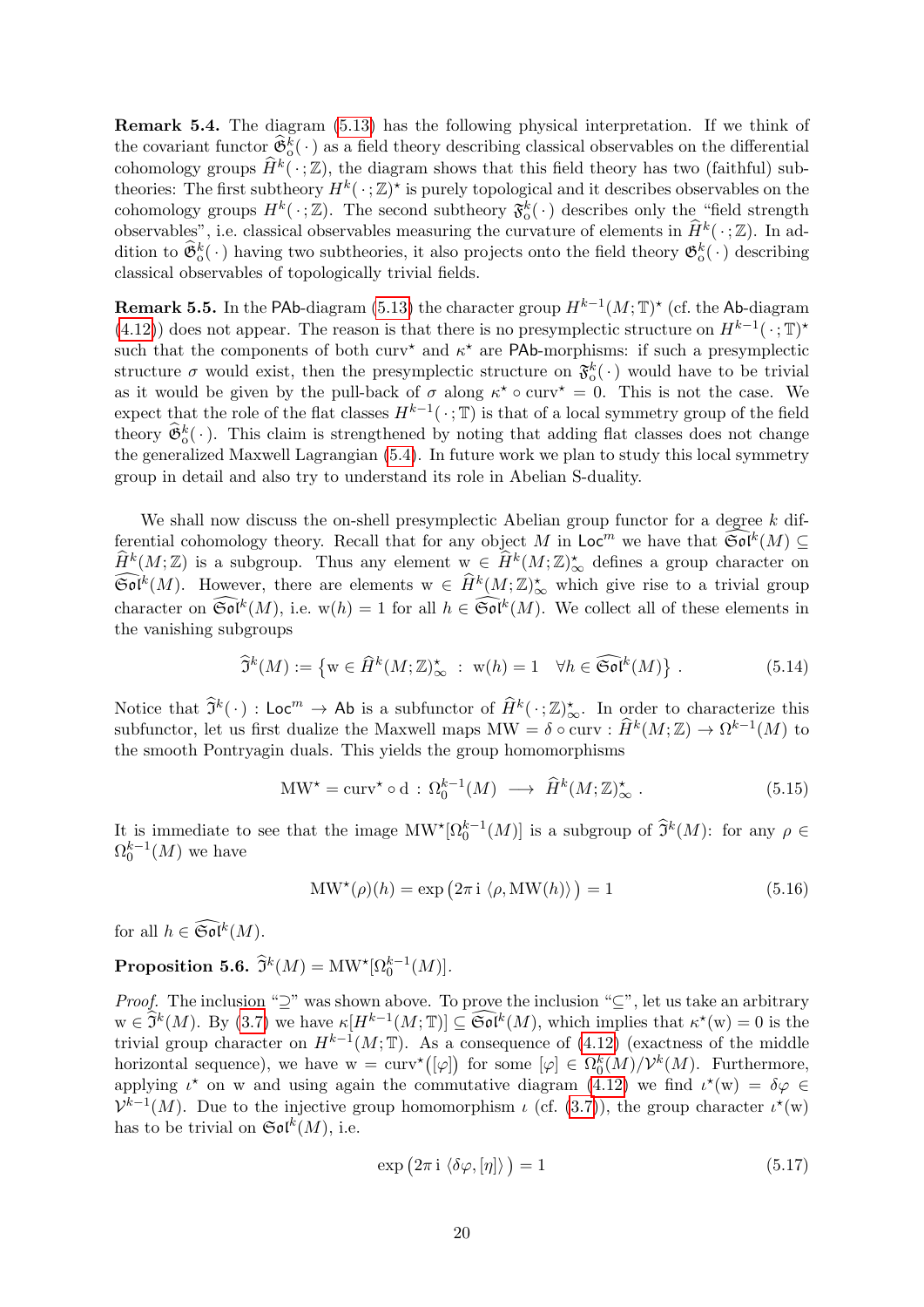**Remark 5.4.** The diagram (5.13) has the following physical interpretation. If we think of the covariant functor $\widehat{\mathfrak{G}}^k_{\mathrm{o}}(\,\cdot\,)$ as a field theory describing classical observables on the differential cohomology groups $\widehat{H}^k(\,\cdot\,;\mathbb{Z})$, the diagram shows that this field theory has two (faithful) subtheories: The first subtheory $H^k(\,\cdot\,;\mathbb{Z})^\star$ is purely topological and it describes observables on the cohomology groups $H^k(\,\cdot\,;\mathbb{Z})$. The second subtheory $\mathfrak{F}^k_{\mathrm{o}}(\,\cdot\,)$ describes only the "field strength observables", i.e. classical observables measuring the curvature of elements in $\widehat{H}^k(\,\cdot\,;\mathbb{Z})$. In addition to $\widehat{\mathfrak{G}}^k_{\mathrm{o}}(\,\cdot\,)$ having two subtheories, it also projects onto the field theory $\mathfrak{G}^k_{\mathrm{o}}(\,\cdot\,)$ describing classical observables of topologically trivial fields.

**Remark 5.5.** In the $\mathsf{PAb}$-diagram (5.13) the character group $H^{k-1}(M;\mathbb{T})^\star$ (cf. the $\mathsf{Ab}$-diagram (4.12)) does not appear. The reason is that there is no presymplectic structure on $H^{k-1}(\,\cdot\,;\mathbb{T})^\star$ such that the components of both $\mathrm{curv}^\star$ and $\kappa^\star$ are $\mathsf{PAb}$-morphisms: if such a presymplectic structure $\sigma$ would exist, then the presymplectic structure on $\mathfrak{F}^k_{\mathrm{o}}(\,\cdot\,)$ would have to be trivial as it would be given by the pull-back of $\sigma$ along $\kappa^\star\circ\mathrm{curv}^\star = 0$. This is not the case. We expect that the role of the flat classes $H^{k-1}(\,\cdot\,;\mathbb{T})$ is that of a local symmetry group of the field theory $\widehat{\mathfrak{G}}^k_{\mathrm{o}}(\,\cdot\,)$. This claim is strengthened by noting that adding flat classes does not change the generalized Maxwell Lagrangian (5.4). In future work we plan to study this local symmetry group in detail and also try to understand its role in Abelian S-duality.

We shall now discuss the on-shell presymplectic Abelian group functor for a degree $k$ differential cohomology theory. Recall that for any object $M$ in $\mathsf{Loc}^m$ we have that $\widehat{\mathfrak{Sol}}^k(M)\subseteq \widehat{H}^k(M;\mathbb{Z})$ is a subgroup. Thus any element $\mathrm{w}\in\widehat{H}^k(M;\mathbb{Z})^\star_\infty$ defines a group character on $\widehat{\mathfrak{Sol}}^k(M)$. However, there are elements $\mathrm{w}\in\widehat{H}^k(M;\mathbb{Z})^\star_\infty$ which give rise to a trivial group character on $\widehat{\mathfrak{Sol}}^k(M)$, i.e. $\mathrm{w}(h)=1$ for all $h\in\widehat{\mathfrak{Sol}}^k(M)$. We collect all of these elements in the vanishing subgroups

$$\widehat{\mathfrak{I}}^k(M) := \big\{\mathrm{w}\in\widehat{H}^k(M;\mathbb{Z})^\star_\infty\ :\ \mathrm{w}(h)=1\quad\forall h\in\widehat{\mathfrak{Sol}}^k(M)\big\}\ . \tag{5.14}$$

Notice that $\widehat{\mathfrak{I}}^k(\,\cdot\,):\mathsf{Loc}^m\to\mathsf{Ab}$ is a subfunctor of $\widehat{H}^k(\,\cdot\,;\mathbb{Z})^\star_\infty$. In order to characterize this subfunctor, let us first dualize the Maxwell maps $\mathrm{MW}=\delta\circ\mathrm{curv}:\widehat{H}^k(M;\mathbb{Z})\to\Omega^{k-1}(M)$ to the smooth Pontryagin duals. This yields the group homomorphisms

$$\mathrm{MW}^\star = \mathrm{curv}^\star\circ\mathrm{d}\,:\,\Omega^{k-1}_0(M)\longrightarrow\widehat{H}^k(M;\mathbb{Z})^\star_\infty\ . \tag{5.15}$$

It is immediate to see that the image $\mathrm{MW}^\star[\Omega^{k-1}_0(M)]$ is a subgroup of $\widehat{\mathfrak{I}}^k(M)$: for any $\rho\in\Omega^{k-1}_0(M)$ we have

$$\mathrm{MW}^\star(\rho)(h) = \exp\big(2\pi\,\mathrm{i}\,\langle\rho,\mathrm{MW}(h)\rangle\,\big) = 1 \tag{5.16}$$

for all $h\in\widehat{\mathfrak{Sol}}^k(M)$.

**Proposition 5.6.** $\widehat{\mathfrak{I}}^k(M)=\mathrm{MW}^\star[\Omega^{k-1}_0(M)]$.

*Proof.* The inclusion "$\supseteq$" was shown above. To prove the inclusion "$\subseteq$", let us take an arbitrary $\mathrm{w}\in\widehat{\mathfrak{I}}^k(M)$. By (3.7) we have $\kappa[H^{k-1}(M;\mathbb{T})]\subseteq\widehat{\mathfrak{Sol}}^k(M)$, which implies that $\kappa^\star(\mathrm{w})=0$ is the trivial group character on $H^{k-1}(M;\mathbb{T})$. As a consequence of (4.12) (exactness of the middle horizontal sequence), we have $\mathrm{w}=\mathrm{curv}^\star\big([\varphi]\big)$ for some $[\varphi]\in\Omega^k_0(M)/\mathcal{V}^k(M)$. Furthermore, applying $\iota^\star$ on $\mathrm{w}$ and using again the commutative diagram (4.12) we find $\iota^\star(\mathrm{w})=\delta\varphi\in\mathcal{V}^{k-1}(M)$. Due to the injective group homomorphism $\iota$ (cf. (3.7)), the group character $\iota^\star(\mathrm{w})$ has to be trivial on $\mathfrak{Sol}^k(M)$, i.e.

$$\exp\big(2\pi\,\mathrm{i}\,\langle\delta\varphi,[\eta]\rangle\,\big)=1 \tag{5.17}$$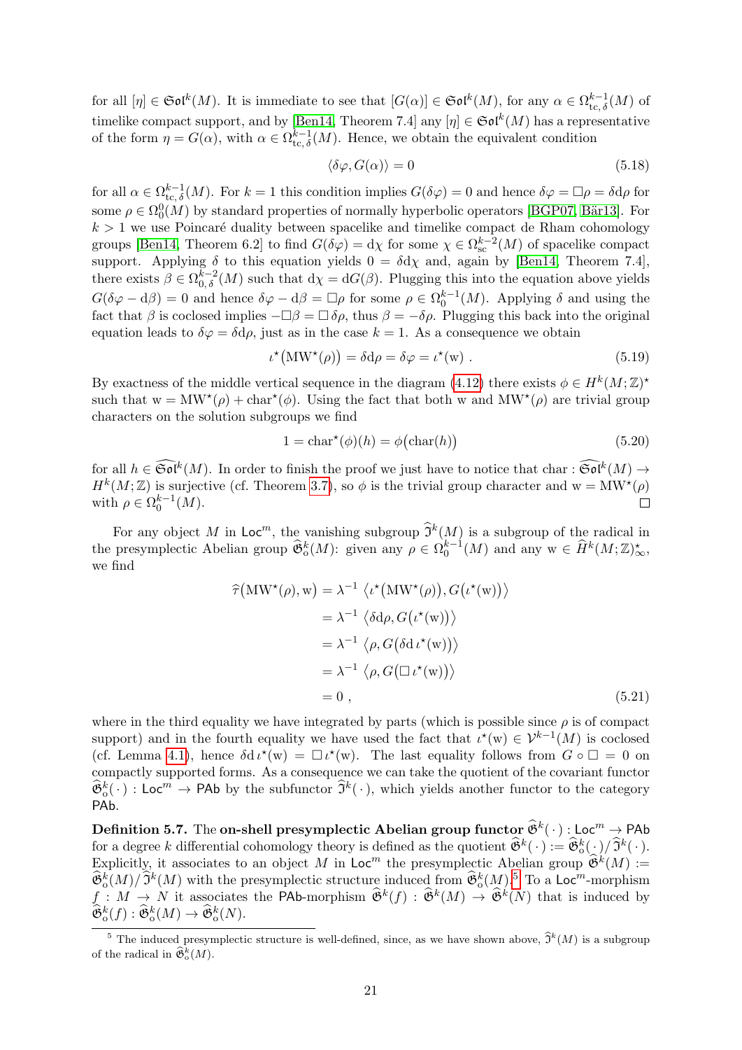for all $[\eta] \in \mathfrak{Sol}^k(M)$. It is immediate to see that $[G(\alpha)] \in \mathfrak{Sol}^k(M)$, for any $\alpha \in \Omega^{k-1}_{\mathrm{tc},\,\delta}(M)$ of timelike compact support, and by [Ben14, Theorem 7.4] any $[\eta] \in \mathfrak{Sol}^k(M)$ has a representative of the form $\eta = G(\alpha)$, with $\alpha \in \Omega^{k-1}_{\mathrm{tc},\,\delta}(M)$. Hence, we obtain the equivalent condition

$$\langle \delta\varphi, G(\alpha)\rangle = 0 \tag{5.18}$$

for all $\alpha \in \Omega^{k-1}_{\mathrm{tc},\,\delta}(M)$. For $k = 1$ this condition implies $G(\delta\varphi) = 0$ and hence $\delta\varphi = \Box\rho = \delta\mathrm{d}\rho$ for some $\rho \in \Omega^0_0(M)$ by standard properties of normally hyperbolic operators [BGP07, Bär13]. For $k > 1$ we use Poincaré duality between spacelike and timelike compact de Rham cohomology groups [Ben14, Theorem 6.2] to find $G(\delta\varphi) = \mathrm{d}\chi$ for some $\chi \in \Omega^{k-2}_{\mathrm{sc}}(M)$ of spacelike compact support. Applying $\delta$ to this equation yields $0 = \delta\mathrm{d}\chi$ and, again by [Ben14, Theorem 7.4], there exists $\beta \in \Omega^{k-2}_{0,\,\delta}(M)$ such that $\mathrm{d}\chi = \mathrm{d}G(\beta)$. Plugging this into the equation above yields $G(\delta\varphi - \mathrm{d}\beta) = 0$ and hence $\delta\varphi - \mathrm{d}\beta = \Box\rho$ for some $\rho \in \Omega^{k-1}_0(M)$. Applying $\delta$ and using the fact that $\beta$ is coclosed implies $-\Box\beta = \Box\,\delta\rho$, thus $\beta = -\delta\rho$. Plugging this back into the original equation leads to $\delta\varphi = \delta\mathrm{d}\rho$, just as in the case $k = 1$. As a consequence we obtain

$$\iota^\star\big(\mathrm{MW}^\star(\rho)\big) = \delta\mathrm{d}\rho = \delta\varphi = \iota^\star(\mathrm{w}) \ . \tag{5.19}$$

By exactness of the middle vertical sequence in the diagram (4.12) there exists $\phi \in H^k(M;\mathbb{Z})^\star$ such that $\mathrm{w} = \mathrm{MW}^\star(\rho) + \mathrm{char}^\star(\phi)$. Using the fact that both $\mathrm{w}$ and $\mathrm{MW}^\star(\rho)$ are trivial group characters on the solution subgroups we find

$$1 = \mathrm{char}^\star(\phi)(h) = \phi\big(\mathrm{char}(h)\big) \tag{5.20}$$

for all $h \in \widehat{\mathfrak{Sol}}^k(M)$. In order to finish the proof we just have to notice that $\mathrm{char} : \widehat{\mathfrak{Sol}}^k(M) \to H^k(M;\mathbb{Z})$ is surjective (cf. Theorem 3.7), so $\phi$ is the trivial group character and $\mathrm{w} = \mathrm{MW}^\star(\rho)$ with $\rho \in \Omega^{k-1}_0(M)$. □

For any object $M$ in $\mathsf{Loc}^m$, the vanishing subgroup $\widehat{\mathfrak{I}}^k(M)$ is a subgroup of the radical in the presymplectic Abelian group $\widehat{\mathfrak{G}}^k_{\mathrm{o}}(M)$: given any $\rho \in \Omega^{k-1}_0(M)$ and any $\mathrm{w} \in \widehat{H}^k(M;\mathbb{Z})^\star_\infty$, we find

$$\begin{aligned}
\widehat{\tau}\big(\mathrm{MW}^\star(\rho),\mathrm{w}\big) &= \lambda^{-1}\,\big\langle \iota^\star\big(\mathrm{MW}^\star(\rho)\big), G\big(\iota^\star(\mathrm{w})\big)\big\rangle \\
&= \lambda^{-1}\,\big\langle \delta\mathrm{d}\rho, G\big(\iota^\star(\mathrm{w})\big)\big\rangle \\
&= \lambda^{-1}\,\big\langle \rho, G\big(\delta\mathrm{d}\,\iota^\star(\mathrm{w})\big)\big\rangle \\
&= \lambda^{-1}\,\big\langle \rho, G\big(\Box\,\iota^\star(\mathrm{w})\big)\big\rangle \\
&= 0 \ ,
\end{aligned} \tag{5.21}$$

where in the third equality we have integrated by parts (which is possible since $\rho$ is of compact support) and in the fourth equality we have used the fact that $\iota^\star(\mathrm{w}) \in \mathcal{V}^{k-1}(M)$ is coclosed (cf. Lemma 4.1), hence $\delta\mathrm{d}\,\iota^\star(\mathrm{w}) = \Box\,\iota^\star(\mathrm{w})$. The last equality follows from $G \circ \Box = 0$ on compactly supported forms. As a consequence we can take the quotient of the covariant functor $\widehat{\mathfrak{G}}^k_{\mathrm{o}}(\,\cdot\,) : \mathsf{Loc}^m \to \mathsf{PAb}$ by the subfunctor $\widehat{\mathfrak{I}}^k(\,\cdot\,)$, which yields another functor to the category $\mathsf{PAb}$.

**Definition 5.7.** The **on-shell presymplectic Abelian group functor** $\widehat{\mathfrak{G}}^k(\,\cdot\,) : \mathsf{Loc}^m \to \mathsf{PAb}$ for a degree $k$ differential cohomology theory is defined as the quotient $\widehat{\mathfrak{G}}^k(\,\cdot\,) := \widehat{\mathfrak{G}}^k_{\mathrm{o}}(\,\cdot\,)/\widehat{\mathfrak{I}}^k(\,\cdot\,)$. Explicitly, it associates to an object $M$ in $\mathsf{Loc}^m$ the presymplectic Abelian group $\widehat{\mathfrak{G}}^k(M) := \widehat{\mathfrak{G}}^k_{\mathrm{o}}(M)/\widehat{\mathfrak{I}}^k(M)$ with the presymplectic structure induced from $\widehat{\mathfrak{G}}^k_{\mathrm{o}}(M)$.[5] To a $\mathsf{Loc}^m$-morphism $f : M \to N$ it associates the $\mathsf{PAb}$-morphism $\widehat{\mathfrak{G}}^k(f) : \widehat{\mathfrak{G}}^k(M) \to \widehat{\mathfrak{G}}^k(N)$ that is induced by $\widehat{\mathfrak{G}}^k_{\mathrm{o}}(f) : \widehat{\mathfrak{G}}^k_{\mathrm{o}}(M) \to \widehat{\mathfrak{G}}^k_{\mathrm{o}}(N)$.

[5] The induced presymplectic structure is well-defined, since, as we have shown above, $\widehat{\mathfrak{I}}^k(M)$ is a subgroup of the radical in $\widehat{\mathfrak{G}}^k_{\mathrm{o}}(M)$.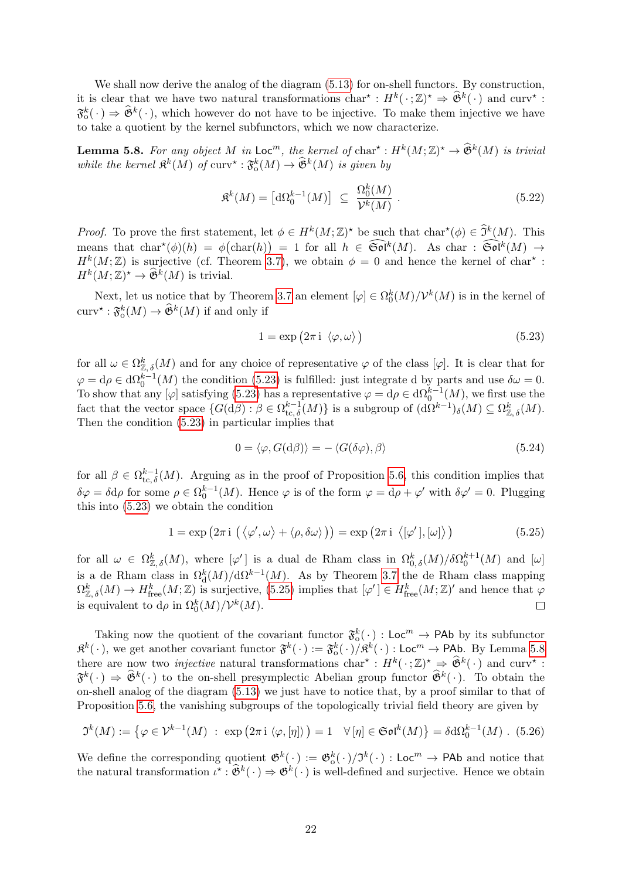We shall now derive the analog of the diagram (5.13) for on-shell functors. By construction, it is clear that we have two natural transformations $\mathrm{char}^\star : H^k(\,\cdot\,;\mathbb{Z})^\star \Rightarrow \widehat{\mathfrak{G}}^k(\,\cdot\,)$ and $\mathrm{curv}^\star : \mathfrak{F}^k_{\mathrm{o}}(\,\cdot\,) \Rightarrow \widehat{\mathfrak{G}}^k(\,\cdot\,)$, which however do not have to be injective. To make them injective we have to take a quotient by the kernel subfunctors, which we now characterize.

**Lemma 5.8.** *For any object $M$ in $\mathsf{Loc}^m$, the kernel of $\mathrm{char}^\star : H^k(M;\mathbb{Z})^\star \to \widehat{\mathfrak{G}}^k(M)$ is trivial while the kernel $\mathfrak{K}^k(M)$ of $\mathrm{curv}^\star : \mathfrak{F}^k_{\mathrm{o}}(M) \to \widehat{\mathfrak{G}}^k(M)$ is given by*

$$\mathfrak{K}^k(M) = \big[\mathrm{d}\Omega^{k-1}_0(M)\big] \subseteq \frac{\Omega^k_0(M)}{\mathcal{V}^k(M)} \ . \tag{5.22}$$

*Proof.* To prove the first statement, let $\phi \in H^k(M;\mathbb{Z})^\star$ be such that $\mathrm{char}^\star(\phi) \in \widehat{\mathfrak{I}}^k(M)$. This means that $\mathrm{char}^\star(\phi)(h) = \phi\big(\mathrm{char}(h)\big) = 1$ for all $h \in \widehat{\mathfrak{Sol}}^k(M)$. As $\mathrm{char} : \widehat{\mathfrak{Sol}}^k(M) \to H^k(M;\mathbb{Z})$ is surjective (cf. Theorem 3.7), we obtain $\phi = 0$ and hence the kernel of $\mathrm{char}^\star : H^k(M;\mathbb{Z})^\star \to \widehat{\mathfrak{G}}^k(M)$ is trivial.

Next, let us notice that by Theorem 3.7 an element $[\varphi] \in \Omega^k_0(M)/\mathcal{V}^k(M)$ is in the kernel of $\mathrm{curv}^\star : \mathfrak{F}^k_{\mathrm{o}}(M) \to \widehat{\mathfrak{G}}^k(M)$ if and only if

$$1 = \exp\big(2\pi\,\mathrm{i}\ \langle \varphi, \omega\rangle\big) \tag{5.23}$$

for all $\omega \in \Omega^k_{\mathbb{Z},\,\delta}(M)$ and for any choice of representative $\varphi$ of the class $[\varphi]$. It is clear that for $\varphi = \mathrm{d}\rho \in \mathrm{d}\Omega^{k-1}_0(M)$ the condition (5.23) is fulfilled: just integrate d by parts and use $\delta\omega = 0$. To show that any $[\varphi]$ satisfying (5.23) has a representative $\varphi = \mathrm{d}\rho \in \mathrm{d}\Omega^{k-1}_0(M)$, we first use the fact that the vector space $\{G(\mathrm{d}\beta) : \beta \in \Omega^{k-1}_{\mathrm{tc},\,\delta}(M)\}$ is a subgroup of $(\mathrm{d}\Omega^{k-1})_\delta(M) \subseteq \Omega^k_{\mathbb{Z},\,\delta}(M)$. Then the condition (5.23) in particular implies that

$$0 = \langle \varphi, G(\mathrm{d}\beta)\rangle = -\,\langle G(\delta\varphi), \beta\rangle \tag{5.24}$$

for all $\beta \in \Omega^{k-1}_{\mathrm{tc},\,\delta}(M)$. Arguing as in the proof of Proposition 5.6, this condition implies that $\delta\varphi = \delta\mathrm{d}\rho$ for some $\rho \in \Omega^{k-1}_0(M)$. Hence $\varphi$ is of the form $\varphi = \mathrm{d}\rho + \varphi'$ with $\delta\varphi' = 0$. Plugging this into (5.23) we obtain the condition

$$1 = \exp\big(2\pi\,\mathrm{i}\ \big(\langle\varphi',\omega\rangle + \langle\rho,\delta\omega\rangle\big)\big) = \exp\big(2\pi\,\mathrm{i}\ \langle[\varphi'],[\omega]\rangle\big) \tag{5.25}$$

for all $\omega \in \Omega^k_{\mathbb{Z},\,\delta}(M)$, where $[\varphi']$ is a dual de Rham class in $\Omega^k_{0,\,\delta}(M)/\delta\Omega^{k+1}_0(M)$ and $[\omega]$ is a de Rham class in $\Omega^k_{\mathrm{d}}(M)/\mathrm{d}\Omega^{k-1}(M)$. As by Theorem 3.7 the de Rham class mapping $\Omega^k_{\mathbb{Z},\,\delta}(M) \to H^k_{\mathrm{free}}(M;\mathbb{Z})$ is surjective, (5.25) implies that $[\varphi'] \in H^k_{\mathrm{free}}(M;\mathbb{Z})'$ and hence that $\varphi$ is equivalent to $\mathrm{d}\rho$ in $\Omega^k_0(M)/\mathcal{V}^k(M)$. $\square$

Taking now the quotient of the covariant functor $\mathfrak{F}^k_{\mathrm{o}}(\,\cdot\,) : \mathsf{Loc}^m \to \mathsf{PAb}$ by its subfunctor $\mathfrak{K}^k(\,\cdot\,)$, we get another covariant functor $\mathfrak{F}^k(\,\cdot\,) := \mathfrak{F}^k_{\mathrm{o}}(\,\cdot\,)/\mathfrak{K}^k(\,\cdot\,) : \mathsf{Loc}^m \to \mathsf{PAb}$. By Lemma 5.8 there are now two *injective* natural transformations $\mathrm{char}^\star : H^k(\,\cdot\,;\mathbb{Z})^\star \Rightarrow \widehat{\mathfrak{G}}^k(\,\cdot\,)$ and $\mathrm{curv}^\star : \mathfrak{F}^k(\,\cdot\,) \Rightarrow \widehat{\mathfrak{G}}^k(\,\cdot\,)$ to the on-shell presymplectic Abelian group functor $\widehat{\mathfrak{G}}^k(\,\cdot\,)$. To obtain the on-shell analog of the diagram (5.13) we just have to notice that, by a proof similar to that of Proposition 5.6, the vanishing subgroups of the topologically trivial field theory are given by

$$\mathfrak{I}^k(M) := \big\{\varphi \in \mathcal{V}^{k-1}(M)\ :\ \exp\big(2\pi\,\mathrm{i}\,\langle\varphi,[\eta]\rangle\big) = 1 \quad \forall\,[\eta] \in \mathfrak{Sol}^k(M)\big\} = \delta\mathrm{d}\Omega^{k-1}_0(M) \ . \tag{5.26}$$

We define the corresponding quotient $\mathfrak{G}^k(\,\cdot\,) := \mathfrak{G}^k_{\mathrm{o}}(\,\cdot\,)/\mathfrak{I}^k(\,\cdot\,) : \mathsf{Loc}^m \to \mathsf{PAb}$ and notice that the natural transformation $\iota^\star : \widehat{\mathfrak{G}}^k(\,\cdot\,) \Rightarrow \mathfrak{G}^k(\,\cdot\,)$ is well-defined and surjective. Hence we obtain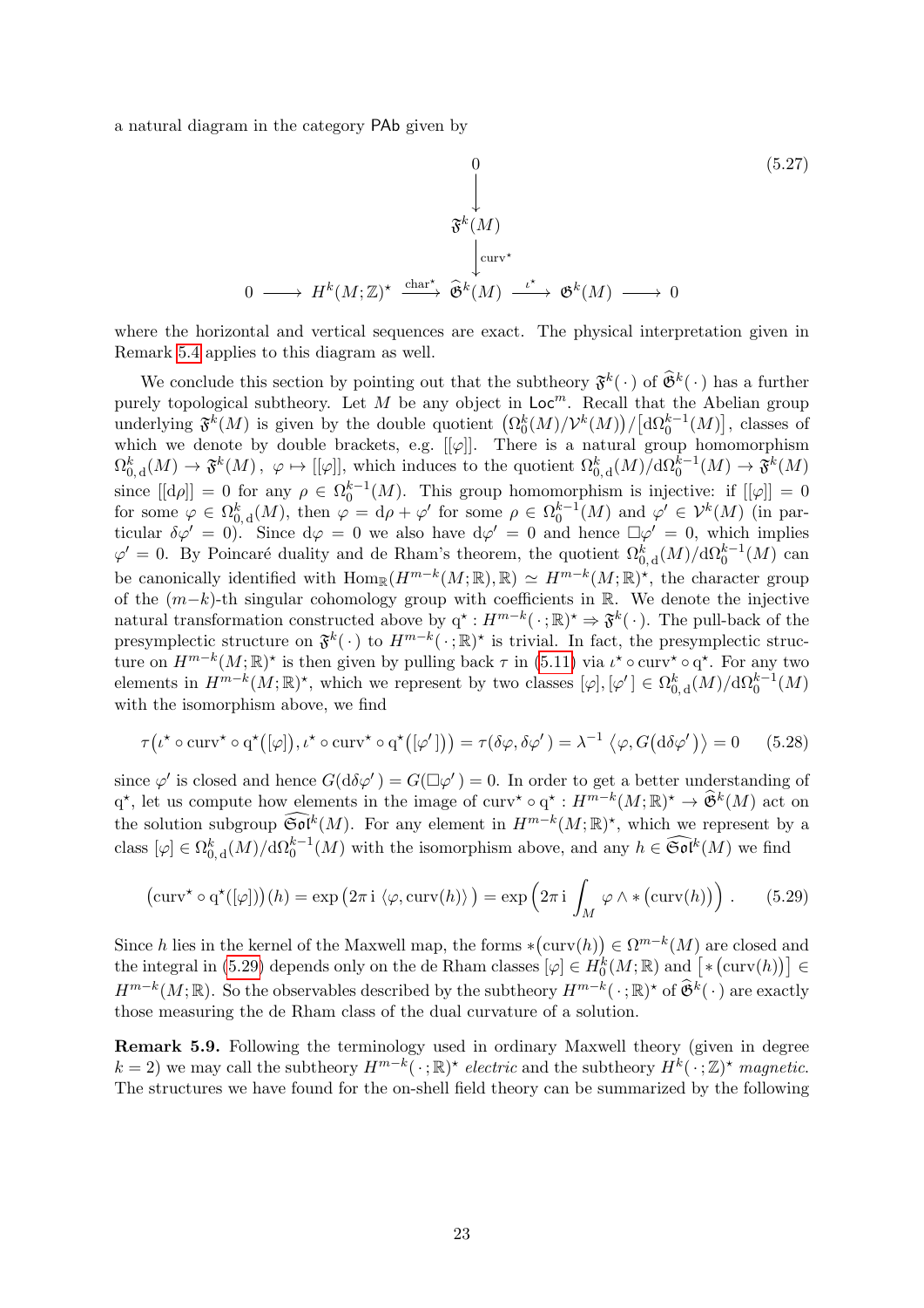a natural diagram in the category $\mathsf{PAb}$ given by

$$
\begin{array}{ccccccccc}
 & & & & 0 & & & & \\
 & & & & \downarrow & & & & \\
 & & & & \mathfrak{F}^k(M) & & & & \\
 & & & & \downarrow{\scriptstyle \mathrm{curv}^\star} & & & & \\
0 & \longrightarrow & H^k(M;\mathbb{Z})^\star & \xrightarrow{\mathrm{char}^\star} & \widehat{\mathfrak{G}}^k(M) & \xrightarrow{\iota^\star} & \mathfrak{G}^k(M) & \longrightarrow & 0
\end{array}
\tag{5.27}
$$

where the horizontal and vertical sequences are exact. The physical interpretation given in Remark 5.4 applies to this diagram as well.

We conclude this section by pointing out that the subtheory $\mathfrak{F}^k(\,\cdot\,)$ of $\widehat{\mathfrak{G}}^k(\,\cdot\,)$ has a further purely topological subtheory. Let $M$ be any object in $\mathsf{Loc}^m$. Recall that the Abelian group underlying $\mathfrak{F}^k(M)$ is given by the double quotient $\big(\Omega_0^k(M)/\mathcal{V}^k(M)\big)/\big[\mathrm{d}\Omega_0^{k-1}(M)\big]$, classes of which we denote by double brackets, e.g. $[[\varphi]]$. There is a natural group homomorphism $\Omega_{0,\,\mathrm{d}}^k(M) \to \mathfrak{F}^k(M)\,,\ \varphi \mapsto [[\varphi]]$, which induces to the quotient $\Omega_{0,\,\mathrm{d}}^k(M)/\mathrm{d}\Omega_0^{k-1}(M) \to \mathfrak{F}^k(M)$ since $[[\mathrm{d}\rho]] = 0$ for any $\rho \in \Omega_0^{k-1}(M)$. This group homomorphism is injective: if $[[\varphi]] = 0$ for some $\varphi \in \Omega_{0,\,\mathrm{d}}^k(M)$, then $\varphi = \mathrm{d}\rho + \varphi'$ for some $\rho \in \Omega_0^{k-1}(M)$ and $\varphi' \in \mathcal{V}^k(M)$ (in particular $\delta\varphi' = 0$). Since $\mathrm{d}\varphi = 0$ we also have $\mathrm{d}\varphi' = 0$ and hence $\Box\varphi' = 0$, which implies $\varphi' = 0$. By Poincaré duality and de Rham's theorem, the quotient $\Omega_{0,\,\mathrm{d}}^k(M)/\mathrm{d}\Omega_0^{k-1}(M)$ can be canonically identified with $\mathrm{Hom}_\mathbb{R}(H^{m-k}(M;\mathbb{R}),\mathbb{R}) \simeq H^{m-k}(M;\mathbb{R})^\star$, the character group of the $(m-k)$-th singular cohomology group with coefficients in $\mathbb{R}$. We denote the injective natural transformation constructed above by $\mathrm{q}^\star : H^{m-k}(\,\cdot\,;\mathbb{R})^\star \Rightarrow \mathfrak{F}^k(\,\cdot\,)$. The pull-back of the presymplectic structure on $\mathfrak{F}^k(\,\cdot\,)$ to $H^{m-k}(\,\cdot\,;\mathbb{R})^\star$ is trivial. In fact, the presymplectic structure on $H^{m-k}(M;\mathbb{R})^\star$ is then given by pulling back $\tau$ in (5.11) via $\iota^\star \circ \mathrm{curv}^\star \circ \mathrm{q}^\star$. For any two elements in $H^{m-k}(M;\mathbb{R})^\star$, which we represent by two classes $[\varphi],[\varphi'] \in \Omega_{0,\,\mathrm{d}}^k(M)/\mathrm{d}\Omega_0^{k-1}(M)$ with the isomorphism above, we find

$$
\tau\big(\iota^\star \circ \mathrm{curv}^\star \circ \mathrm{q}^\star\big([\varphi]\big), \iota^\star \circ \mathrm{curv}^\star \circ \mathrm{q}^\star\big([\varphi']\big)\big) = \tau(\delta\varphi, \delta\varphi') = \lambda^{-1}\,\big\langle \varphi, G\big(\mathrm{d}\delta\varphi'\big)\big\rangle = 0 \tag{5.28}
$$

since $\varphi'$ is closed and hence $G(\mathrm{d}\delta\varphi') = G(\Box\varphi') = 0$. In order to get a better understanding of $\mathrm{q}^\star$, let us compute how elements in the image of $\mathrm{curv}^\star \circ \mathrm{q}^\star : H^{m-k}(M;\mathbb{R})^\star \to \widehat{\mathfrak{G}}^k(M)$ act on the solution subgroup $\widehat{\mathfrak{Sol}}^k(M)$. For any element in $H^{m-k}(M;\mathbb{R})^\star$, which we represent by a class $[\varphi] \in \Omega_{0,\,\mathrm{d}}^k(M)/\mathrm{d}\Omega_0^{k-1}(M)$ with the isomorphism above, and any $h \in \widehat{\mathfrak{Sol}}^k(M)$ we find

$$
\big(\mathrm{curv}^\star \circ \mathrm{q}^\star([\varphi])\big)(h) = \exp\big(2\pi\,\mathrm{i}\,\langle \varphi, \mathrm{curv}(h)\rangle\big) = \exp\Big(2\pi\,\mathrm{i}\int_M \varphi \wedge *\big(\mathrm{curv}(h)\big)\Big)\ . \tag{5.29}
$$

Since $h$ lies in the kernel of the Maxwell map, the forms $*\big(\mathrm{curv}(h)\big) \in \Omega^{m-k}(M)$ are closed and the integral in (5.29) depends only on the de Rham classes $[\varphi] \in H_0^k(M;\mathbb{R})$ and $\big[*\big(\mathrm{curv}(h)\big)\big] \in H^{m-k}(M;\mathbb{R})$. So the observables described by the subtheory $H^{m-k}(\,\cdot\,;\mathbb{R})^\star$ of $\widehat{\mathfrak{G}}^k(\,\cdot\,)$ are exactly those measuring the de Rham class of the dual curvature of a solution.

**Remark 5.9.** Following the terminology used in ordinary Maxwell theory (given in degree $k = 2$) we may call the subtheory $H^{m-k}(\,\cdot\,;\mathbb{R})^\star$ *electric* and the subtheory $H^k(\,\cdot\,;\mathbb{Z})^\star$ *magnetic*. The structures we have found for the on-shell field theory can be summarized by the following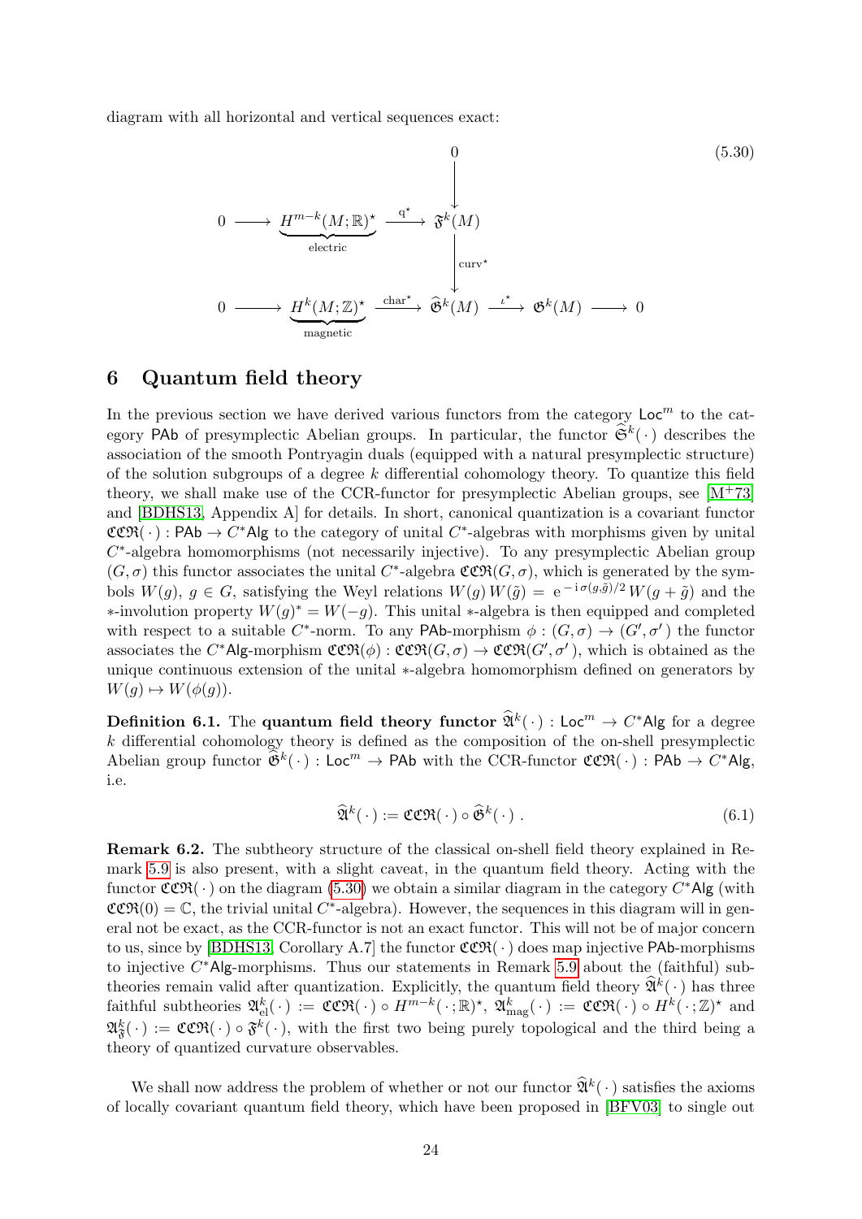diagram with all horizontal and vertical sequences exact:

$$
\begin{array}{ccccccccc}
 & & & & 0 & & & & \\
 & & & & \downarrow & & & & \\
0 & \longrightarrow & \underbrace{H^{m-k}(M;\mathbb{R})^\star}_{\text{electric}} & \xrightarrow{\;\mathrm{q}^\star\;} & \mathfrak{F}^k(M) & & & & \\
 & & & & \downarrow{\scriptstyle \mathrm{curv}^\star} & & & & \\
0 & \longrightarrow & \underbrace{H^k(M;\mathbb{Z})^\star}_{\text{magnetic}} & \xrightarrow{\;\mathrm{char}^\star\;} & \widehat{\mathfrak{G}}^k(M) & \xrightarrow{\;\iota^\star\;} & \mathfrak{G}^k(M) & \longrightarrow & 0
\end{array}
\tag{5.30}
$$

## 6 Quantum field theory

In the previous section we have derived various functors from the category $\mathsf{Loc}^m$ to the category $\mathsf{PAb}$ of presymplectic Abelian groups. In particular, the functor $\widehat{\mathfrak{S}}^k(\,\cdot\,)$ describes the association of the smooth Pontryagin duals (equipped with a natural presymplectic structure) of the solution subgroups of a degree $k$ differential cohomology theory. To quantize this field theory, we shall make use of the CCR-functor for presymplectic Abelian groups, see [M+73] and [BDHS13, Appendix A] for details. In short, canonical quantization is a covariant functor $\mathfrak{CCR}(\,\cdot\,) : \mathsf{PAb} \to C^*\mathsf{Alg}$ to the category of unital $C^*$-algebras with morphisms given by unital $C^*$-algebra homomorphisms (not necessarily injective). To any presymplectic Abelian group $(G,\sigma)$ this functor associates the unital $C^*$-algebra $\mathfrak{CCR}(G,\sigma)$, which is generated by the symbols $W(g)$, $g \in G$, satisfying the Weyl relations $W(g)\,W(\tilde{g}) = \mathrm{e}^{-\mathrm{i}\,\sigma(g,\tilde{g})/2}\,W(g+\tilde{g})$ and the $*$-involution property $W(g)^* = W(-g)$. This unital $*$-algebra is then equipped and completed with respect to a suitable $C^*$-norm. To any $\mathsf{PAb}$-morphism $\phi : (G,\sigma) \to (G',\sigma')$ the functor associates the $C^*\mathsf{Alg}$-morphism $\mathfrak{CCR}(\phi) : \mathfrak{CCR}(G,\sigma) \to \mathfrak{CCR}(G',\sigma')$, which is obtained as the unique continuous extension of the unital $*$-algebra homomorphism defined on generators by $W(g) \mapsto W(\phi(g))$.

**Definition 6.1.** The **quantum field theory functor** $\widehat{\mathfrak{A}}^k(\,\cdot\,) : \mathsf{Loc}^m \to C^*\mathsf{Alg}$ for a degree $k$ differential cohomology theory is defined as the composition of the on-shell presymplectic Abelian group functor $\widehat{\mathfrak{S}}^k(\,\cdot\,) : \mathsf{Loc}^m \to \mathsf{PAb}$ with the CCR-functor $\mathfrak{CCR}(\,\cdot\,) : \mathsf{PAb} \to C^*\mathsf{Alg}$, i.e.

$$
\widehat{\mathfrak{A}}^k(\,\cdot\,) := \mathfrak{CCR}(\,\cdot\,) \circ \widehat{\mathfrak{S}}^k(\,\cdot\,)\ . \tag{6.1}
$$

**Remark 6.2.** The subtheory structure of the classical on-shell field theory explained in Remark 5.9 is also present, with a slight caveat, in the quantum field theory. Acting with the functor $\mathfrak{CCR}(\,\cdot\,)$ on the diagram (5.30) we obtain a similar diagram in the category $C^*\mathsf{Alg}$ (with $\mathfrak{CCR}(0) = \mathbb{C}$, the trivial unital $C^*$-algebra). However, the sequences in this diagram will in general not be exact, as the CCR-functor is not an exact functor. This will not be of major concern to us, since by [BDHS13, Corollary A.7] the functor $\mathfrak{CCR}(\,\cdot\,)$ does map injective $\mathsf{PAb}$-morphisms to injective $C^*\mathsf{Alg}$-morphisms. Thus our statements in Remark 5.9 about the (faithful) subtheories remain valid after quantization. Explicitly, the quantum field theory $\widehat{\mathfrak{A}}^k(\,\cdot\,)$ has three faithful subtheories $\mathfrak{A}^k_{\mathrm{el}}(\,\cdot\,) := \mathfrak{CCR}(\,\cdot\,) \circ H^{m-k}(\,\cdot\,;\mathbb{R})^\star$, $\mathfrak{A}^k_{\mathrm{mag}}(\,\cdot\,) := \mathfrak{CCR}(\,\cdot\,) \circ H^k(\,\cdot\,;\mathbb{Z})^\star$ and $\mathfrak{A}^k_{\mathfrak{F}}(\,\cdot\,) := \mathfrak{CCR}(\,\cdot\,) \circ \mathfrak{F}^k(\,\cdot\,)$, with the first two being purely topological and the third being a theory of quantized curvature observables.

We shall now address the problem of whether or not our functor $\widehat{\mathfrak{A}}^k(\,\cdot\,)$ satisfies the axioms of locally covariant quantum field theory, which have been proposed in [BFV03] to single out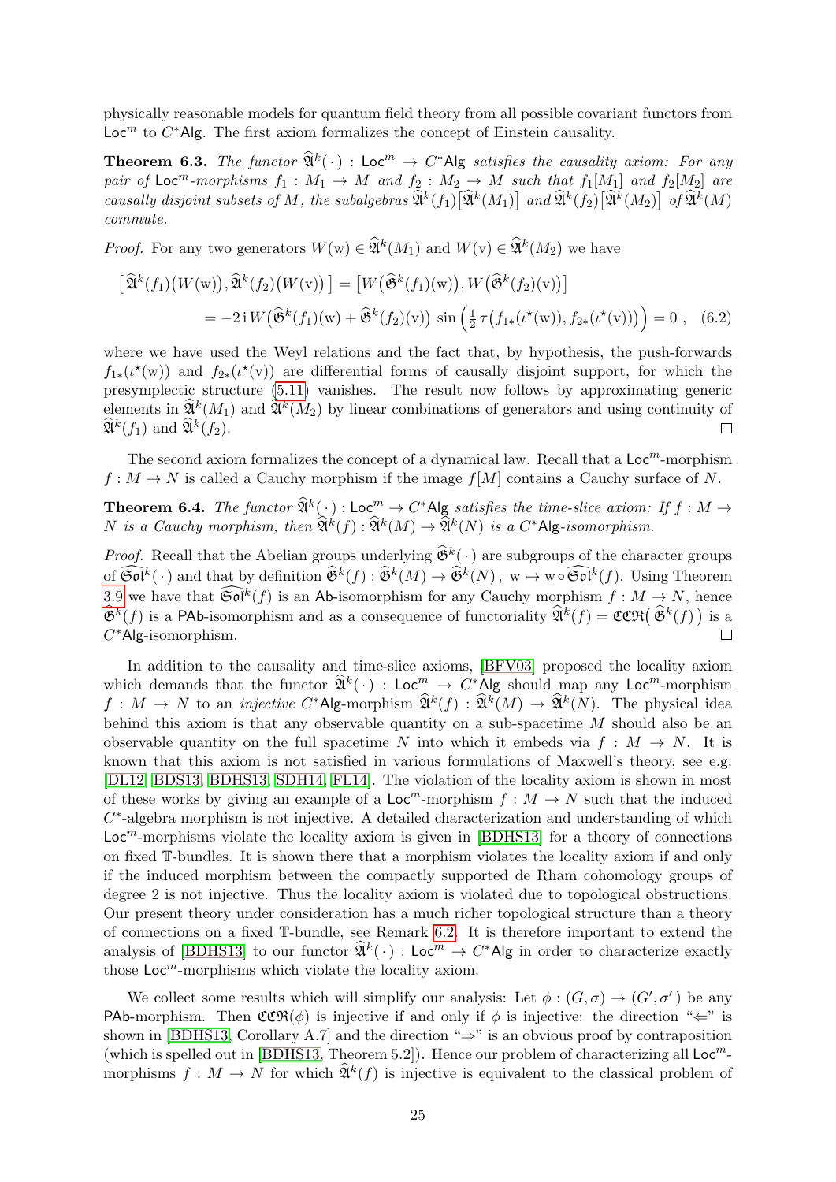physically reasonable models for quantum field theory from all possible covariant functors from $\mathsf{Loc}^m$ to $C^*\mathsf{Alg}$. The first axiom formalizes the concept of Einstein causality.

**Theorem 6.3.** *The functor $\widehat{\mathfrak{A}}^k(\,\cdot\,) : \mathsf{Loc}^m \to C^*\mathsf{Alg}$ satisfies the causality axiom: For any pair of $\mathsf{Loc}^m$-morphisms $f_1 : M_1 \to M$ and $f_2 : M_2 \to M$ such that $f_1[M_1]$ and $f_2[M_2]$ are causally disjoint subsets of $M$, the subalgebras $\widehat{\mathfrak{A}}^k(f_1)\big[\widehat{\mathfrak{A}}^k(M_1)\big]$ and $\widehat{\mathfrak{A}}^k(f_2)\big[\widehat{\mathfrak{A}}^k(M_2)\big]$ of $\widehat{\mathfrak{A}}^k(M)$ commute.*

*Proof.* For any two generators $W(\mathrm{w}) \in \widehat{\mathfrak{A}}^k(M_1)$ and $W(\mathrm{v}) \in \widehat{\mathfrak{A}}^k(M_2)$ we have

$$
\begin{aligned}
\big[\widehat{\mathfrak{A}}^k(f_1)\big(W(\mathrm{w})\big), \widehat{\mathfrak{A}}^k(f_2)\big(W(\mathrm{v})\big)\,\big] &= \big[W\big(\widehat{\mathfrak{G}}^k(f_1)(\mathrm{w})\big), W\big(\widehat{\mathfrak{G}}^k(f_2)(\mathrm{v})\big)\big] \\
&= -2\,\mathrm{i}\, W\big(\widehat{\mathfrak{G}}^k(f_1)(\mathrm{w}) + \widehat{\mathfrak{G}}^k(f_2)(\mathrm{v})\big)\, \sin\Big(\tfrac{1}{2}\,\tau\big(f_{1*}(\iota^\star(\mathrm{w})), f_{2*}(\iota^\star(\mathrm{v}))\big)\Big) = 0 \ , \quad (6.2)
\end{aligned}
$$

where we have used the Weyl relations and the fact that, by hypothesis, the push-forwards $f_{1*}(\iota^\star(\mathrm{w}))$ and $f_{2*}(\iota^\star(\mathrm{v}))$ are differential forms of causally disjoint support, for which the presymplectic structure (5.11) vanishes. The result now follows by approximating generic elements in $\widehat{\mathfrak{A}}^k(M_1)$ and $\widehat{\mathfrak{A}}^k(M_2)$ by linear combinations of generators and using continuity of $\widehat{\mathfrak{A}}^k(f_1)$ and $\widehat{\mathfrak{A}}^k(f_2)$. □

The second axiom formalizes the concept of a dynamical law. Recall that a $\mathsf{Loc}^m$-morphism $f : M \to N$ is called a Cauchy morphism if the image $f[M]$ contains a Cauchy surface of $N$.

**Theorem 6.4.** *The functor $\widehat{\mathfrak{A}}^k(\,\cdot\,) : \mathsf{Loc}^m \to C^*\mathsf{Alg}$ satisfies the time-slice axiom: If $f : M \to N$ is a Cauchy morphism, then $\widehat{\mathfrak{A}}^k(f) : \widehat{\mathfrak{A}}^k(M) \to \widehat{\mathfrak{A}}^k(N)$ is a $C^*\mathsf{Alg}$-isomorphism.*

*Proof.* Recall that the Abelian groups underlying $\widehat{\mathfrak{G}}^k(\,\cdot\,)$ are subgroups of the character groups of $\widehat{\mathfrak{Sol}}^k(\,\cdot\,)$ and that by definition $\widehat{\mathfrak{G}}^k(f) : \widehat{\mathfrak{G}}^k(M) \to \widehat{\mathfrak{G}}^k(N)\,,\ \mathrm{w} \mapsto \mathrm{w} \circ \widehat{\mathfrak{Sol}}^k(f)$. Using Theorem 3.9 we have that $\widehat{\mathfrak{Sol}}^k(f)$ is an $\mathsf{Ab}$-isomorphism for any Cauchy morphism $f : M \to N$, hence $\widehat{\mathfrak{G}}^k(f)$ is a $\mathsf{PAb}$-isomorphism and as a consequence of functoriality $\widehat{\mathfrak{A}}^k(f) = \mathfrak{CCR}\big(\widehat{\mathfrak{G}}^k(f)\big)$ is a $C^*\mathsf{Alg}$-isomorphism. □

In addition to the causality and time-slice axioms, [BFV03] proposed the locality axiom which demands that the functor $\widehat{\mathfrak{A}}^k(\,\cdot\,) : \mathsf{Loc}^m \to C^*\mathsf{Alg}$ should map any $\mathsf{Loc}^m$-morphism $f : M \to N$ to an *injective* $C^*\mathsf{Alg}$-morphism $\widehat{\mathfrak{A}}^k(f) : \widehat{\mathfrak{A}}^k(M) \to \widehat{\mathfrak{A}}^k(N)$. The physical idea behind this axiom is that any observable quantity on a sub-spacetime $M$ should also be an observable quantity on the full spacetime $N$ into which it embeds via $f : M \to N$. It is known that this axiom is not satisfied in various formulations of Maxwell's theory, see e.g. [DL12, BDS13, BDHS13, SDH14, FL14]. The violation of the locality axiom is shown in most of these works by giving an example of a $\mathsf{Loc}^m$-morphism $f : M \to N$ such that the induced $C^*$-algebra morphism is not injective. A detailed characterization and understanding of which $\mathsf{Loc}^m$-morphisms violate the locality axiom is given in [BDHS13] for a theory of connections on fixed $\mathbb{T}$-bundles. It is shown there that a morphism violates the locality axiom if and only if the induced morphism between the compactly supported de Rham cohomology groups of degree 2 is not injective. Thus the locality axiom is violated due to topological obstructions. Our present theory under consideration has a much richer topological structure than a theory of connections on a fixed $\mathbb{T}$-bundle, see Remark 6.2. It is therefore important to extend the analysis of [BDHS13] to our functor $\widehat{\mathfrak{A}}^k(\,\cdot\,) : \mathsf{Loc}^m \to C^*\mathsf{Alg}$ in order to characterize exactly those $\mathsf{Loc}^m$-morphisms which violate the locality axiom.

We collect some results which will simplify our analysis: Let $\phi : (G, \sigma) \to (G', \sigma')$ be any $\mathsf{PAb}$-morphism. Then $\mathfrak{CCR}(\phi)$ is injective if and only if $\phi$ is injective: the direction "$\Leftarrow$" is shown in [BDHS13, Corollary A.7] and the direction "$\Rightarrow$" is an obvious proof by contraposition (which is spelled out in [BDHS13, Theorem 5.2]). Hence our problem of characterizing all $\mathsf{Loc}^m$-morphisms $f : M \to N$ for which $\widehat{\mathfrak{A}}^k(f)$ is injective is equivalent to the classical problem of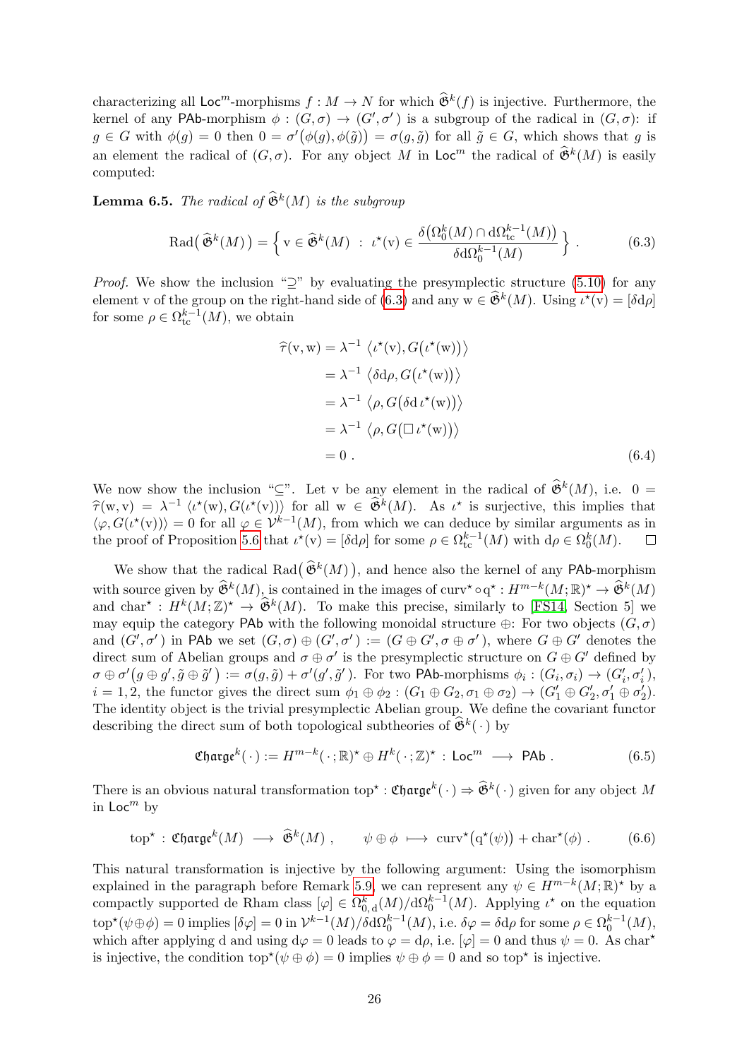characterizing all $\mathsf{Loc}^m$-morphisms $f : M \to N$ for which $\widehat{\mathfrak{G}}^k(f)$ is injective. Furthermore, the kernel of any $\mathsf{PAb}$-morphism $\phi : (G,\sigma) \to (G',\sigma')$ is a subgroup of the radical in $(G,\sigma)$: if $g \in G$ with $\phi(g) = 0$ then $0 = \sigma'\big(\phi(g),\phi(\tilde{g})\big) = \sigma(g,\tilde{g})$ for all $\tilde{g} \in G$, which shows that $g$ is an element the radical of $(G,\sigma)$. For any object $M$ in $\mathsf{Loc}^m$ the radical of $\widehat{\mathfrak{G}}^k(M)$ is easily computed:

**Lemma 6.5.** *The radical of $\widehat{\mathfrak{G}}^k(M)$ is the subgroup*

$$\mathrm{Rad}\big(\,\widehat{\mathfrak{G}}^k(M)\,\big) = \Big\{ \mathrm{v} \in \widehat{\mathfrak{G}}^k(M) \ : \ \iota^\star(\mathrm{v}) \in \frac{\delta\big(\Omega^k_0(M) \cap \mathrm{d}\Omega^{k-1}_{\mathrm{tc}}(M)\big)}{\delta\mathrm{d}\Omega^{k-1}_0(M)} \Big\} \ . \tag{6.3}$$

*Proof.* We show the inclusion "$\supseteq$" by evaluating the presymplectic structure (5.10) for any element v of the group on the right-hand side of (6.3) and any $\mathrm{w} \in \widehat{\mathfrak{G}}^k(M)$. Using $\iota^\star(\mathrm{v}) = [\delta\mathrm{d}\rho]$ for some $\rho \in \Omega^{k-1}_{\mathrm{tc}}(M)$, we obtain

$$\begin{aligned}
\widehat{\tau}(\mathrm{v},\mathrm{w}) &= \lambda^{-1}\ \big\langle \iota^\star(\mathrm{v}), G\big(\iota^\star(\mathrm{w})\big)\big\rangle \\
&= \lambda^{-1}\ \big\langle \delta\mathrm{d}\rho, G\big(\iota^\star(\mathrm{w})\big)\big\rangle \\
&= \lambda^{-1}\ \big\langle \rho, G\big(\delta\mathrm{d}\,\iota^\star(\mathrm{w})\big)\big\rangle \\
&= \lambda^{-1}\ \big\langle \rho, G\big(\Box\,\iota^\star(\mathrm{w})\big)\big\rangle \\
&= 0\ .
\end{aligned} \tag{6.4}$$

We now show the inclusion "$\subseteq$". Let v be any element in the radical of $\widehat{\mathfrak{G}}^k(M)$, i.e. $0 = \widehat{\tau}(\mathrm{w},\mathrm{v}) = \lambda^{-1}\ \langle \iota^\star(\mathrm{w}), G(\iota^\star(\mathrm{v}))\rangle$ for all $\mathrm{w} \in \widehat{\mathfrak{G}}^k(M)$. As $\iota^\star$ is surjective, this implies that $\langle \varphi, G(\iota^\star(\mathrm{v}))\rangle = 0$ for all $\varphi \in \mathcal{V}^{k-1}(M)$, from which we can deduce by similar arguments as in the proof of Proposition 5.6 that $\iota^\star(\mathrm{v}) = [\delta\mathrm{d}\rho]$ for some $\rho \in \Omega^{k-1}_{\mathrm{tc}}(M)$ with $\mathrm{d}\rho \in \Omega^k_0(M)$. $\square$

We show that the radical $\mathrm{Rad}\big(\,\widehat{\mathfrak{G}}^k(M)\,\big)$, and hence also the kernel of any $\mathsf{PAb}$-morphism with source given by $\widehat{\mathfrak{G}}^k(M)$, is contained in the images of $\mathrm{curv}^\star \circ \mathrm{q}^\star : H^{m-k}(M;\mathbb{R})^\star \to \widehat{\mathfrak{G}}^k(M)$ and $\mathrm{char}^\star : H^k(M;\mathbb{Z})^\star \to \widehat{\mathfrak{G}}^k(M)$. To make this precise, similarly to [FS14, Section 5] we may equip the category $\mathsf{PAb}$ with the following monoidal structure $\oplus$: For two objects $(G,\sigma)$ and $(G',\sigma')$ in $\mathsf{PAb}$ we set $(G,\sigma) \oplus (G',\sigma') := (G \oplus G', \sigma \oplus \sigma')$, where $G \oplus G'$ denotes the direct sum of Abelian groups and $\sigma \oplus \sigma'$ is the presymplectic structure on $G \oplus G'$ defined by $\sigma \oplus \sigma'\big(g \oplus g', \tilde{g} \oplus \tilde{g}'\big) := \sigma(g,\tilde{g}) + \sigma'(g',\tilde{g}')$. For two $\mathsf{PAb}$-morphisms $\phi_i : (G_i,\sigma_i) \to (G'_i,\sigma'_i)$, $i = 1,2$, the functor gives the direct sum $\phi_1 \oplus \phi_2 : (G_1 \oplus G_2, \sigma_1 \oplus \sigma_2) \to (G'_1 \oplus G'_2, \sigma'_1 \oplus \sigma'_2)$. The identity object is the trivial presymplectic Abelian group. We define the covariant functor describing the direct sum of both topological subtheories of $\widehat{\mathfrak{G}}^k(\,\cdot\,)$ by

$$\mathfrak{Charge}^k(\,\cdot\,) := H^{m-k}(\,\cdot\,;\mathbb{R})^\star \oplus H^k(\,\cdot\,;\mathbb{Z})^\star : \mathsf{Loc}^m \longrightarrow \mathsf{PAb}\ . \tag{6.5}$$

There is an obvious natural transformation $\mathrm{top}^\star : \mathfrak{Charge}^k(\,\cdot\,) \Rightarrow \widehat{\mathfrak{G}}^k(\,\cdot\,)$ given for any object $M$ in $\mathsf{Loc}^m$ by

$$\mathrm{top}^\star : \mathfrak{Charge}^k(M) \longrightarrow \widehat{\mathfrak{G}}^k(M)\ , \qquad \psi \oplus \phi \longmapsto \mathrm{curv}^\star\big(\mathrm{q}^\star(\psi)\big) + \mathrm{char}^\star(\phi)\ . \tag{6.6}$$

This natural transformation is injective by the following argument: Using the isomorphism explained in the paragraph before Remark 5.9, we can represent any $\psi \in H^{m-k}(M;\mathbb{R})^\star$ by a compactly supported de Rham class $[\varphi] \in \Omega^k_{0,\mathrm{d}}(M)/\mathrm{d}\Omega^{k-1}_0(M)$. Applying $\iota^\star$ on the equation $\mathrm{top}^\star(\psi\oplus\phi) = 0$ implies $[\delta\varphi] = 0$ in $\mathcal{V}^{k-1}(M)/\delta\mathrm{d}\Omega^{k-1}_0(M)$, i.e. $\delta\varphi = \delta\mathrm{d}\rho$ for some $\rho \in \Omega^{k-1}_0(M)$, which after applying d and using $\mathrm{d}\varphi = 0$ leads to $\varphi = \mathrm{d}\rho$, i.e. $[\varphi] = 0$ and thus $\psi = 0$. As $\mathrm{char}^\star$ is injective, the condition $\mathrm{top}^\star(\psi \oplus \phi) = 0$ implies $\psi \oplus \phi = 0$ and so $\mathrm{top}^\star$ is injective.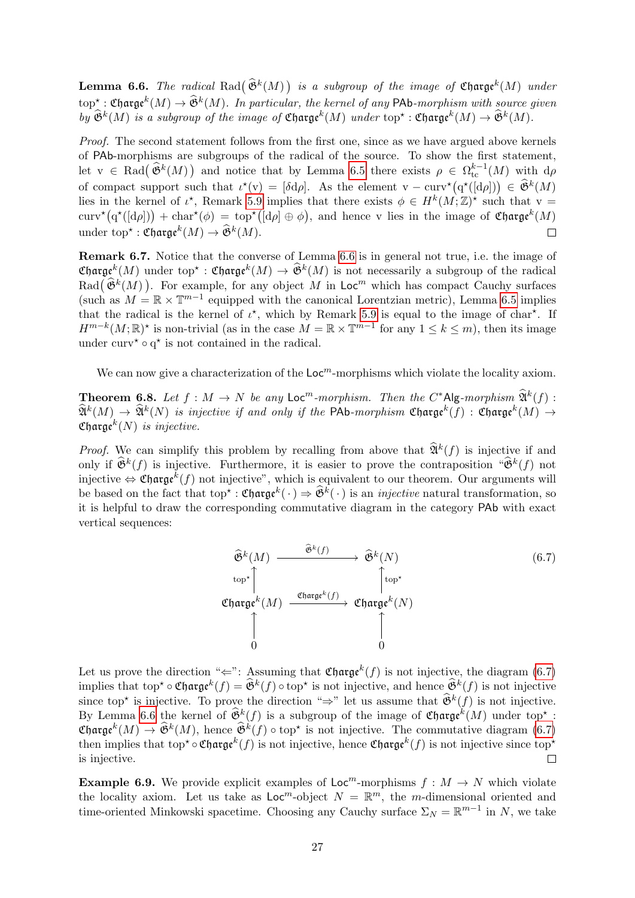**Lemma 6.6.** *The radical* $\mathrm{Rad}\big(\widehat{\mathfrak{G}}^k(M)\big)$ *is a subgroup of the image of* $\mathfrak{Charge}^k(M)$ *under* $\mathrm{top}^\star : \mathfrak{Charge}^k(M) \to \widehat{\mathfrak{G}}^k(M)$*. In particular, the kernel of any* PAb*-morphism with source given by* $\widehat{\mathfrak{G}}^k(M)$ *is a subgroup of the image of* $\mathfrak{Charge}^k(M)$ *under* $\mathrm{top}^\star : \mathfrak{Charge}^k(M) \to \widehat{\mathfrak{G}}^k(M)$*.*

*Proof.* The second statement follows from the first one, since as we have argued above kernels of PAb-morphisms are subgroups of the radical of the source. To show the first statement, let $\mathrm{v} \in \mathrm{Rad}\big(\widehat{\mathfrak{G}}^k(M)\big)$ and notice that by Lemma 6.5 there exists $\rho \in \Omega^{k-1}_{\mathrm{tc}}(M)$ with $\mathrm{d}\rho$ of compact support such that $\iota^\star(\mathrm{v}) = [\delta \mathrm{d}\rho]$. As the element $\mathrm{v} - \mathrm{curv}^\star\big(\mathrm{q}^\star([\mathrm{d}\rho])\big) \in \widehat{\mathfrak{G}}^k(M)$ lies in the kernel of $\iota^\star$, Remark 5.9 implies that there exists $\phi \in H^k(M;\mathbb{Z})^\star$ such that $\mathrm{v} = \mathrm{curv}^\star\big(\mathrm{q}^\star([\mathrm{d}\rho])\big) + \mathrm{char}^\star(\phi) = \mathrm{top}^\star\big([\mathrm{d}\rho] \oplus \phi\big)$, and hence v lies in the image of $\mathfrak{Charge}^k(M)$ under $\mathrm{top}^\star : \mathfrak{Charge}^k(M) \to \widehat{\mathfrak{G}}^k(M)$. $\square$

**Remark 6.7.** Notice that the converse of Lemma 6.6 is in general not true, i.e. the image of $\mathfrak{Charge}^k(M)$ under $\mathrm{top}^\star : \mathfrak{Charge}^k(M) \to \widehat{\mathfrak{G}}^k(M)$ is not necessarily a subgroup of the radical $\mathrm{Rad}\big(\widehat{\mathfrak{G}}^k(M)\big)$. For example, for any object $M$ in $\mathsf{Loc}^m$ which has compact Cauchy surfaces (such as $M = \mathbb{R} \times \mathbb{T}^{m-1}$ equipped with the canonical Lorentzian metric), Lemma 6.5 implies that the radical is the kernel of $\iota^\star$, which by Remark 5.9 is equal to the image of $\mathrm{char}^\star$. If $H^{m-k}(M;\mathbb{R})^\star$ is non-trivial (as in the case $M = \mathbb{R} \times \mathbb{T}^{m-1}$ for any $1 \leq k \leq m$), then its image under $\mathrm{curv}^\star \circ \mathrm{q}^\star$ is not contained in the radical.

We can now give a characterization of the $\mathsf{Loc}^m$-morphisms which violate the locality axiom.

**Theorem 6.8.** *Let* $f : M \to N$ *be any* $\mathsf{Loc}^m$*-morphism. Then the* $C^*\mathsf{Alg}$*-morphism* $\widehat{\mathfrak{A}}^k(f) : \widehat{\mathfrak{A}}^k(M) \to \widehat{\mathfrak{A}}^k(N)$ *is injective if and only if the* PAb*-morphism* $\mathfrak{Charge}^k(f) : \mathfrak{Charge}^k(M) \to \mathfrak{Charge}^k(N)$ *is injective.*

*Proof.* We can simplify this problem by recalling from above that $\widehat{\mathfrak{A}}^k(f)$ is injective if and only if $\widehat{\mathfrak{G}}^k(f)$ is injective. Furthermore, it is easier to prove the contraposition "$\widehat{\mathfrak{G}}^k(f)$ not injective $\Leftrightarrow$ $\mathfrak{Charge}^k(f)$ not injective", which is equivalent to our theorem. Our arguments will be based on the fact that $\mathrm{top}^\star : \mathfrak{Charge}^k(\,\cdot\,) \Rightarrow \widehat{\mathfrak{G}}^k(\,\cdot\,)$ is an *injective* natural transformation, so it is helpful to draw the corresponding commutative diagram in the category PAb with exact vertical sequences:

$$
\begin{array}{ccc}
\widehat{\mathfrak{G}}^k(M) & \xrightarrow{\;\widehat{\mathfrak{G}}^k(f)\;} & \widehat{\mathfrak{G}}^k(N) \\
\uparrow{\scriptstyle \mathrm{top}^\star} & & \uparrow{\scriptstyle \mathrm{top}^\star} \\
\mathfrak{Charge}^k(M) & \xrightarrow{\;\mathfrak{Charge}^k(f)\;} & \mathfrak{Charge}^k(N) \\
\uparrow & & \uparrow \\
0 & & 0
\end{array}
\tag{6.7}
$$

Let us prove the direction "$\Leftarrow$": Assuming that $\mathfrak{Charge}^k(f)$ is not injective, the diagram (6.7) implies that $\mathrm{top}^\star \circ \mathfrak{Charge}^k(f) = \widehat{\mathfrak{G}}^k(f) \circ \mathrm{top}^\star$ is not injective, and hence $\widehat{\mathfrak{G}}^k(f)$ is not injective since $\mathrm{top}^\star$ is injective. To prove the direction "$\Rightarrow$" let us assume that $\widehat{\mathfrak{G}}^k(f)$ is not injective. By Lemma 6.6 the kernel of $\widehat{\mathfrak{G}}^k(f)$ is a subgroup of the image of $\mathfrak{Charge}^k(M)$ under $\mathrm{top}^\star : \mathfrak{Charge}^k(M) \to \widehat{\mathfrak{G}}^k(M)$, hence $\widehat{\mathfrak{G}}^k(f) \circ \mathrm{top}^\star$ is not injective. The commutative diagram (6.7) then implies that $\mathrm{top}^\star \circ \mathfrak{Charge}^k(f)$ is not injective, hence $\mathfrak{Charge}^k(f)$ is not injective since $\mathrm{top}^\star$ is injective. $\square$

**Example 6.9.** We provide explicit examples of $\mathsf{Loc}^m$-morphisms $f : M \to N$ which violate the locality axiom. Let us take as $\mathsf{Loc}^m$-object $N = \mathbb{R}^m$, the $m$-dimensional oriented and time-oriented Minkowski spacetime. Choosing any Cauchy surface $\Sigma_N = \mathbb{R}^{m-1}$ in $N$, we take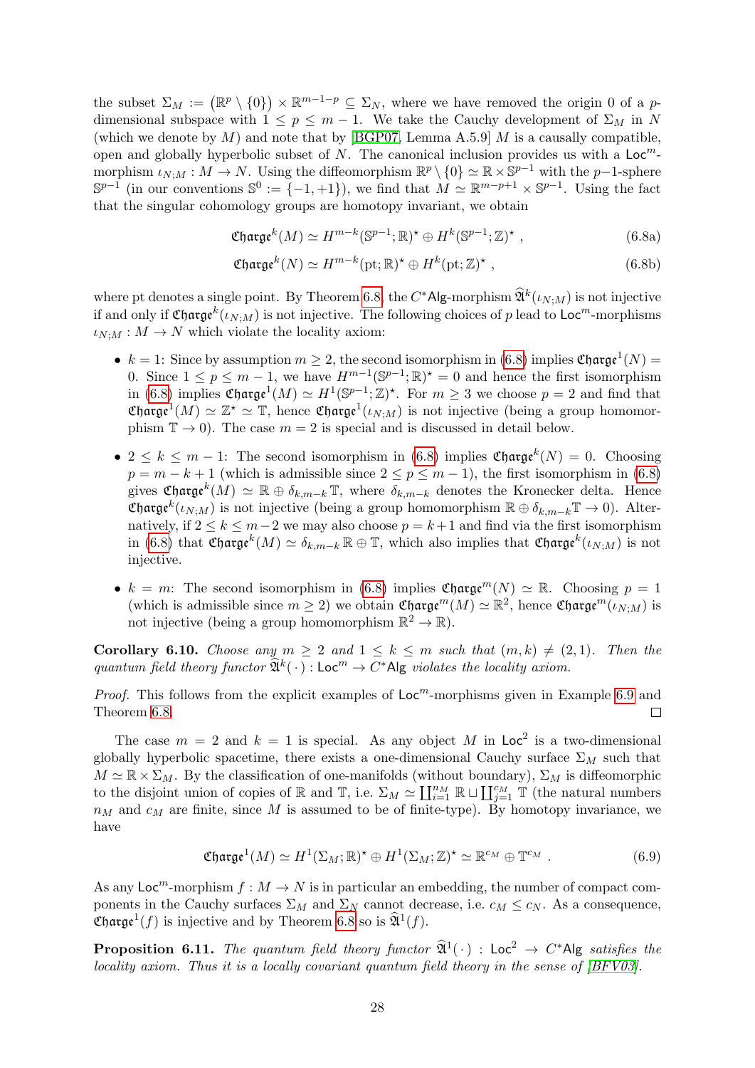the subset $\Sigma_M := \big(\mathbb{R}^p \setminus \{0\}\big) \times \mathbb{R}^{m-1-p} \subseteq \Sigma_N$, where we have removed the origin 0 of a $p$-dimensional subspace with $1 \leq p \leq m-1$. We take the Cauchy development of $\Sigma_M$ in $N$ (which we denote by $M$) and note that by [BGP07, Lemma A.5.9] $M$ is a causally compatible, open and globally hyperbolic subset of $N$. The canonical inclusion provides us with a $\mathsf{Loc}^m$-morphism $\iota_{N;M} : M \to N$. Using the diffeomorphism $\mathbb{R}^p \setminus \{0\} \simeq \mathbb{R} \times \mathbb{S}^{p-1}$ with the $p-1$-sphere $\mathbb{S}^{p-1}$ (in our conventions $\mathbb{S}^0 := \{-1, +1\}$), we find that $M \simeq \mathbb{R}^{m-p+1} \times \mathbb{S}^{p-1}$. Using the fact that the singular cohomology groups are homotopy invariant, we obtain

$$\mathfrak{Charge}^k(M) \simeq H^{m-k}(\mathbb{S}^{p-1};\mathbb{R})^\star \oplus H^k(\mathbb{S}^{p-1};\mathbb{Z})^\star \ , \tag{6.8a}$$

$$\mathfrak{Charge}^k(N) \simeq H^{m-k}(\mathrm{pt};\mathbb{R})^\star \oplus H^k(\mathrm{pt};\mathbb{Z})^\star \ , \tag{6.8b}$$

where pt denotes a single point. By Theorem 6.8, the $C^\ast\mathsf{Alg}$-morphism $\widehat{\mathfrak{A}}^k(\iota_{N;M})$ is not injective if and only if $\mathfrak{Charge}^k(\iota_{N;M})$ is not injective. The following choices of $p$ lead to $\mathsf{Loc}^m$-morphisms $\iota_{N;M} : M \to N$ which violate the locality axiom:

- $k = 1$: Since by assumption $m \geq 2$, the second isomorphism in (6.8) implies $\mathfrak{Charge}^1(N) = 0$. Since $1 \leq p \leq m-1$, we have $H^{m-1}(\mathbb{S}^{p-1};\mathbb{R})^\star = 0$ and hence the first isomorphism in (6.8) implies $\mathfrak{Charge}^1(M) \simeq H^1(\mathbb{S}^{p-1};\mathbb{Z})^\star$. For $m \geq 3$ we choose $p = 2$ and find that $\mathfrak{Charge}^1(M) \simeq \mathbb{Z}^\star \simeq \mathbb{T}$, hence $\mathfrak{Charge}^1(\iota_{N;M})$ is not injective (being a group homomorphism $\mathbb{T} \to 0$). The case $m = 2$ is special and is discussed in detail below.

- $2 \leq k \leq m-1$: The second isomorphism in (6.8) implies $\mathfrak{Charge}^k(N) = 0$. Choosing $p = m - k + 1$ (which is admissible since $2 \leq p \leq m-1$), the first isomorphism in (6.8) gives $\mathfrak{Charge}^k(M) \simeq \mathbb{R} \oplus \delta_{k,m-k}\,\mathbb{T}$, where $\delta_{k,m-k}$ denotes the Kronecker delta. Hence $\mathfrak{Charge}^k(\iota_{N;M})$ is not injective (being a group homomorphism $\mathbb{R} \oplus \delta_{k,m-k}\mathbb{T} \to 0$). Alternatively, if $2 \leq k \leq m-2$ we may also choose $p = k+1$ and find via the first isomorphism in (6.8) that $\mathfrak{Charge}^k(M) \simeq \delta_{k,m-k}\,\mathbb{R} \oplus \mathbb{T}$, which also implies that $\mathfrak{Charge}^k(\iota_{N;M})$ is not injective.

- $k = m$: The second isomorphism in (6.8) implies $\mathfrak{Charge}^m(N) \simeq \mathbb{R}$. Choosing $p = 1$ (which is admissible since $m \geq 2$) we obtain $\mathfrak{Charge}^m(M) \simeq \mathbb{R}^2$, hence $\mathfrak{Charge}^m(\iota_{N;M})$ is not injective (being a group homomorphism $\mathbb{R}^2 \to \mathbb{R}$).

**Corollary 6.10.** *Choose any $m \geq 2$ and $1 \leq k \leq m$ such that $(m,k) \neq (2,1)$. Then the quantum field theory functor $\widehat{\mathfrak{A}}^k(\,\cdot\,) : \mathsf{Loc}^m \to C^\ast\mathsf{Alg}$ violates the locality axiom.*

*Proof.* This follows from the explicit examples of $\mathsf{Loc}^m$-morphisms given in Example 6.9 and Theorem 6.8. □

The case $m = 2$ and $k = 1$ is special. As any object $M$ in $\mathsf{Loc}^2$ is a two-dimensional globally hyperbolic spacetime, there exists a one-dimensional Cauchy surface $\Sigma_M$ such that $M \simeq \mathbb{R} \times \Sigma_M$. By the classification of one-manifolds (without boundary), $\Sigma_M$ is diffeomorphic to the disjoint union of copies of $\mathbb{R}$ and $\mathbb{T}$, i.e. $\Sigma_M \simeq \coprod_{i=1}^{n_M} \mathbb{R} \sqcup \coprod_{j=1}^{c_M} \mathbb{T}$ (the natural numbers $n_M$ and $c_M$ are finite, since $M$ is assumed to be of finite-type). By homotopy invariance, we have

$$\mathfrak{Charge}^1(M) \simeq H^1(\Sigma_M;\mathbb{R})^\star \oplus H^1(\Sigma_M;\mathbb{Z})^\star \simeq \mathbb{R}^{c_M} \oplus \mathbb{T}^{c_M} \ . \tag{6.9}$$

As any $\mathsf{Loc}^m$-morphism $f : M \to N$ is in particular an embedding, the number of compact components in the Cauchy surfaces $\Sigma_M$ and $\Sigma_N$ cannot decrease, i.e. $c_M \leq c_N$. As a consequence, $\mathfrak{Charge}^1(f)$ is injective and by Theorem 6.8 so is $\widehat{\mathfrak{A}}^1(f)$.

**Proposition 6.11.** *The quantum field theory functor $\widehat{\mathfrak{A}}^1(\,\cdot\,) : \mathsf{Loc}^2 \to C^\ast\mathsf{Alg}$ satisfies the locality axiom. Thus it is a locally covariant quantum field theory in the sense of [BFV03].*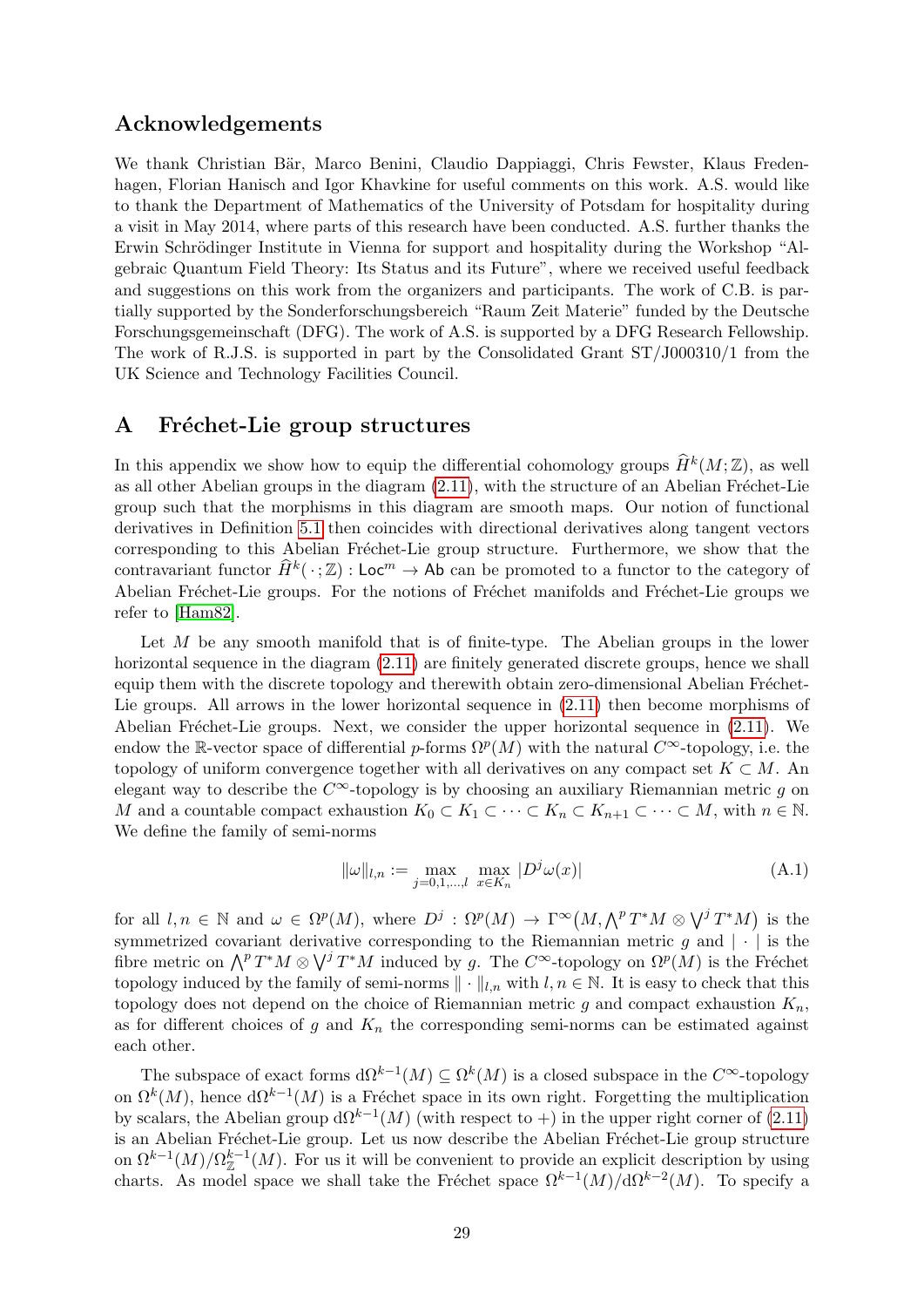## Acknowledgements

We thank Christian Bär, Marco Benini, Claudio Dappiaggi, Chris Fewster, Klaus Fredenhagen, Florian Hanisch and Igor Khavkine for useful comments on this work. A.S. would like to thank the Department of Mathematics of the University of Potsdam for hospitality during a visit in May 2014, where parts of this research have been conducted. A.S. further thanks the Erwin Schrödinger Institute in Vienna for support and hospitality during the Workshop "Algebraic Quantum Field Theory: Its Status and its Future", where we received useful feedback and suggestions on this work from the organizers and participants. The work of C.B. is partially supported by the Sonderforschungsbereich "Raum Zeit Materie" funded by the Deutsche Forschungsgemeinschaft (DFG). The work of A.S. is supported by a DFG Research Fellowship. The work of R.J.S. is supported in part by the Consolidated Grant ST/J000310/1 from the UK Science and Technology Facilities Council.

## A Fréchet-Lie group structures

In this appendix we show how to equip the differential cohomology groups $\widehat{H}^k(M;\mathbb{Z})$, as well as all other Abelian groups in the diagram (2.11), with the structure of an Abelian Fréchet-Lie group such that the morphisms in this diagram are smooth maps. Our notion of functional derivatives in Definition 5.1 then coincides with directional derivatives along tangent vectors corresponding to this Abelian Fréchet-Lie group structure. Furthermore, we show that the contravariant functor $\widehat{H}^k(\,\cdot\,;\mathbb{Z}) : \mathsf{Loc}^m \to \mathsf{Ab}$ can be promoted to a functor to the category of Abelian Fréchet-Lie groups. For the notions of Fréchet manifolds and Fréchet-Lie groups we refer to [Ham82].

Let $M$ be any smooth manifold that is of finite-type. The Abelian groups in the lower horizontal sequence in the diagram (2.11) are finitely generated discrete groups, hence we shall equip them with the discrete topology and therewith obtain zero-dimensional Abelian Fréchet-Lie groups. All arrows in the lower horizontal sequence in (2.11) then become morphisms of Abelian Fréchet-Lie groups. Next, we consider the upper horizontal sequence in (2.11). We endow the $\mathbb{R}$-vector space of differential $p$-forms $\Omega^p(M)$ with the natural $C^\infty$-topology, i.e. the topology of uniform convergence together with all derivatives on any compact set $K \subset M$. An elegant way to describe the $C^\infty$-topology is by choosing an auxiliary Riemannian metric $g$ on $M$ and a countable compact exhaustion $K_0 \subset K_1 \subset \cdots \subset K_n \subset K_{n+1} \subset \cdots \subset M$, with $n \in \mathbb{N}$. We define the family of semi-norms

$$\|\omega\|_{l,n} := \max_{j=0,1,\dots,l} \; \max_{x\in K_n} |D^j\omega(x)| \tag{A.1}$$

for all $l,n \in \mathbb{N}$ and $\omega \in \Omega^p(M)$, where $D^j : \Omega^p(M) \to \Gamma^\infty\big(M, \bigwedge^p T^*M \otimes \bigvee^j T^*M\big)$ is the symmetrized covariant derivative corresponding to the Riemannian metric $g$ and $|\cdot|$ is the fibre metric on $\bigwedge^p T^*M \otimes \bigvee^j T^*M$ induced by $g$. The $C^\infty$-topology on $\Omega^p(M)$ is the Fréchet topology induced by the family of semi-norms $\|\cdot\|_{l,n}$ with $l,n \in \mathbb{N}$. It is easy to check that this topology does not depend on the choice of Riemannian metric $g$ and compact exhaustion $K_n$, as for different choices of $g$ and $K_n$ the corresponding semi-norms can be estimated against each other.

The subspace of exact forms $\mathrm{d}\Omega^{k-1}(M) \subseteq \Omega^k(M)$ is a closed subspace in the $C^\infty$-topology on $\Omega^k(M)$, hence $\mathrm{d}\Omega^{k-1}(M)$ is a Fréchet space in its own right. Forgetting the multiplication by scalars, the Abelian group $\mathrm{d}\Omega^{k-1}(M)$ (with respect to $+$) in the upper right corner of (2.11) is an Abelian Fréchet-Lie group. Let us now describe the Abelian Fréchet-Lie group structure on $\Omega^{k-1}(M)/\Omega^{k-1}_{\mathbb{Z}}(M)$. For us it will be convenient to provide an explicit description by using charts. As model space we shall take the Fréchet space $\Omega^{k-1}(M)/\mathrm{d}\Omega^{k-2}(M)$. To specify a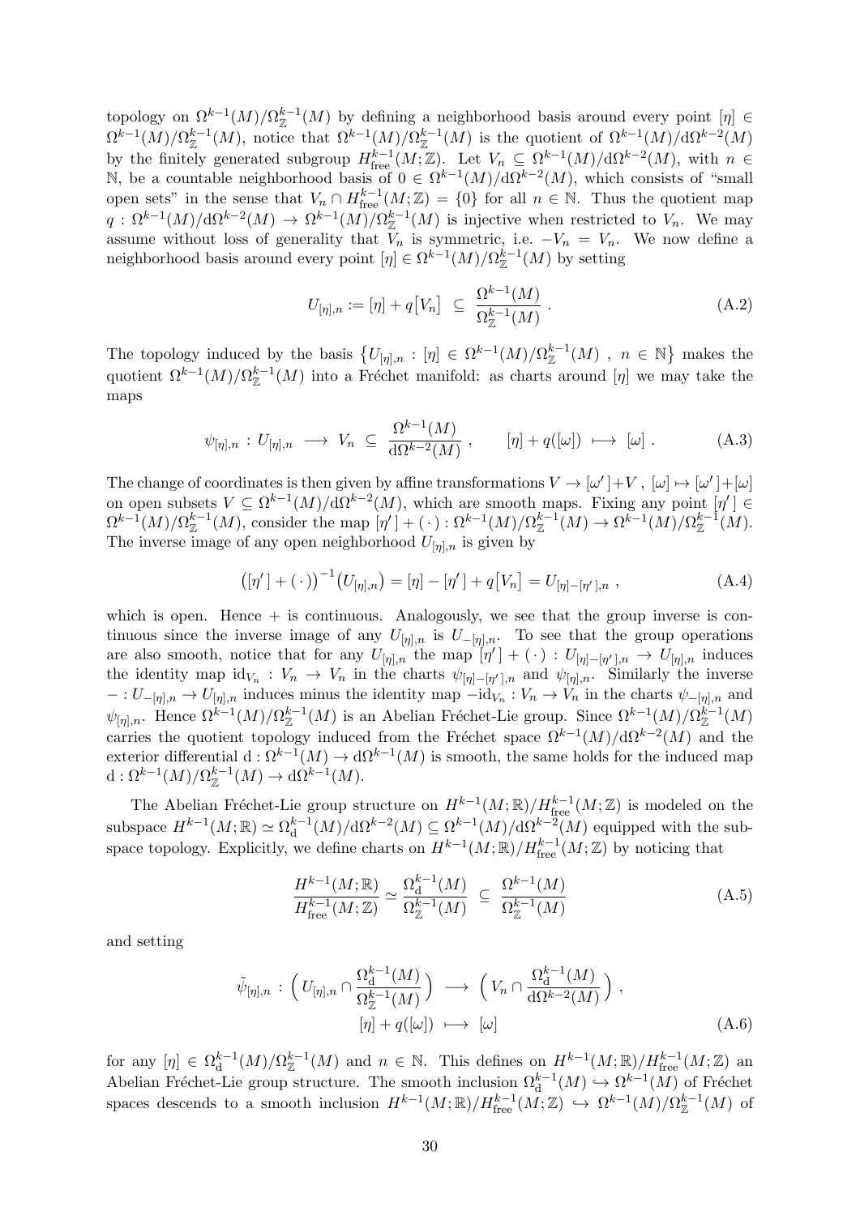topology on $\Omega^{k-1}(M)/\Omega^{k-1}_{\mathbb{Z}}(M)$ by defining a neighborhood basis around every point $[\eta] \in \Omega^{k-1}(M)/\Omega^{k-1}_{\mathbb{Z}}(M)$, notice that $\Omega^{k-1}(M)/\Omega^{k-1}_{\mathbb{Z}}(M)$ is the quotient of $\Omega^{k-1}(M)/\mathrm{d}\Omega^{k-2}(M)$ by the finitely generated subgroup $H^{k-1}_{\mathrm{free}}(M;\mathbb{Z})$. Let $V_n \subseteq \Omega^{k-1}(M)/\mathrm{d}\Omega^{k-2}(M)$, with $n \in \mathbb{N}$, be a countable neighborhood basis of $0 \in \Omega^{k-1}(M)/\mathrm{d}\Omega^{k-2}(M)$, which consists of "small open sets" in the sense that $V_n \cap H^{k-1}_{\mathrm{free}}(M;\mathbb{Z}) = \{0\}$ for all $n \in \mathbb{N}$. Thus the quotient map $q : \Omega^{k-1}(M)/\mathrm{d}\Omega^{k-2}(M) \to \Omega^{k-1}(M)/\Omega^{k-1}_{\mathbb{Z}}(M)$ is injective when restricted to $V_n$. We may assume without loss of generality that $V_n$ is symmetric, i.e. $-V_n = V_n$. We now define a neighborhood basis around every point $[\eta] \in \Omega^{k-1}(M)/\Omega^{k-1}_{\mathbb{Z}}(M)$ by setting

$$U_{[\eta],n} := [\eta] + q\big[V_n\big] \ \subseteq\ \frac{\Omega^{k-1}(M)}{\Omega^{k-1}_{\mathbb{Z}}(M)} \ . \tag{A.2}$$

The topology induced by the basis $\big\{U_{[\eta],n} : [\eta] \in \Omega^{k-1}(M)/\Omega^{k-1}_{\mathbb{Z}}(M) \ , \ n \in \mathbb{N}\big\}$ makes the quotient $\Omega^{k-1}(M)/\Omega^{k-1}_{\mathbb{Z}}(M)$ into a Fréchet manifold: as charts around $[\eta]$ we may take the maps

$$\psi_{[\eta],n} : U_{[\eta],n} \longrightarrow V_n \ \subseteq\ \frac{\Omega^{k-1}(M)}{\mathrm{d}\Omega^{k-2}(M)} \ , \qquad [\eta] + q([\omega]) \longmapsto [\omega] \ . \tag{A.3}$$

The change of coordinates is then given by affine transformations $V \to [\omega'] + V$ , $[\omega] \mapsto [\omega'] + [\omega]$ on open subsets $V \subseteq \Omega^{k-1}(M)/\mathrm{d}\Omega^{k-2}(M)$, which are smooth maps. Fixing any point $[\eta'] \in \Omega^{k-1}(M)/\Omega^{k-1}_{\mathbb{Z}}(M)$, consider the map $[\eta'] + (\,\cdot\,) : \Omega^{k-1}(M)/\Omega^{k-1}_{\mathbb{Z}}(M) \to \Omega^{k-1}(M)/\Omega^{k-1}_{\mathbb{Z}}(M)$. The inverse image of any open neighborhood $U_{[\eta],n}$ is given by

$$\big([\eta'] + (\,\cdot\,)\big)^{-1}\big(U_{[\eta],n}\big) = [\eta] - [\eta'] + q\big[V_n\big] = U_{[\eta]-[\eta'],n} \ , \tag{A.4}$$

which is open. Hence $+$ is continuous. Analogously, we see that the group inverse is continuous since the inverse image of any $U_{[\eta],n}$ is $U_{-[\eta],n}$. To see that the group operations are also smooth, notice that for any $U_{[\eta],n}$ the map $[\eta'] + (\,\cdot\,) : U_{[\eta]-[\eta'],n} \to U_{[\eta],n}$ induces the identity map $\mathrm{id}_{V_n} : V_n \to V_n$ in the charts $\psi_{[\eta]-[\eta'],n}$ and $\psi_{[\eta],n}$. Similarly the inverse $- : U_{-[\eta],n} \to U_{[\eta],n}$ induces minus the identity map $-\mathrm{id}_{V_n} : V_n \to V_n$ in the charts $\psi_{-[\eta],n}$ and $\psi_{[\eta],n}$. Hence $\Omega^{k-1}(M)/\Omega^{k-1}_{\mathbb{Z}}(M)$ is an Abelian Fréchet-Lie group. Since $\Omega^{k-1}(M)/\Omega^{k-1}_{\mathbb{Z}}(M)$ carries the quotient topology induced from the Fréchet space $\Omega^{k-1}(M)/\mathrm{d}\Omega^{k-2}(M)$ and the exterior differential $\mathrm{d} : \Omega^{k-1}(M) \to \mathrm{d}\Omega^{k-1}(M)$ is smooth, the same holds for the induced map $\mathrm{d} : \Omega^{k-1}(M)/\Omega^{k-1}_{\mathbb{Z}}(M) \to \mathrm{d}\Omega^{k-1}(M)$.

The Abelian Fréchet-Lie group structure on $H^{k-1}(M;\mathbb{R})/H^{k-1}_{\mathrm{free}}(M;\mathbb{Z})$ is modeled on the subspace $H^{k-1}(M;\mathbb{R}) \simeq \Omega^{k-1}_{\mathrm{d}}(M)/\mathrm{d}\Omega^{k-2}(M) \subseteq \Omega^{k-1}(M)/\mathrm{d}\Omega^{k-2}(M)$ equipped with the subspace topology. Explicitly, we define charts on $H^{k-1}(M;\mathbb{R})/H^{k-1}_{\mathrm{free}}(M;\mathbb{Z})$ by noticing that

$$\frac{H^{k-1}(M;\mathbb{R})}{H^{k-1}_{\mathrm{free}}(M;\mathbb{Z})} \simeq \frac{\Omega^{k-1}_{\mathrm{d}}(M)}{\Omega^{k-1}_{\mathbb{Z}}(M)} \ \subseteq\ \frac{\Omega^{k-1}(M)}{\Omega^{k-1}_{\mathbb{Z}}(M)} \tag{A.5}$$

and setting

$$\begin{aligned}\tilde{\psi}_{[\eta],n} : \Big( U_{[\eta],n} \cap \frac{\Omega^{k-1}_{\mathrm{d}}(M)}{\Omega^{k-1}_{\mathbb{Z}}(M)} \Big) &\longrightarrow \Big( V_n \cap \frac{\Omega^{k-1}_{\mathrm{d}}(M)}{\mathrm{d}\Omega^{k-2}(M)} \Big) \ , \\ [\eta] + q([\omega]) &\longmapsto [\omega]\end{aligned} \tag{A.6}$$

for any $[\eta] \in \Omega^{k-1}_{\mathrm{d}}(M)/\Omega^{k-1}_{\mathbb{Z}}(M)$ and $n \in \mathbb{N}$. This defines on $H^{k-1}(M;\mathbb{R})/H^{k-1}_{\mathrm{free}}(M;\mathbb{Z})$ an Abelian Fréchet-Lie group structure. The smooth inclusion $\Omega^{k-1}_{\mathrm{d}}(M) \hookrightarrow \Omega^{k-1}(M)$ of Fréchet spaces descends to a smooth inclusion $H^{k-1}(M;\mathbb{R})/H^{k-1}_{\mathrm{free}}(M;\mathbb{Z}) \hookrightarrow \Omega^{k-1}(M)/\Omega^{k-1}_{\mathbb{Z}}(M)$ of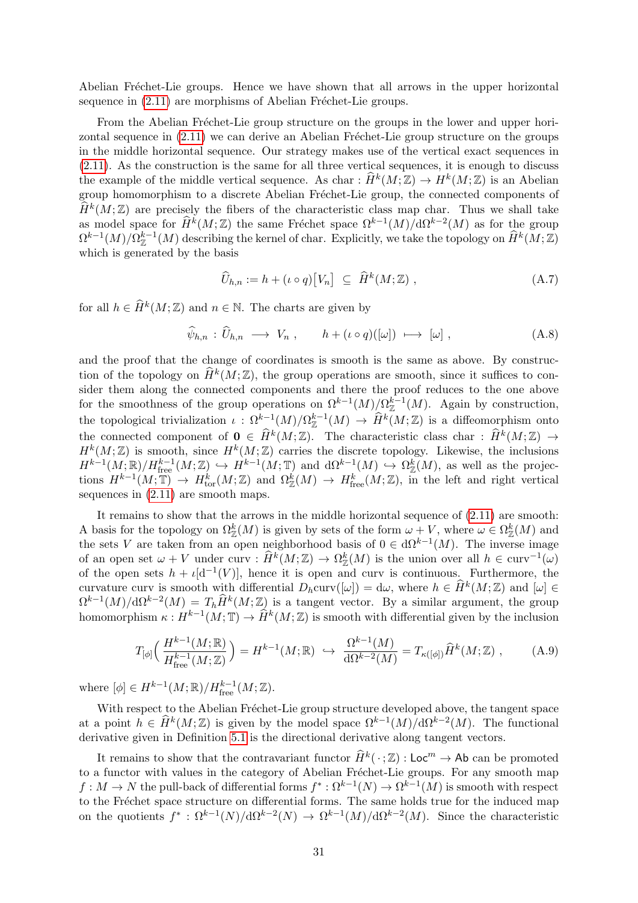Abelian Fréchet-Lie groups. Hence we have shown that all arrows in the upper horizontal sequence in (2.11) are morphisms of Abelian Fréchet-Lie groups.

From the Abelian Fréchet-Lie group structure on the groups in the lower and upper horizontal sequence in (2.11) we can derive an Abelian Fréchet-Lie group structure on the groups in the middle horizontal sequence. Our strategy makes use of the vertical exact sequences in (2.11). As the construction is the same for all three vertical sequences, it is enough to discuss the example of the middle vertical sequence. As $\mathrm{char} : \widehat{H}^k(M;\mathbb{Z}) \to H^k(M;\mathbb{Z})$ is an Abelian group homomorphism to a discrete Abelian Fréchet-Lie group, the connected components of $\widehat{H}^k(M;\mathbb{Z})$ are precisely the fibers of the characteristic class map char. Thus we shall take as model space for $\widehat{H}^k(M;\mathbb{Z})$ the same Fréchet space $\Omega^{k-1}(M)/\mathrm{d}\Omega^{k-2}(M)$ as for the group $\Omega^{k-1}(M)/\Omega^{k-1}_{\mathbb{Z}}(M)$ describing the kernel of char. Explicitly, we take the topology on $\widehat{H}^k(M;\mathbb{Z})$ which is generated by the basis

$$\widehat{U}_{h,n} := h + (\iota \circ q)\big[V_n\big] \ \subseteq \ \widehat{H}^k(M;\mathbb{Z}) \ , \tag{A.7}$$

for all $h \in \widehat{H}^k(M;\mathbb{Z})$ and $n \in \mathbb{N}$. The charts are given by

$$\widehat{\psi}_{h,n} : \widehat{U}_{h,n} \longrightarrow V_n \ , \qquad h + (\iota \circ q)([\omega]) \longmapsto [\omega] \ , \tag{A.8}$$

and the proof that the change of coordinates is smooth is the same as above. By construction of the topology on $\widehat{H}^k(M;\mathbb{Z})$, the group operations are smooth, since it suffices to consider them along the connected components and there the proof reduces to the one above for the smoothness of the group operations on $\Omega^{k-1}(M)/\Omega^{k-1}_{\mathbb{Z}}(M)$. Again by construction, the topological trivialization $\iota : \Omega^{k-1}(M)/\Omega^{k-1}_{\mathbb{Z}}(M) \to \widehat{H}^k(M;\mathbb{Z})$ is a diffeomorphism onto the connected component of $\mathbf{0} \in \widehat{H}^k(M;\mathbb{Z})$. The characteristic class $\mathrm{char} : \widehat{H}^k(M;\mathbb{Z}) \to H^k(M;\mathbb{Z})$ is smooth, since $H^k(M;\mathbb{Z})$ carries the discrete topology. Likewise, the inclusions $H^{k-1}(M;\mathbb{R})/H^{k-1}_{\mathrm{free}}(M;\mathbb{Z}) \hookrightarrow H^{k-1}(M;\mathbb{T})$ and $\mathrm{d}\Omega^{k-1}(M) \hookrightarrow \Omega^k_{\mathbb{Z}}(M)$, as well as the projections $H^{k-1}(M;\mathbb{T}) \to H^k_{\mathrm{tor}}(M;\mathbb{Z})$ and $\Omega^k_{\mathbb{Z}}(M) \to H^k_{\mathrm{free}}(M;\mathbb{Z})$, in the left and right vertical sequences in (2.11) are smooth maps.

It remains to show that the arrows in the middle horizontal sequence of (2.11) are smooth: A basis for the topology on $\Omega^k_{\mathbb{Z}}(M)$ is given by sets of the form $\omega + V$, where $\omega \in \Omega^k_{\mathbb{Z}}(M)$ and the sets $V$ are taken from an open neighborhood basis of $0 \in \mathrm{d}\Omega^{k-1}(M)$. The inverse image of an open set $\omega + V$ under $\mathrm{curv} : \widehat{H}^k(M;\mathbb{Z}) \to \Omega^k_{\mathbb{Z}}(M)$ is the union over all $h \in \mathrm{curv}^{-1}(\omega)$ of the open sets $h + \iota[\mathrm{d}^{-1}(V)]$, hence it is open and curv is continuous. Furthermore, the curvature curv is smooth with differential $D_h\mathrm{curv}([\omega]) = \mathrm{d}\omega$, where $h \in \widehat{H}^k(M;\mathbb{Z})$ and $[\omega] \in \Omega^{k-1}(M)/\mathrm{d}\Omega^{k-2}(M) = T_h\widehat{H}^k(M;\mathbb{Z})$ is a tangent vector. By a similar argument, the group homomorphism $\kappa : H^{k-1}(M;\mathbb{T}) \to \widehat{H}^k(M;\mathbb{Z})$ is smooth with differential given by the inclusion

$$T_{[\phi]}\Big(\frac{H^{k-1}(M;\mathbb{R})}{H^{k-1}_{\mathrm{free}}(M;\mathbb{Z})}\Big) = H^{k-1}(M;\mathbb{R}) \ \hookrightarrow \ \frac{\Omega^{k-1}(M)}{\mathrm{d}\Omega^{k-2}(M)} = T_{\kappa([\phi])}\widehat{H}^k(M;\mathbb{Z}) \ , \tag{A.9}$$

where $[\phi] \in H^{k-1}(M;\mathbb{R})/H^{k-1}_{\mathrm{free}}(M;\mathbb{Z})$.

With respect to the Abelian Fréchet-Lie group structure developed above, the tangent space at a point $h \in \widehat{H}^k(M;\mathbb{Z})$ is given by the model space $\Omega^{k-1}(M)/\mathrm{d}\Omega^{k-2}(M)$. The functional derivative given in Definition 5.1 is the directional derivative along tangent vectors.

It remains to show that the contravariant functor $\widehat{H}^k(\,\cdot\,;\mathbb{Z}) : \mathsf{Loc}^m \to \mathsf{Ab}$ can be promoted to a functor with values in the category of Abelian Fréchet-Lie groups. For any smooth map $f : M \to N$ the pull-back of differential forms $f^* : \Omega^{k-1}(N) \to \Omega^{k-1}(M)$ is smooth with respect to the Fréchet space structure on differential forms. The same holds true for the induced map on the quotients $f^* : \Omega^{k-1}(N)/\mathrm{d}\Omega^{k-2}(N) \to \Omega^{k-1}(M)/\mathrm{d}\Omega^{k-2}(M)$. Since the characteristic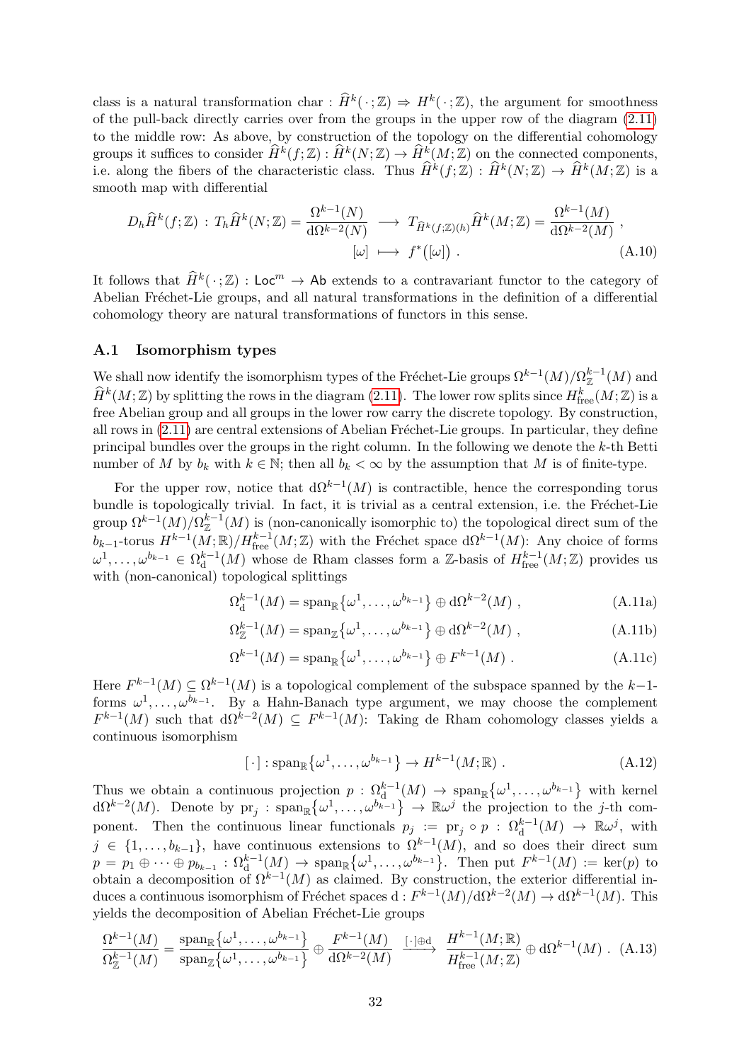class is a natural transformation $\mathrm{char} : \widehat{H}^k(\,\cdot\,;\mathbb{Z}) \Rightarrow H^k(\,\cdot\,;\mathbb{Z})$, the argument for smoothness of the pull-back directly carries over from the groups in the upper row of the diagram (2.11) to the middle row: As above, by construction of the topology on the differential cohomology groups it suffices to consider $\widehat{H}^k(f;\mathbb{Z}) : \widehat{H}^k(N;\mathbb{Z}) \to \widehat{H}^k(M;\mathbb{Z})$ on the connected components, i.e. along the fibers of the characteristic class. Thus $\widehat{H}^k(f;\mathbb{Z}) : \widehat{H}^k(N;\mathbb{Z}) \to \widehat{H}^k(M;\mathbb{Z})$ is a smooth map with differential

$$
\begin{aligned}
D_h\widehat{H}^k(f;\mathbb{Z}) \,:\, T_h\widehat{H}^k(N;\mathbb{Z}) = \frac{\Omega^{k-1}(N)}{\mathrm{d}\Omega^{k-2}(N)} \;&\longrightarrow\; T_{\widehat{H}^k(f;\mathbb{Z})(h)}\widehat{H}^k(M;\mathbb{Z}) = \frac{\Omega^{k-1}(M)}{\mathrm{d}\Omega^{k-2}(M)}\ , \\
[\omega] \;&\longmapsto\; f^*\big([\omega]\big)\ .
\end{aligned}
\tag{A.10}
$$

It follows that $\widehat{H}^k(\,\cdot\,;\mathbb{Z}) : \mathsf{Loc}^m \to \mathsf{Ab}$ extends to a contravariant functor to the category of Abelian Fréchet-Lie groups, and all natural transformations in the definition of a differential cohomology theory are natural transformations of functors in this sense.

### A.1 Isomorphism types

We shall now identify the isomorphism types of the Fréchet-Lie groups $\Omega^{k-1}(M)/\Omega^{k-1}_{\mathbb{Z}}(M)$ and $\widehat{H}^k(M;\mathbb{Z})$ by splitting the rows in the diagram (2.11). The lower row splits since $H^k_{\mathrm{free}}(M;\mathbb{Z})$ is a free Abelian group and all groups in the lower row carry the discrete topology. By construction, all rows in (2.11) are central extensions of Abelian Fréchet-Lie groups. In particular, they define principal bundles over the groups in the right column. In the following we denote the $k$-th Betti number of $M$ by $b_k$ with $k \in \mathbb{N}$; then all $b_k < \infty$ by the assumption that $M$ is of finite-type.

For the upper row, notice that $\mathrm{d}\Omega^{k-1}(M)$ is contractible, hence the corresponding torus bundle is topologically trivial. In fact, it is trivial as a central extension, i.e. the Fréchet-Lie group $\Omega^{k-1}(M)/\Omega^{k-1}_{\mathbb{Z}}(M)$ is (non-canonically isomorphic to) the topological direct sum of the $b_{k-1}$-torus $H^{k-1}(M;\mathbb{R})/H^{k-1}_{\mathrm{free}}(M;\mathbb{Z})$ with the Fréchet space $\mathrm{d}\Omega^{k-1}(M)$: Any choice of forms $\omega^1,\dots,\omega^{b_{k-1}} \in \Omega^{k-1}_{\mathrm{d}}(M)$ whose de Rham classes form a $\mathbb{Z}$-basis of $H^{k-1}_{\mathrm{free}}(M;\mathbb{Z})$ provides us with (non-canonical) topological splittings

$$
\Omega^{k-1}_{\mathrm{d}}(M) = \mathrm{span}_{\mathbb{R}}\big\{\omega^1,\dots,\omega^{b_{k-1}}\big\} \oplus \mathrm{d}\Omega^{k-2}(M)\ , \tag{A.11a}
$$

$$
\Omega^{k-1}_{\mathbb{Z}}(M) = \mathrm{span}_{\mathbb{Z}}\big\{\omega^1,\dots,\omega^{b_{k-1}}\big\} \oplus \mathrm{d}\Omega^{k-2}(M)\ , \tag{A.11b}
$$

$$
\Omega^{k-1}(M) = \mathrm{span}_{\mathbb{R}}\big\{\omega^1,\dots,\omega^{b_{k-1}}\big\} \oplus F^{k-1}(M)\ . \tag{A.11c}
$$

Here $F^{k-1}(M) \subseteq \Omega^{k-1}(M)$ is a topological complement of the subspace spanned by the $k-1$-forms $\omega^1,\dots,\omega^{b_{k-1}}$. By a Hahn-Banach type argument, we may choose the complement $F^{k-1}(M)$ such that $\mathrm{d}\Omega^{k-2}(M) \subseteq F^{k-1}(M)$: Taking de Rham cohomology classes yields a continuous isomorphism

$$
[\,\cdot\,] : \mathrm{span}_{\mathbb{R}}\big\{\omega^1,\dots,\omega^{b_{k-1}}\big\} \to H^{k-1}(M;\mathbb{R})\ . \tag{A.12}
$$

Thus we obtain a continuous projection $p : \Omega^{k-1}_{\mathrm{d}}(M) \to \mathrm{span}_{\mathbb{R}}\big\{\omega^1,\dots,\omega^{b_{k-1}}\big\}$ with kernel $\mathrm{d}\Omega^{k-2}(M)$. Denote by $\mathrm{pr}_j : \mathrm{span}_{\mathbb{R}}\big\{\omega^1,\dots,\omega^{b_{k-1}}\big\} \to \mathbb{R}\omega^j$ the projection to the $j$-th component. Then the continuous linear functionals $p_j := \mathrm{pr}_j \circ p : \Omega^{k-1}_{\mathrm{d}}(M) \to \mathbb{R}\omega^j$, with $j \in \{1,\dots,b_{k-1}\}$, have continuous extensions to $\Omega^{k-1}(M)$, and so does their direct sum $p = p_1 \oplus \cdots \oplus p_{b_{k-1}} : \Omega^{k-1}_{\mathrm{d}}(M) \to \mathrm{span}_{\mathbb{R}}\big\{\omega^1,\dots,\omega^{b_{k-1}}\big\}$. Then put $F^{k-1}(M) := \ker(p)$ to obtain a decomposition of $\Omega^{k-1}(M)$ as claimed. By construction, the exterior differential induces a continuous isomorphism of Fréchet spaces $\mathrm{d} : F^{k-1}(M)/\mathrm{d}\Omega^{k-2}(M) \to \mathrm{d}\Omega^{k-1}(M)$. This yields the decomposition of Abelian Fréchet-Lie groups

$$
\frac{\Omega^{k-1}(M)}{\Omega^{k-1}_{\mathbb{Z}}(M)} = \frac{\mathrm{span}_{\mathbb{R}}\big\{\omega^1,\dots,\omega^{b_{k-1}}\big\}}{\mathrm{span}_{\mathbb{Z}}\big\{\omega^1,\dots,\omega^{b_{k-1}}\big\}} \oplus \frac{F^{k-1}(M)}{\mathrm{d}\Omega^{k-2}(M)} \xrightarrow{\;[\,\cdot\,]\oplus\mathrm{d}\;} \frac{H^{k-1}(M;\mathbb{R})}{H^{k-1}_{\mathrm{free}}(M;\mathbb{Z})} \oplus \mathrm{d}\Omega^{k-1}(M)\ . \tag{A.13}
$$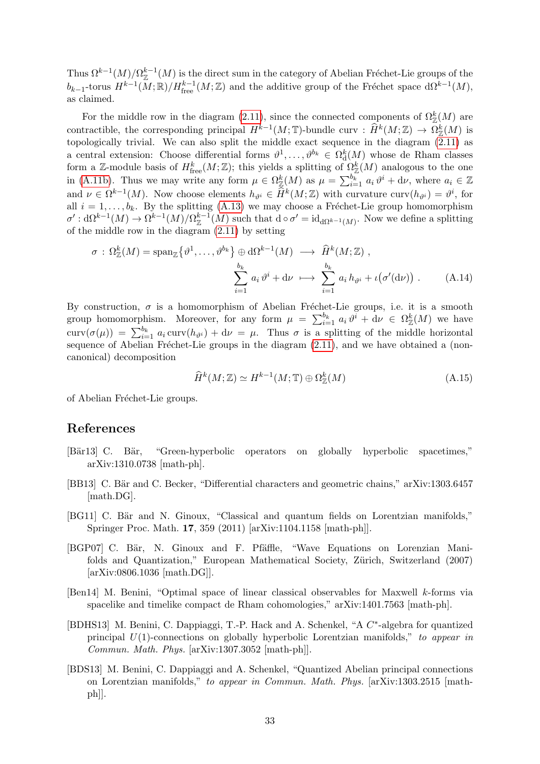Thus $\Omega^{k-1}(M)/\Omega^{k-1}_{\mathbb{Z}}(M)$ is the direct sum in the category of Abelian Fréchet-Lie groups of the $b_{k-1}$-torus $H^{k-1}(M;\mathbb{R})/H^{k-1}_{\mathrm{free}}(M;\mathbb{Z})$ and the additive group of the Fréchet space $\mathrm{d}\Omega^{k-1}(M)$, as claimed.

For the middle row in the diagram (2.11), since the connected components of $\Omega^k_{\mathbb{Z}}(M)$ are contractible, the corresponding principal $H^{k-1}(M;\mathbb{T})$-bundle $\mathrm{curv} : \widehat{H}^k(M;\mathbb{Z}) \to \Omega^k_{\mathbb{Z}}(M)$ is topologically trivial. We can also split the middle exact sequence in the diagram (2.11) as a central extension: Choose differential forms $\vartheta^1, \dots, \vartheta^{b_k} \in \Omega^k_{\mathrm{d}}(M)$ whose de Rham classes form a $\mathbb{Z}$-module basis of $H^k_{\mathrm{free}}(M;\mathbb{Z})$; this yields a splitting of $\Omega^k_{\mathbb{Z}}(M)$ analogous to the one in (A.11b). Thus we may write any form $\mu \in \Omega^k_{\mathbb{Z}}(M)$ as $\mu = \sum_{i=1}^{b_k} a_i\, \vartheta^i + \mathrm{d}\nu$, where $a_i \in \mathbb{Z}$ and $\nu \in \Omega^{k-1}(M)$. Now choose elements $h_{\vartheta^i} \in \widehat{H}^k(M;\mathbb{Z})$ with curvature $\mathrm{curv}(h_{\vartheta^i}) = \vartheta^i$, for all $i = 1, \dots, b_k$. By the splitting (A.13) we may choose a Fréchet-Lie group homomorphism $\sigma' : \mathrm{d}\Omega^{k-1}(M) \to \Omega^{k-1}(M)/\Omega^{k-1}_{\mathbb{Z}}(M)$ such that $\mathrm{d} \circ \sigma' = \mathrm{id}_{\mathrm{d}\Omega^{k-1}(M)}$. Now we define a splitting of the middle row in the diagram (2.11) by setting

$$
\begin{aligned}
\sigma \,:\, \Omega^k_{\mathbb{Z}}(M) = \mathrm{span}_{\mathbb{Z}}\big\{\vartheta^1, \dots, \vartheta^{b_k}\big\} \oplus \mathrm{d}\Omega^{k-1}(M) &\longrightarrow \widehat{H}^k(M;\mathbb{Z}) \ , \\
\sum_{i=1}^{b_k} a_i\, \vartheta^i + \mathrm{d}\nu &\longmapsto \sum_{i=1}^{b_k} a_i\, h_{\vartheta^i} + \iota\big(\sigma'(\mathrm{d}\nu)\big) \ . 
\end{aligned} \tag{A.14}
$$

By construction, $\sigma$ is a homomorphism of Abelian Fréchet-Lie groups, i.e. it is a smooth group homomorphism. Moreover, for any form $\mu = \sum_{i=1}^{b_k} a_i\, \vartheta^i + \mathrm{d}\nu \in \Omega^k_{\mathbb{Z}}(M)$ we have $\mathrm{curv}(\sigma(\mu)) = \sum_{i=1}^{b_k} a_i\, \mathrm{curv}(h_{\vartheta^i}) + \mathrm{d}\nu = \mu$. Thus $\sigma$ is a splitting of the middle horizontal sequence of Abelian Fréchet-Lie groups in the diagram (2.11), and we have obtained a (non-canonical) decomposition

$$
\widehat{H}^k(M;\mathbb{Z}) \simeq H^{k-1}(M;\mathbb{T}) \oplus \Omega^k_{\mathbb{Z}}(M) \tag{A.15}
$$

of Abelian Fréchet-Lie groups.

## References

[Bär13] C. Bär, "Green-hyperbolic operators on globally hyperbolic spacetimes," arXiv:1310.0738 [math-ph].

[BB13] C. Bär and C. Becker, "Differential characters and geometric chains," arXiv:1303.6457 [math.DG].

[BG11] C. Bär and N. Ginoux, "Classical and quantum fields on Lorentzian manifolds," Springer Proc. Math. **17**, 359 (2011) [arXiv:1104.1158 [math-ph]].

[BGP07] C. Bär, N. Ginoux and F. Pfäffle, "Wave Equations on Lorenzian Manifolds and Quantization," European Mathematical Society, Zürich, Switzerland (2007) [arXiv:0806.1036 [math.DG]].

[Ben14] M. Benini, "Optimal space of linear classical observables for Maxwell $k$-forms via spacelike and timelike compact de Rham cohomologies," arXiv:1401.7563 [math-ph].

[BDHS13] M. Benini, C. Dappiaggi, T.-P. Hack and A. Schenkel, "A $C^*$-algebra for quantized principal $U(1)$-connections on globally hyperbolic Lorentzian manifolds," *to appear in Commun. Math. Phys.* [arXiv:1307.3052 [math-ph]].

[BDS13] M. Benini, C. Dappiaggi and A. Schenkel, "Quantized Abelian principal connections on Lorentzian manifolds," *to appear in Commun. Math. Phys.* [arXiv:1303.2515 [math-ph]].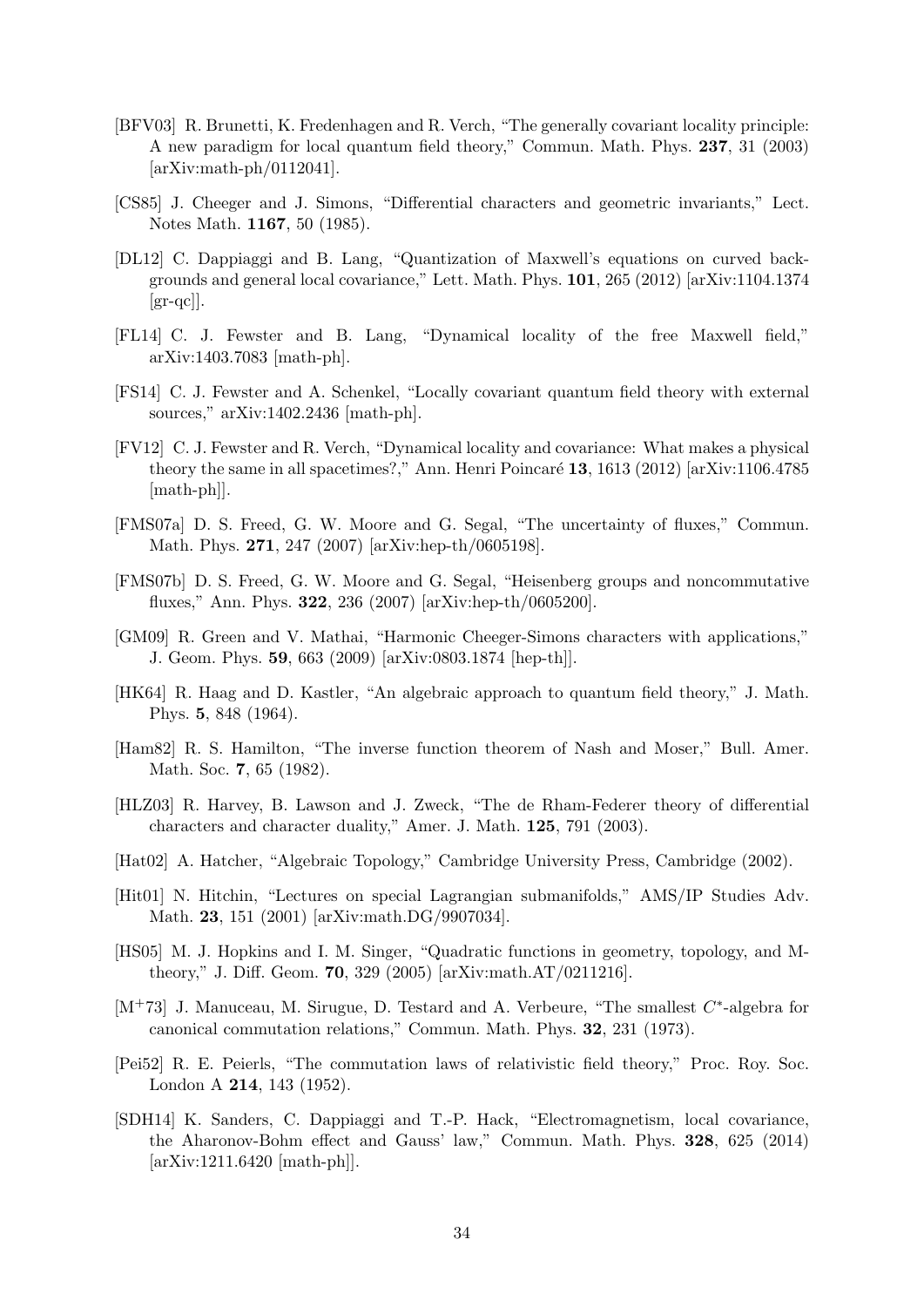[BFV03] R. Brunetti, K. Fredenhagen and R. Verch, "The generally covariant locality principle: A new paradigm for local quantum field theory," Commun. Math. Phys. **237**, 31 (2003) [arXiv:math-ph/0112041].

[CS85] J. Cheeger and J. Simons, "Differential characters and geometric invariants," Lect. Notes Math. **1167**, 50 (1985).

[DL12] C. Dappiaggi and B. Lang, "Quantization of Maxwell's equations on curved backgrounds and general local covariance," Lett. Math. Phys. **101**, 265 (2012) [arXiv:1104.1374 [gr-qc]].

[FL14] C. J. Fewster and B. Lang, "Dynamical locality of the free Maxwell field," arXiv:1403.7083 [math-ph].

[FS14] C. J. Fewster and A. Schenkel, "Locally covariant quantum field theory with external sources," arXiv:1402.2436 [math-ph].

[FV12] C. J. Fewster and R. Verch, "Dynamical locality and covariance: What makes a physical theory the same in all spacetimes?," Ann. Henri Poincaré **13**, 1613 (2012) [arXiv:1106.4785 [math-ph]].

[FMS07a] D. S. Freed, G. W. Moore and G. Segal, "The uncertainty of fluxes," Commun. Math. Phys. **271**, 247 (2007) [arXiv:hep-th/0605198].

[FMS07b] D. S. Freed, G. W. Moore and G. Segal, "Heisenberg groups and noncommutative fluxes," Ann. Phys. **322**, 236 (2007) [arXiv:hep-th/0605200].

[GM09] R. Green and V. Mathai, "Harmonic Cheeger-Simons characters with applications," J. Geom. Phys. **59**, 663 (2009) [arXiv:0803.1874 [hep-th]].

[HK64] R. Haag and D. Kastler, "An algebraic approach to quantum field theory," J. Math. Phys. **5**, 848 (1964).

[Ham82] R. S. Hamilton, "The inverse function theorem of Nash and Moser," Bull. Amer. Math. Soc. **7**, 65 (1982).

[HLZ03] R. Harvey, B. Lawson and J. Zweck, "The de Rham-Federer theory of differential characters and character duality," Amer. J. Math. **125**, 791 (2003).

[Hat02] A. Hatcher, "Algebraic Topology," Cambridge University Press, Cambridge (2002).

[Hit01] N. Hitchin, "Lectures on special Lagrangian submanifolds," AMS/IP Studies Adv. Math. **23**, 151 (2001) [arXiv:math.DG/9907034].

[HS05] M. J. Hopkins and I. M. Singer, "Quadratic functions in geometry, topology, and M-theory," J. Diff. Geom. **70**, 329 (2005) [arXiv:math.AT/0211216].

[M$^+$73] J. Manuceau, M. Sirugue, D. Testard and A. Verbeure, "The smallest $C^*$-algebra for canonical commutation relations," Commun. Math. Phys. **32**, 231 (1973).

[Pei52] R. E. Peierls, "The commutation laws of relativistic field theory," Proc. Roy. Soc. London A **214**, 143 (1952).

[SDH14] K. Sanders, C. Dappiaggi and T.-P. Hack, "Electromagnetism, local covariance, the Aharonov-Bohm effect and Gauss' law," Commun. Math. Phys. **328**, 625 (2014) [arXiv:1211.6420 [math-ph]].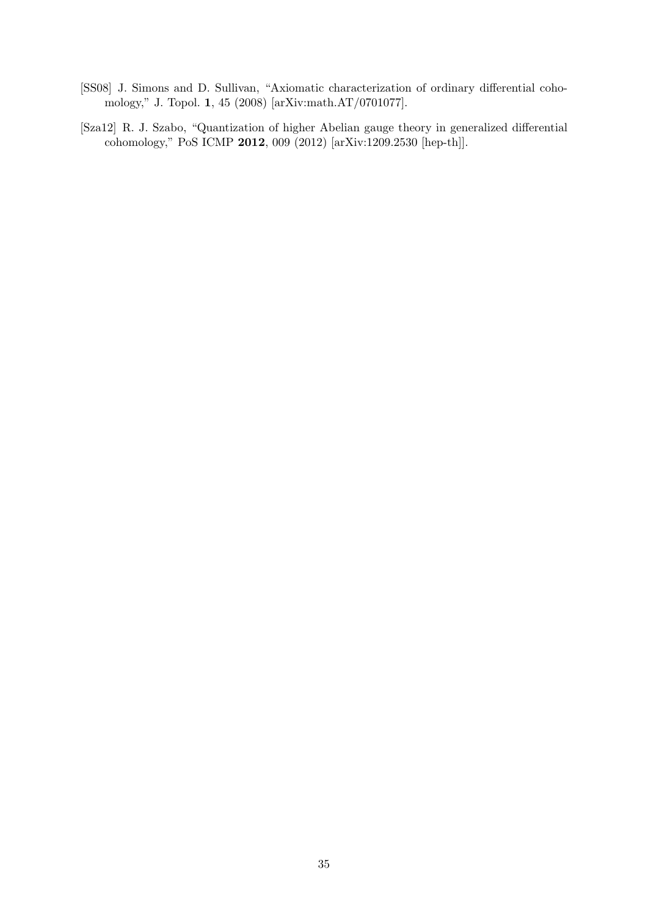[SS08] J. Simons and D. Sullivan, "Axiomatic characterization of ordinary differential cohomology," J. Topol. **1**, 45 (2008) [arXiv:math.AT/0701077].

[Sza12] R. J. Szabo, "Quantization of higher Abelian gauge theory in generalized differential cohomology," PoS ICMP **2012**, 009 (2012) [arXiv:1209.2530 [hep-th]].